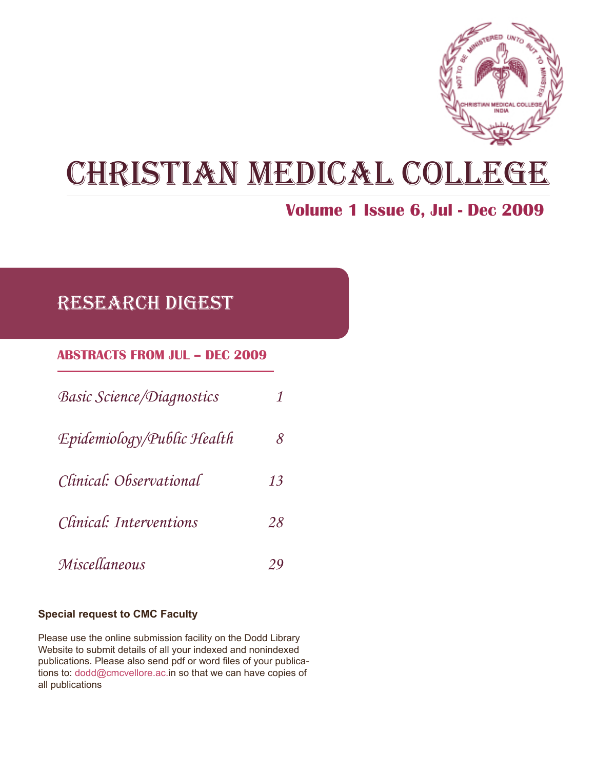# CHRISTIAN MEDICAL COLLEGE

**Volume 1 Issue 6, Jul - Dec 2009**

## RESEARCH DIGEST

### ABSTRACTS FROM JUL – DEC 2009

| | |
|---|---|
| *Basic Science/Diagnostics* | *1* |
| *Epidemiology/Public Health* | *8* |
| *Clinical: Observational* | *13* |
| *Clinical: Interventions* | *28* |
| *Miscellaneous* | *29* |

**Special request to CMC Faculty**

Please use the online submission facility on the Dodd Library Website to submit details of all your indexed and nonindexed publications. Please also send pdf or word files of your publications to: dodd@cmcvellore.ac.in so that we can have copies of all publications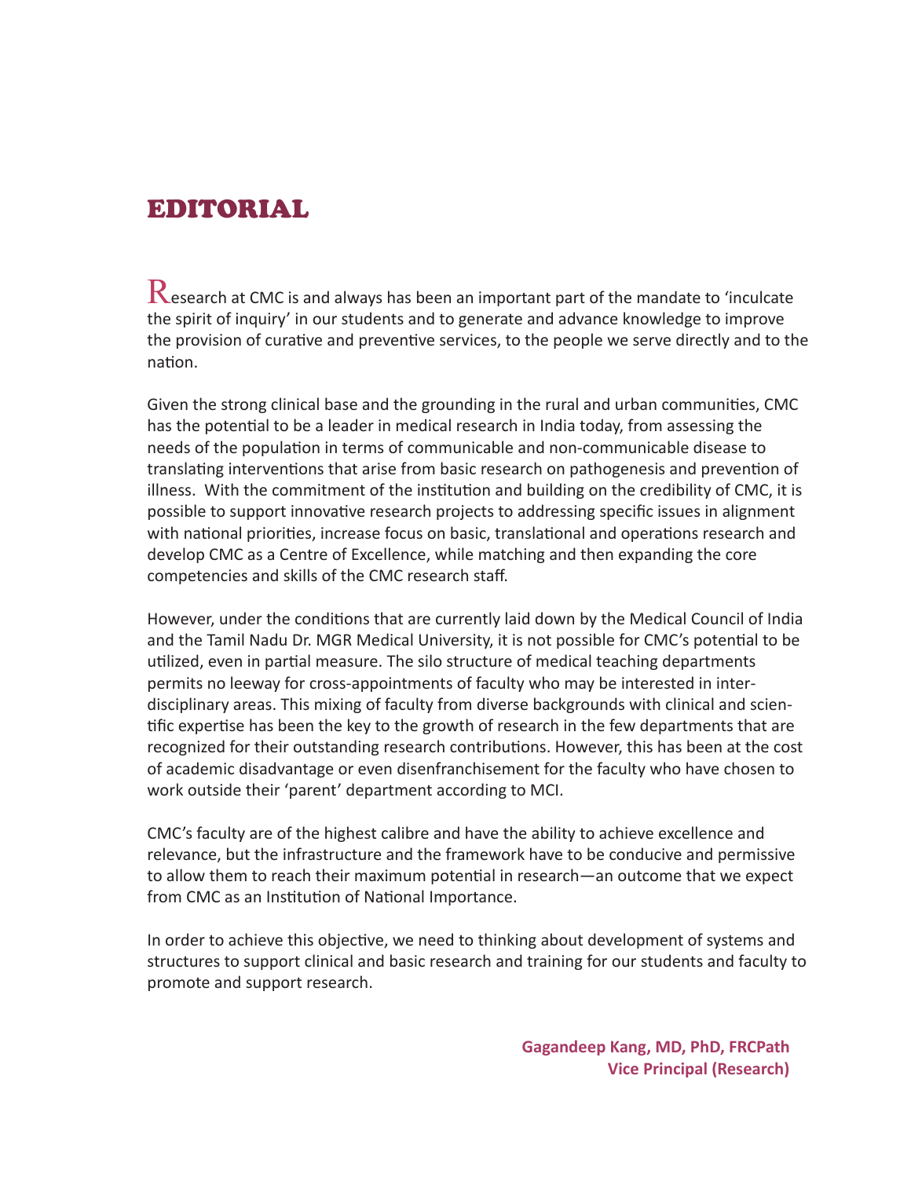# EDITORIAL

Research at CMC is and always has been an important part of the mandate to 'inculcate the spirit of inquiry' in our students and to generate and advance knowledge to improve the provision of curative and preventive services, to the people we serve directly and to the nation.

Given the strong clinical base and the grounding in the rural and urban communities, CMC has the potential to be a leader in medical research in India today, from assessing the needs of the population in terms of communicable and non-communicable disease to translating interventions that arise from basic research on pathogenesis and prevention of illness. With the commitment of the institution and building on the credibility of CMC, it is possible to support innovative research projects to addressing specific issues in alignment with national priorities, increase focus on basic, translational and operations research and develop CMC as a Centre of Excellence, while matching and then expanding the core competencies and skills of the CMC research staff.

However, under the conditions that are currently laid down by the Medical Council of India and the Tamil Nadu Dr. MGR Medical University, it is not possible for CMC's potential to be utilized, even in partial measure. The silo structure of medical teaching departments permits no leeway for cross-appointments of faculty who may be interested in inter-disciplinary areas. This mixing of faculty from diverse backgrounds with clinical and scientific expertise has been the key to the growth of research in the few departments that are recognized for their outstanding research contributions. However, this has been at the cost of academic disadvantage or even disenfranchisement for the faculty who have chosen to work outside their 'parent' department according to MCI.

CMC's faculty are of the highest calibre and have the ability to achieve excellence and relevance, but the infrastructure and the framework have to be conducive and permissive to allow them to reach their maximum potential in research—an outcome that we expect from CMC as an Institution of National Importance.

In order to achieve this objective, we need to thinking about development of systems and structures to support clinical and basic research and training for our students and faculty to promote and support research.

**Gagandeep Kang, MD, PhD, FRCPath**
**Vice Principal (Research)**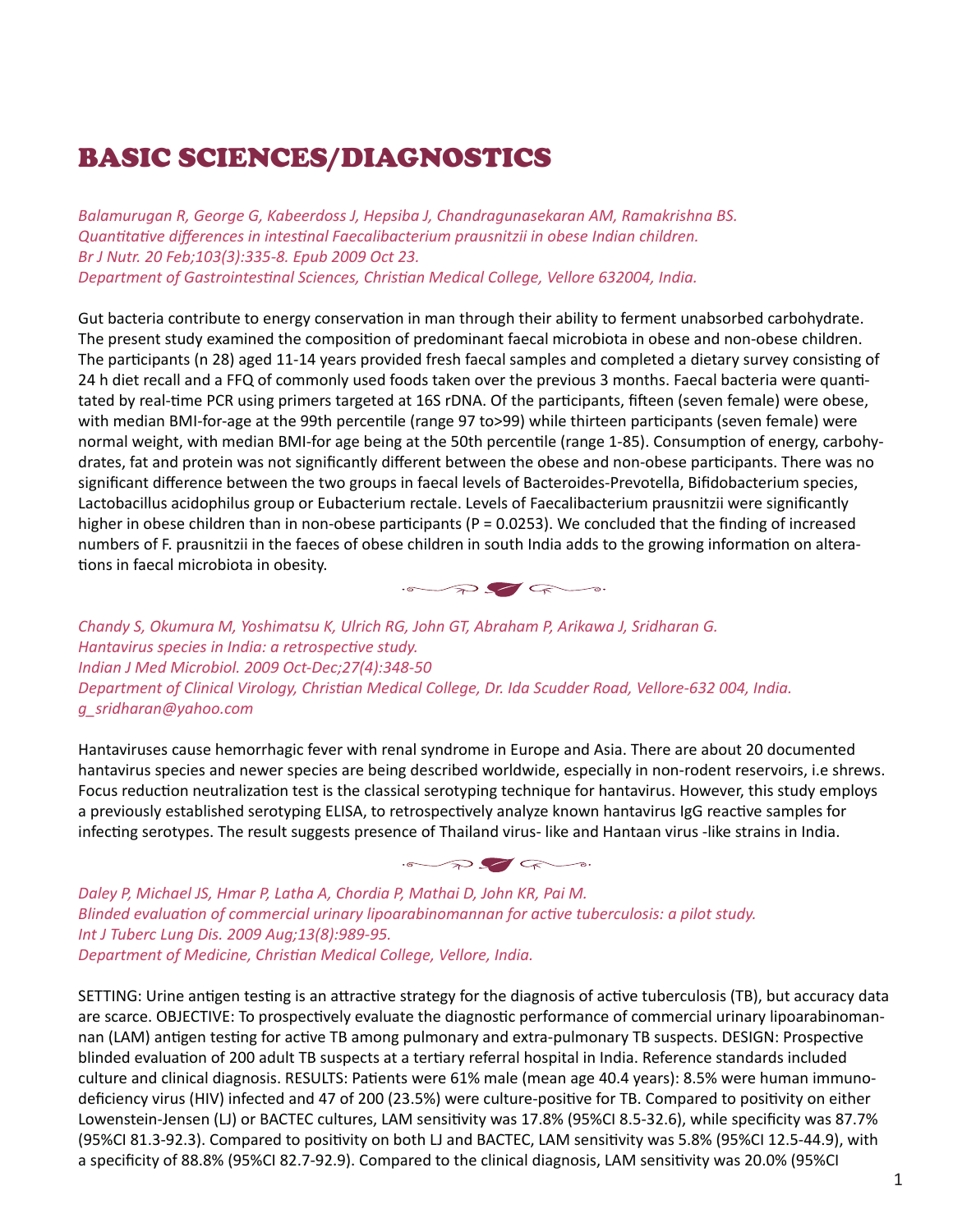# BASIC SCIENCES/DIAGNOSTICS

*Balamurugan R, George G, Kabeerdoss J, Hepsiba J, Chandragunasekaran AM, Ramakrishna BS.*
*Quantitative differences in intestinal Faecalibacterium prausnitzii in obese Indian children.*
*Br J Nutr. 20 Feb;103(3):335-8. Epub 2009 Oct 23.*
*Department of Gastrointestinal Sciences, Christian Medical College, Vellore 632004, India.*

Gut bacteria contribute to energy conservation in man through their ability to ferment unabsorbed carbohydrate. The present study examined the composition of predominant faecal microbiota in obese and non-obese children. The participants (n 28) aged 11-14 years provided fresh faecal samples and completed a dietary survey consisting of 24 h diet recall and a FFQ of commonly used foods taken over the previous 3 months. Faecal bacteria were quantitated by real-time PCR using primers targeted at 16S rDNA. Of the participants, fifteen (seven female) were obese, with median BMI-for-age at the 99th percentile (range 97 to>99) while thirteen participants (seven female) were normal weight, with median BMI-for age being at the 50th percentile (range 1-85). Consumption of energy, carbohydrates, fat and protein was not significantly different between the obese and non-obese participants. There was no significant difference between the two groups in faecal levels of Bacteroides-Prevotella, Bifidobacterium species, Lactobacillus acidophilus group or Eubacterium rectale. Levels of Faecalibacterium prausnitzii were significantly higher in obese children than in non-obese participants (P = 0.0253). We concluded that the finding of increased numbers of F. prausnitzii in the faeces of obese children in south India adds to the growing information on alterations in faecal microbiota in obesity.

*Chandy S, Okumura M, Yoshimatsu K, Ulrich RG, John GT, Abraham P, Arikawa J, Sridharan G.*
*Hantavirus species in India: a retrospective study.*
*Indian J Med Microbiol. 2009 Oct-Dec;27(4):348-50*
*Department of Clinical Virology, Christian Medical College, Dr. Ida Scudder Road, Vellore-632 004, India.*
*g_sridharan@yahoo.com*

Hantaviruses cause hemorrhagic fever with renal syndrome in Europe and Asia. There are about 20 documented hantavirus species and newer species are being described worldwide, especially in non-rodent reservoirs, i.e shrews. Focus reduction neutralization test is the classical serotyping technique for hantavirus. However, this study employs a previously established serotyping ELISA, to retrospectively analyze known hantavirus IgG reactive samples for infecting serotypes. The result suggests presence of Thailand virus- like and Hantaan virus -like strains in India.

*Daley P, Michael JS, Hmar P, Latha A, Chordia P, Mathai D, John KR, Pai M.*
*Blinded evaluation of commercial urinary lipoarabinomannan for active tuberculosis: a pilot study.*
*Int J Tuberc Lung Dis. 2009 Aug;13(8):989-95.*
*Department of Medicine, Christian Medical College, Vellore, India.*

SETTING: Urine antigen testing is an attractive strategy for the diagnosis of active tuberculosis (TB), but accuracy data are scarce. OBJECTIVE: To prospectively evaluate the diagnostic performance of commercial urinary lipoarabinomannan (LAM) antigen testing for active TB among pulmonary and extra-pulmonary TB suspects. DESIGN: Prospective blinded evaluation of 200 adult TB suspects at a tertiary referral hospital in India. Reference standards included culture and clinical diagnosis. RESULTS: Patients were 61% male (mean age 40.4 years): 8.5% were human immunodeficiency virus (HIV) infected and 47 of 200 (23.5%) were culture-positive for TB. Compared to positivity on either Lowenstein-Jensen (LJ) or BACTEC cultures, LAM sensitivity was 17.8% (95%CI 8.5-32.6), while specificity was 87.7% (95%CI 81.3-92.3). Compared to positivity on both LJ and BACTEC, LAM sensitivity was 5.8% (95%CI 12.5-44.9), with a specificity of 88.8% (95%CI 82.7-92.9). Compared to the clinical diagnosis, LAM sensitivity was 20.0% (95%CI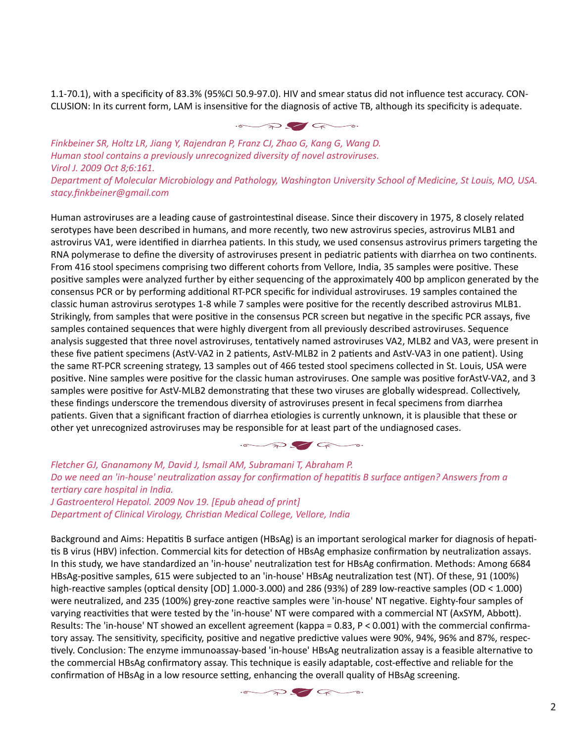1.1-70.1), with a specificity of 83.3% (95%CI 50.9-97.0). HIV and smear status did not influence test accuracy. CONCLUSION: In its current form, LAM is insensitive for the diagnosis of active TB, although its specificity is adequate.

*Finkbeiner SR, Holtz LR, Jiang Y, Rajendran P, Franz CJ, Zhao G, Kang G, Wang D.*
*Human stool contains a previously unrecognized diversity of novel astroviruses.*
*Virol J. 2009 Oct 8;6:161.*
*Department of Molecular Microbiology and Pathology, Washington University School of Medicine, St Louis, MO, USA.*
*stacy.finkbeiner@gmail.com*

Human astroviruses are a leading cause of gastrointestinal disease. Since their discovery in 1975, 8 closely related serotypes have been described in humans, and more recently, two new astrovirus species, astrovirus MLB1 and astrovirus VA1, were identified in diarrhea patients. In this study, we used consensus astrovirus primers targeting the RNA polymerase to define the diversity of astroviruses present in pediatric patients with diarrhea on two continents. From 416 stool specimens comprising two different cohorts from Vellore, India, 35 samples were positive. These positive samples were analyzed further by either sequencing of the approximately 400 bp amplicon generated by the consensus PCR or by performing additional RT-PCR specific for individual astroviruses. 19 samples contained the classic human astrovirus serotypes 1-8 while 7 samples were positive for the recently described astrovirus MLB1. Strikingly, from samples that were positive in the consensus PCR screen but negative in the specific PCR assays, five samples contained sequences that were highly divergent from all previously described astroviruses. Sequence analysis suggested that three novel astroviruses, tentatively named astroviruses VA2, MLB2 and VA3, were present in these five patient specimens (AstV-VA2 in 2 patients, AstV-MLB2 in 2 patients and AstV-VA3 in one patient). Using the same RT-PCR screening strategy, 13 samples out of 466 tested stool specimens collected in St. Louis, USA were positive. Nine samples were positive for the classic human astroviruses. One sample was positive forAstV-VA2, and 3 samples were positive for AstV-MLB2 demonstrating that these two viruses are globally widespread. Collectively, these findings underscore the tremendous diversity of astroviruses present in fecal specimens from diarrhea patients. Given that a significant fraction of diarrhea etiologies is currently unknown, it is plausible that these or other yet unrecognized astroviruses may be responsible for at least part of the undiagnosed cases.

*Fletcher GJ, Gnanamony M, David J, Ismail AM, Subramani T, Abraham P.*
*Do we need an 'in-house' neutralization assay for confirmation of hepatitis B surface antigen? Answers from a tertiary care hospital in India.*
*J Gastroenterol Hepatol. 2009 Nov 19. [Epub ahead of print]*
*Department of Clinical Virology, Christian Medical College, Vellore, India*

Background and Aims: Hepatitis B surface antigen (HBsAg) is an important serological marker for diagnosis of hepatitis B virus (HBV) infection. Commercial kits for detection of HBsAg emphasize confirmation by neutralization assays. In this study, we have standardized an 'in-house' neutralization test for HBsAg confirmation. Methods: Among 6684 HBsAg-positive samples, 615 were subjected to an 'in-house' HBsAg neutralization test (NT). Of these, 91 (100%) high-reactive samples (optical density [OD] 1.000-3.000) and 286 (93%) of 289 low-reactive samples (OD < 1.000) were neutralized, and 235 (100%) grey-zone reactive samples were 'in-house' NT negative. Eighty-four samples of varying reactivities that were tested by the 'in-house' NT were compared with a commercial NT (AxSYM, Abbott). Results: The 'in-house' NT showed an excellent agreement (kappa = 0.83, $P < 0.001$) with the commercial confirmatory assay. The sensitivity, specificity, positive and negative predictive values were 90%, 94%, 96% and 87%, respectively. Conclusion: The enzyme immunoassay-based 'in-house' HBsAg neutralization assay is a feasible alternative to the commercial HBsAg confirmatory assay. This technique is easily adaptable, cost-effective and reliable for the confirmation of HBsAg in a low resource setting, enhancing the overall quality of HBsAg screening.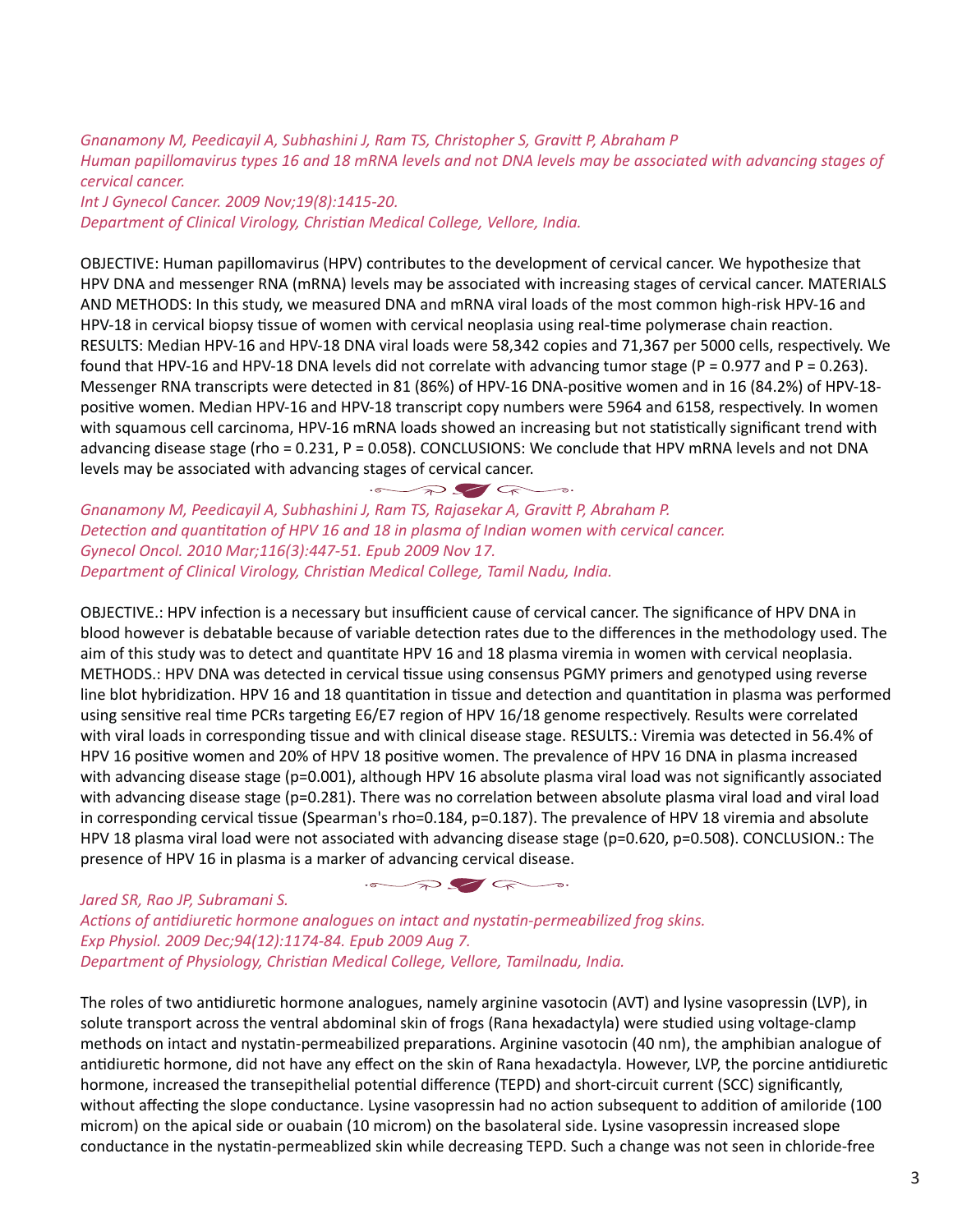*Gnanamony M, Peedicayil A, Subhashini J, Ram TS, Christopher S, Gravitt P, Abraham P*
*Human papillomavirus types 16 and 18 mRNA levels and not DNA levels may be associated with advancing stages of cervical cancer.*
*Int J Gynecol Cancer. 2009 Nov;19(8):1415-20.*
*Department of Clinical Virology, Christian Medical College, Vellore, India.*

OBJECTIVE: Human papillomavirus (HPV) contributes to the development of cervical cancer. We hypothesize that HPV DNA and messenger RNA (mRNA) levels may be associated with increasing stages of cervical cancer. MATERIALS AND METHODS: In this study, we measured DNA and mRNA viral loads of the most common high-risk HPV-16 and HPV-18 in cervical biopsy tissue of women with cervical neoplasia using real-time polymerase chain reaction. RESULTS: Median HPV-16 and HPV-18 DNA viral loads were 58,342 copies and 71,367 per 5000 cells, respectively. We found that HPV-16 and HPV-18 DNA levels did not correlate with advancing tumor stage ($P = 0.977$ and $P = 0.263$). Messenger RNA transcripts were detected in 81 (86%) of HPV-16 DNA-positive women and in 16 (84.2%) of HPV-18-positive women. Median HPV-16 and HPV-18 transcript copy numbers were 5964 and 6158, respectively. In women with squamous cell carcinoma, HPV-16 mRNA loads showed an increasing but not statistically significant trend with advancing disease stage ($rho = 0.231$, $P = 0.058$). CONCLUSIONS: We conclude that HPV mRNA levels and not DNA levels may be associated with advancing stages of cervical cancer.

*Gnanamony M, Peedicayil A, Subhashini J, Ram TS, Rajasekar A, Gravitt P, Abraham P.*
*Detection and quantitation of HPV 16 and 18 in plasma of Indian women with cervical cancer.*
*Gynecol Oncol. 2010 Mar;116(3):447-51. Epub 2009 Nov 17.*
*Department of Clinical Virology, Christian Medical College, Tamil Nadu, India.*

OBJECTIVE.: HPV infection is a necessary but insufficient cause of cervical cancer. The significance of HPV DNA in blood however is debatable because of variable detection rates due to the differences in the methodology used. The aim of this study was to detect and quantitate HPV 16 and 18 plasma viremia in women with cervical neoplasia. METHODS.: HPV DNA was detected in cervical tissue using consensus PGMY primers and genotyped using reverse line blot hybridization. HPV 16 and 18 quantitation in tissue and detection and quantitation in plasma was performed using sensitive real time PCRs targeting E6/E7 region of HPV 16/18 genome respectively. Results were correlated with viral loads in corresponding tissue and with clinical disease stage. RESULTS.: Viremia was detected in 56.4% of HPV 16 positive women and 20% of HPV 18 positive women. The prevalence of HPV 16 DNA in plasma increased with advancing disease stage ($p=0.001$), although HPV 16 absolute plasma viral load was not significantly associated with advancing disease stage ($p=0.281$). There was no correlation between absolute plasma viral load and viral load in corresponding cervical tissue (Spearman's $rho=0.184$, $p=0.187$). The prevalence of HPV 18 viremia and absolute HPV 18 plasma viral load were not associated with advancing disease stage ($p=0.620$, $p=0.508$). CONCLUSION.: The presence of HPV 16 in plasma is a marker of advancing cervical disease.

*Jared SR, Rao JP, Subramani S.*
*Actions of antidiuretic hormone analogues on intact and nystatin-permeabilized frog skins.*
*Exp Physiol. 2009 Dec;94(12):1174-84. Epub 2009 Aug 7.*
*Department of Physiology, Christian Medical College, Vellore, Tamilnadu, India.*

The roles of two antidiuretic hormone analogues, namely arginine vasotocin (AVT) and lysine vasopressin (LVP), in solute transport across the ventral abdominal skin of frogs (Rana hexadactyla) were studied using voltage-clamp methods on intact and nystatin-permeabilized preparations. Arginine vasotocin (40 nm), the amphibian analogue of antidiuretic hormone, did not have any effect on the skin of Rana hexadactyla. However, LVP, the porcine antidiuretic hormone, increased the transepithelial potential difference (TEPD) and short-circuit current (SCC) significantly, without affecting the slope conductance. Lysine vasopressin had no action subsequent to addition of amiloride (100 microm) on the apical side or ouabain (10 microm) on the basolateral side. Lysine vasopressin increased slope conductance in the nystatin-permeablized skin while decreasing TEPD. Such a change was not seen in chloride-free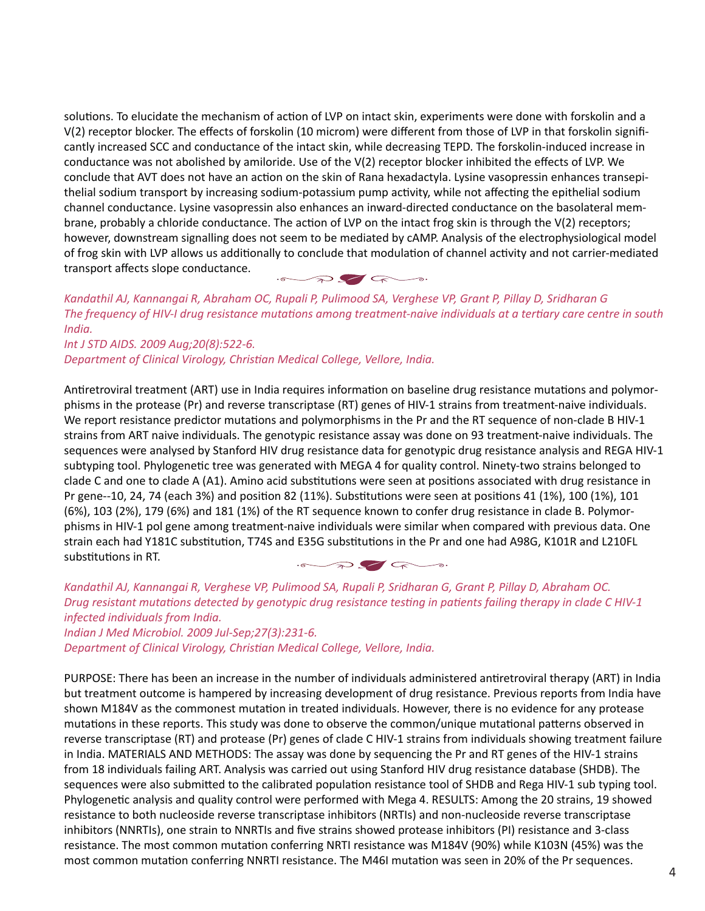solutions. To elucidate the mechanism of action of LVP on intact skin, experiments were done with forskolin and a V(2) receptor blocker. The effects of forskolin (10 microm) were different from those of LVP in that forskolin significantly increased SCC and conductance of the intact skin, while decreasing TEPD. The forskolin-induced increase in conductance was not abolished by amiloride. Use of the V(2) receptor blocker inhibited the effects of LVP. We conclude that AVT does not have an action on the skin of Rana hexadactyla. Lysine vasopressin enhances transepithelial sodium transport by increasing sodium-potassium pump activity, while not affecting the epithelial sodium channel conductance. Lysine vasopressin also enhances an inward-directed conductance on the basolateral membrane, probably a chloride conductance. The action of LVP on the intact frog skin is through the V(2) receptors; however, downstream signalling does not seem to be mediated by cAMP. Analysis of the electrophysiological model of frog skin with LVP allows us additionally to conclude that modulation of channel activity and not carrier-mediated transport affects slope conductance.

*Kandathil AJ, Kannangai R, Abraham OC, Rupali P, Pulimood SA, Verghese VP, Grant P, Pillay D, Sridharan G*
*The frequency of HIV-I drug resistance mutations among treatment-naive individuals at a tertiary care centre in south India.*
*Int J STD AIDS. 2009 Aug;20(8):522-6.*
*Department of Clinical Virology, Christian Medical College, Vellore, India.*

Antiretroviral treatment (ART) use in India requires information on baseline drug resistance mutations and polymorphisms in the protease (Pr) and reverse transcriptase (RT) genes of HIV-1 strains from treatment-naive individuals. We report resistance predictor mutations and polymorphisms in the Pr and the RT sequence of non-clade B HIV-1 strains from ART naive individuals. The genotypic resistance assay was done on 93 treatment-naive individuals. The sequences were analysed by Stanford HIV drug resistance data for genotypic drug resistance analysis and REGA HIV-1 subtyping tool. Phylogenetic tree was generated with MEGA 4 for quality control. Ninety-two strains belonged to clade C and one to clade A (A1). Amino acid substitutions were seen at positions associated with drug resistance in Pr gene--10, 24, 74 (each 3%) and position 82 (11%). Substitutions were seen at positions 41 (1%), 100 (1%), 101 (6%), 103 (2%), 179 (6%) and 181 (1%) of the RT sequence known to confer drug resistance in clade B. Polymorphisms in HIV-1 pol gene among treatment-naive individuals were similar when compared with previous data. One strain each had Y181C substitution, T74S and E35G substitutions in the Pr and one had A98G, K101R and L210FL substitutions in RT.

*Kandathil AJ, Kannangai R, Verghese VP, Pulimood SA, Rupali P, Sridharan G, Grant P, Pillay D, Abraham OC.*
*Drug resistant mutations detected by genotypic drug resistance testing in patients failing therapy in clade C HIV-1 infected individuals from India.*
*Indian J Med Microbiol. 2009 Jul-Sep;27(3):231-6.*
*Department of Clinical Virology, Christian Medical College, Vellore, India.*

PURPOSE: There has been an increase in the number of individuals administered antiretroviral therapy (ART) in India but treatment outcome is hampered by increasing development of drug resistance. Previous reports from India have shown M184V as the commonest mutation in treated individuals. However, there is no evidence for any protease mutations in these reports. This study was done to observe the common/unique mutational patterns observed in reverse transcriptase (RT) and protease (Pr) genes of clade C HIV-1 strains from individuals showing treatment failure in India. MATERIALS AND METHODS: The assay was done by sequencing the Pr and RT genes of the HIV-1 strains from 18 individuals failing ART. Analysis was carried out using Stanford HIV drug resistance database (SHDB). The sequences were also submitted to the calibrated population resistance tool of SHDB and Rega HIV-1 sub typing tool. Phylogenetic analysis and quality control were performed with Mega 4. RESULTS: Among the 20 strains, 19 showed resistance to both nucleoside reverse transcriptase inhibitors (NRTIs) and non-nucleoside reverse transcriptase inhibitors (NNRTIs), one strain to NNRTIs and five strains showed protease inhibitors (PI) resistance and 3-class resistance. The most common mutation conferring NRTI resistance was M184V (90%) while K103N (45%) was the most common mutation conferring NNRTI resistance. The M46I mutation was seen in 20% of the Pr sequences.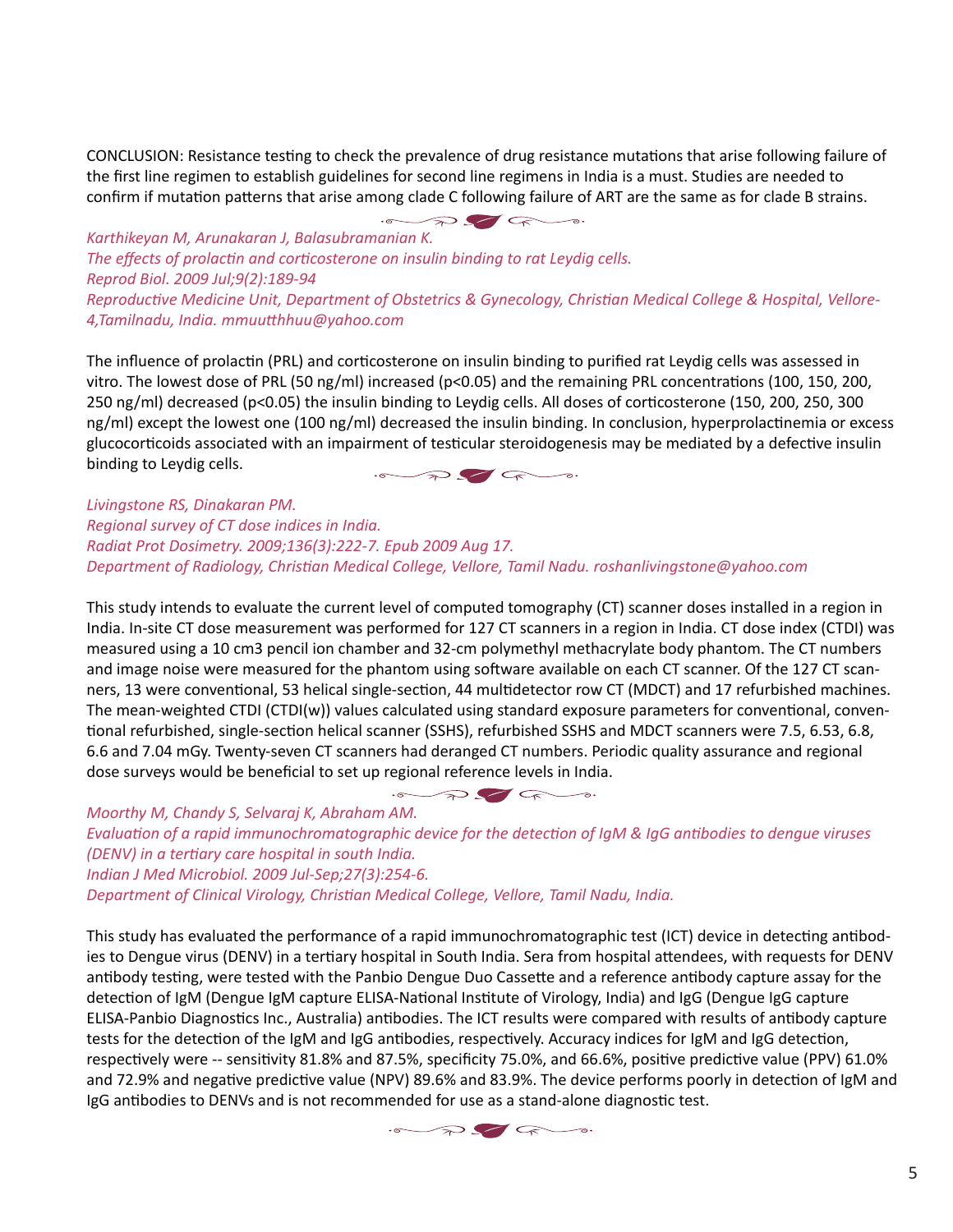CONCLUSION: Resistance testing to check the prevalence of drug resistance mutations that arise following failure of the first line regimen to establish guidelines for second line regimens in India is a must. Studies are needed to confirm if mutation patterns that arise among clade C following failure of ART are the same as for clade B strains.

*Karthikeyan M, Arunakaran J, Balasubramanian K.*
*The effects of prolactin and corticosterone on insulin binding to rat Leydig cells.*
*Reprod Biol. 2009 Jul;9(2):189-94*
*Reproductive Medicine Unit, Department of Obstetrics & Gynecology, Christian Medical College & Hospital, Vellore-4,Tamilnadu, India. mmuutthhuu@yahoo.com*

The influence of prolactin (PRL) and corticosterone on insulin binding to purified rat Leydig cells was assessed in vitro. The lowest dose of PRL (50 ng/ml) increased ($p<0.05$) and the remaining PRL concentrations (100, 150, 200, 250 ng/ml) decreased ($p<0.05$) the insulin binding to Leydig cells. All doses of corticosterone (150, 200, 250, 300 ng/ml) except the lowest one (100 ng/ml) decreased the insulin binding. In conclusion, hyperprolactinemia or excess glucocorticoids associated with an impairment of testicular steroidogenesis may be mediated by a defective insulin binding to Leydig cells.

*Livingstone RS, Dinakaran PM.*
*Regional survey of CT dose indices in India.*
*Radiat Prot Dosimetry. 2009;136(3):222-7. Epub 2009 Aug 17.*
*Department of Radiology, Christian Medical College, Vellore, Tamil Nadu. roshanlivingstone@yahoo.com*

This study intends to evaluate the current level of computed tomography (CT) scanner doses installed in a region in India. In-site CT dose measurement was performed for 127 CT scanners in a region in India. CT dose index (CTDI) was measured using a 10 cm3 pencil ion chamber and 32-cm polymethyl methacrylate body phantom. The CT numbers and image noise were measured for the phantom using software available on each CT scanner. Of the 127 CT scanners, 13 were conventional, 53 helical single-section, 44 multidetector row CT (MDCT) and 17 refurbished machines. The mean-weighted CTDI (CTDI(w)) values calculated using standard exposure parameters for conventional, conventional refurbished, single-section helical scanner (SSHS), refurbished SSHS and MDCT scanners were 7.5, 6.53, 6.8, 6.6 and 7.04 mGy. Twenty-seven CT scanners had deranged CT numbers. Periodic quality assurance and regional dose surveys would be beneficial to set up regional reference levels in India.

*Moorthy M, Chandy S, Selvaraj K, Abraham AM.*
*Evaluation of a rapid immunochromatographic device for the detection of IgM & IgG antibodies to dengue viruses (DENV) in a tertiary care hospital in south India.*
*Indian J Med Microbiol. 2009 Jul-Sep;27(3):254-6.*
*Department of Clinical Virology, Christian Medical College, Vellore, Tamil Nadu, India.*

This study has evaluated the performance of a rapid immunochromatographic test (ICT) device in detecting antibodies to Dengue virus (DENV) in a tertiary hospital in South India. Sera from hospital attendees, with requests for DENV antibody testing, were tested with the Panbio Dengue Duo Cassette and a reference antibody capture assay for the detection of IgM (Dengue IgM capture ELISA-National Institute of Virology, India) and IgG (Dengue IgG capture ELISA-Panbio Diagnostics Inc., Australia) antibodies. The ICT results were compared with results of antibody capture tests for the detection of the IgM and IgG antibodies, respectively. Accuracy indices for IgM and IgG detection, respectively were -- sensitivity 81.8% and 87.5%, specificity 75.0%, and 66.6%, positive predictive value (PPV) 61.0% and 72.9% and negative predictive value (NPV) 89.6% and 83.9%. The device performs poorly in detection of IgM and IgG antibodies to DENVs and is not recommended for use as a stand-alone diagnostic test.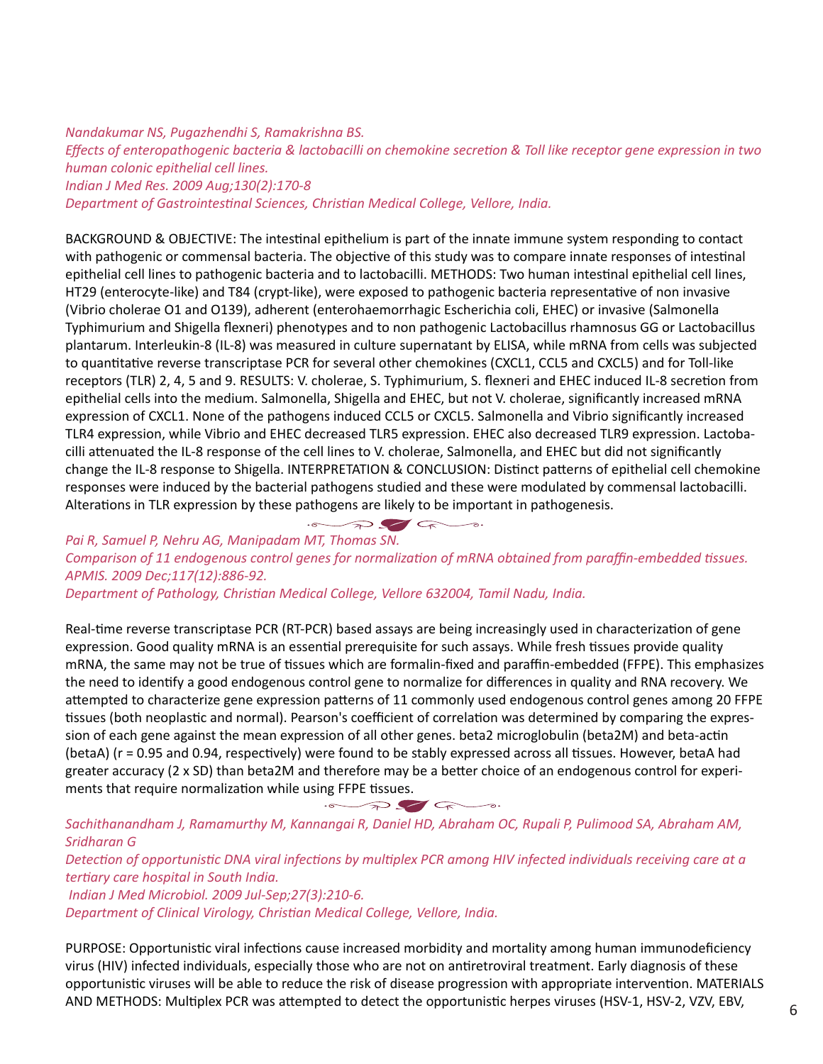*Nandakumar NS, Pugazhendhi S, Ramakrishna BS.*
*Effects of enteropathogenic bacteria & lactobacilli on chemokine secretion & Toll like receptor gene expression in two human colonic epithelial cell lines.*
*Indian J Med Res. 2009 Aug;130(2):170-8*
*Department of Gastrointestinal Sciences, Christian Medical College, Vellore, India.*

BACKGROUND & OBJECTIVE: The intestinal epithelium is part of the innate immune system responding to contact with pathogenic or commensal bacteria. The objective of this study was to compare innate responses of intestinal epithelial cell lines to pathogenic bacteria and to lactobacilli. METHODS: Two human intestinal epithelial cell lines, HT29 (enterocyte-like) and T84 (crypt-like), were exposed to pathogenic bacteria representative of non invasive (Vibrio cholerae O1 and O139), adherent (enterohaemorrhagic Escherichia coli, EHEC) or invasive (Salmonella Typhimurium and Shigella flexneri) phenotypes and to non pathogenic Lactobacillus rhamnosus GG or Lactobacillus plantarum. Interleukin-8 (IL-8) was measured in culture supernatant by ELISA, while mRNA from cells was subjected to quantitative reverse transcriptase PCR for several other chemokines (CXCL1, CCL5 and CXCL5) and for Toll-like receptors (TLR) 2, 4, 5 and 9. RESULTS: V. cholerae, S. Typhimurium, S. flexneri and EHEC induced IL-8 secretion from epithelial cells into the medium. Salmonella, Shigella and EHEC, but not V. cholerae, significantly increased mRNA expression of CXCL1. None of the pathogens induced CCL5 or CXCL5. Salmonella and Vibrio significantly increased TLR4 expression, while Vibrio and EHEC decreased TLR5 expression. EHEC also decreased TLR9 expression. Lactobacilli attenuated the IL-8 response of the cell lines to V. cholerae, Salmonella, and EHEC but did not significantly change the IL-8 response to Shigella. INTERPRETATION & CONCLUSION: Distinct patterns of epithelial cell chemokine responses were induced by the bacterial pathogens studied and these were modulated by commensal lactobacilli. Alterations in TLR expression by these pathogens are likely to be important in pathogenesis.

*Pai R, Samuel P, Nehru AG, Manipadam MT, Thomas SN.*
*Comparison of 11 endogenous control genes for normalization of mRNA obtained from paraffin-embedded tissues.*
*APMIS. 2009 Dec;117(12):886-92.*
*Department of Pathology, Christian Medical College, Vellore 632004, Tamil Nadu, India.*

Real-time reverse transcriptase PCR (RT-PCR) based assays are being increasingly used in characterization of gene expression. Good quality mRNA is an essential prerequisite for such assays. While fresh tissues provide quality mRNA, the same may not be true of tissues which are formalin-fixed and paraffin-embedded (FFPE). This emphasizes the need to identify a good endogenous control gene to normalize for differences in quality and RNA recovery. We attempted to characterize gene expression patterns of 11 commonly used endogenous control genes among 20 FFPE tissues (both neoplastic and normal). Pearson's coefficient of correlation was determined by comparing the expression of each gene against the mean expression of all other genes. beta2 microglobulin (beta2M) and beta-actin (betaA) ($r = 0.95$ and $0.94$, respectively) were found to be stably expressed across all tissues. However, betaA had greater accuracy (2 x SD) than beta2M and therefore may be a better choice of an endogenous control for experiments that require normalization while using FFPE tissues.

*Sachithanandham J, Ramamurthy M, Kannangai R, Daniel HD, Abraham OC, Rupali P, Pulimood SA, Abraham AM, Sridharan G*
*Detection of opportunistic DNA viral infections by multiplex PCR among HIV infected individuals receiving care at a tertiary care hospital in South India.*
*Indian J Med Microbiol. 2009 Jul-Sep;27(3):210-6.*
*Department of Clinical Virology, Christian Medical College, Vellore, India.*

PURPOSE: Opportunistic viral infections cause increased morbidity and mortality among human immunodeficiency virus (HIV) infected individuals, especially those who are not on antiretroviral treatment. Early diagnosis of these opportunistic viruses will be able to reduce the risk of disease progression with appropriate intervention. MATERIALS AND METHODS: Multiplex PCR was attempted to detect the opportunistic herpes viruses (HSV-1, HSV-2, VZV, EBV,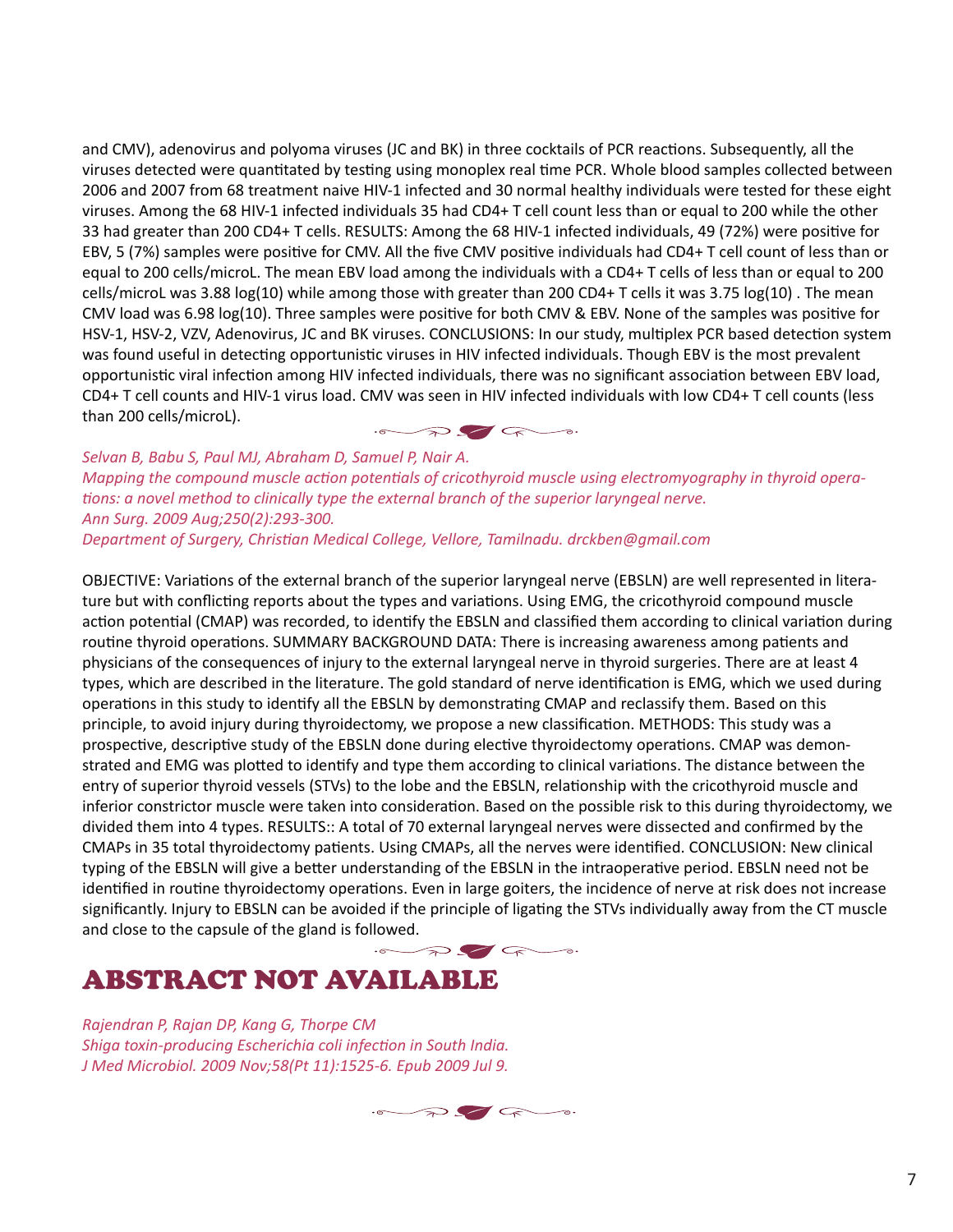and CMV), adenovirus and polyoma viruses (JC and BK) in three cocktails of PCR reactions. Subsequently, all the viruses detected were quantitated by testing using monoplex real time PCR. Whole blood samples collected between 2006 and 2007 from 68 treatment naive HIV-1 infected and 30 normal healthy individuals were tested for these eight viruses. Among the 68 HIV-1 infected individuals 35 had CD4+ T cell count less than or equal to 200 while the other 33 had greater than 200 CD4+ T cells. RESULTS: Among the 68 HIV-1 infected individuals, 49 (72%) were positive for EBV, 5 (7%) samples were positive for CMV. All the five CMV positive individuals had CD4+ T cell count of less than or equal to 200 cells/microL. The mean EBV load among the individuals with a CD4+ T cells of less than or equal to 200 cells/microL was 3.88 log(10) while among those with greater than 200 CD4+ T cells it was 3.75 log(10) . The mean CMV load was 6.98 log(10). Three samples were positive for both CMV & EBV. None of the samples was positive for HSV-1, HSV-2, VZV, Adenovirus, JC and BK viruses. CONCLUSIONS: In our study, multiplex PCR based detection system was found useful in detecting opportunistic viruses in HIV infected individuals. Though EBV is the most prevalent opportunistic viral infection among HIV infected individuals, there was no significant association between EBV load, CD4+ T cell counts and HIV-1 virus load. CMV was seen in HIV infected individuals with low CD4+ T cell counts (less than 200 cells/microL).

*Selvan B, Babu S, Paul MJ, Abraham D, Samuel P, Nair A.*
*Mapping the compound muscle action potentials of cricothyroid muscle using electromyography in thyroid operations: a novel method to clinically type the external branch of the superior laryngeal nerve.*
*Ann Surg. 2009 Aug;250(2):293-300.*
*Department of Surgery, Christian Medical College, Vellore, Tamilnadu. drckben@gmail.com*

OBJECTIVE: Variations of the external branch of the superior laryngeal nerve (EBSLN) are well represented in literature but with conflicting reports about the types and variations. Using EMG, the cricothyroid compound muscle action potential (CMAP) was recorded, to identify the EBSLN and classified them according to clinical variation during routine thyroid operations. SUMMARY BACKGROUND DATA: There is increasing awareness among patients and physicians of the consequences of injury to the external laryngeal nerve in thyroid surgeries. There are at least 4 types, which are described in the literature. The gold standard of nerve identification is EMG, which we used during operations in this study to identify all the EBSLN by demonstrating CMAP and reclassify them. Based on this principle, to avoid injury during thyroidectomy, we propose a new classification. METHODS: This study was a prospective, descriptive study of the EBSLN done during elective thyroidectomy operations. CMAP was demonstrated and EMG was plotted to identify and type them according to clinical variations. The distance between the entry of superior thyroid vessels (STVs) to the lobe and the EBSLN, relationship with the cricothyroid muscle and inferior constrictor muscle were taken into consideration. Based on the possible risk to this during thyroidectomy, we divided them into 4 types. RESULTS:: A total of 70 external laryngeal nerves were dissected and confirmed by the CMAPs in 35 total thyroidectomy patients. Using CMAPs, all the nerves were identified. CONCLUSION: New clinical typing of the EBSLN will give a better understanding of the EBSLN in the intraoperative period. EBSLN need not be identified in routine thyroidectomy operations. Even in large goiters, the incidence of nerve at risk does not increase significantly. Injury to EBSLN can be avoided if the principle of ligating the STVs individually away from the CT muscle and close to the capsule of the gland is followed.

# ABSTRACT NOT AVAILABLE

*Rajendran P, Rajan DP, Kang G, Thorpe CM*
*Shiga toxin-producing Escherichia coli infection in South India.*
*J Med Microbiol. 2009 Nov;58(Pt 11):1525-6. Epub 2009 Jul 9.*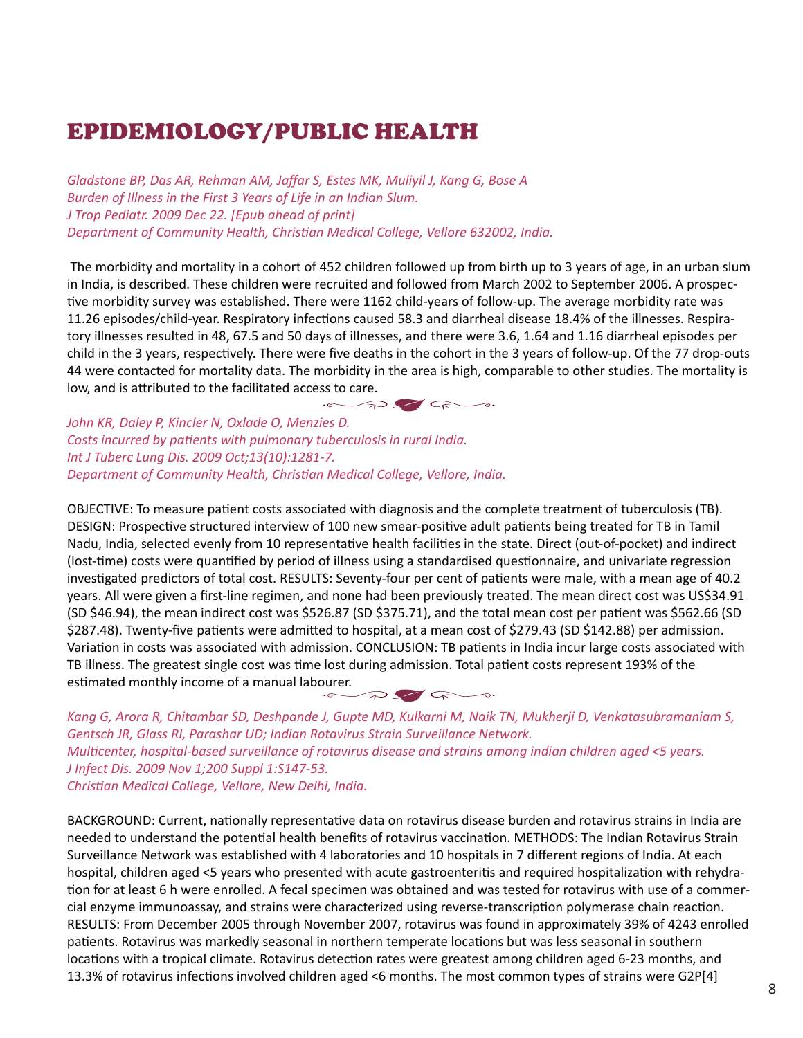# EPIDEMIOLOGY/PUBLIC HEALTH

*Gladstone BP, Das AR, Rehman AM, Jaffar S, Estes MK, Muliyil J, Kang G, Bose A*
*Burden of Illness in the First 3 Years of Life in an Indian Slum.*
*J Trop Pediatr. 2009 Dec 22. [Epub ahead of print]*
*Department of Community Health, Christian Medical College, Vellore 632002, India.*

The morbidity and mortality in a cohort of 452 children followed up from birth up to 3 years of age, in an urban slum in India, is described. These children were recruited and followed from March 2002 to September 2006. A prospective morbidity survey was established. There were 1162 child-years of follow-up. The average morbidity rate was 11.26 episodes/child-year. Respiratory infections caused 58.3 and diarrheal disease 18.4% of the illnesses. Respiratory illnesses resulted in 48, 67.5 and 50 days of illnesses, and there were 3.6, 1.64 and 1.16 diarrheal episodes per child in the 3 years, respectively. There were five deaths in the cohort in the 3 years of follow-up. Of the 77 drop-outs 44 were contacted for mortality data. The morbidity in the area is high, comparable to other studies. The mortality is low, and is attributed to the facilitated access to care.

*John KR, Daley P, Kincler N, Oxlade O, Menzies D.*
*Costs incurred by patients with pulmonary tuberculosis in rural India.*
*Int J Tuberc Lung Dis. 2009 Oct;13(10):1281-7.*
*Department of Community Health, Christian Medical College, Vellore, India.*

OBJECTIVE: To measure patient costs associated with diagnosis and the complete treatment of tuberculosis (TB). DESIGN: Prospective structured interview of 100 new smear-positive adult patients being treated for TB in Tamil Nadu, India, selected evenly from 10 representative health facilities in the state. Direct (out-of-pocket) and indirect (lost-time) costs were quantified by period of illness using a standardised questionnaire, and univariate regression investigated predictors of total cost. RESULTS: Seventy-four per cent of patients were male, with a mean age of 40.2 years. All were given a first-line regimen, and none had been previously treated. The mean direct cost was US$34.91 (SD $46.94), the mean indirect cost was $526.87 (SD $375.71), and the total mean cost per patient was $562.66 (SD $287.48). Twenty-five patients were admitted to hospital, at a mean cost of $279.43 (SD $142.88) per admission. Variation in costs was associated with admission. CONCLUSION: TB patients in India incur large costs associated with TB illness. The greatest single cost was time lost during admission. Total patient costs represent 193% of the estimated monthly income of a manual labourer.

*Kang G, Arora R, Chitambar SD, Deshpande J, Gupte MD, Kulkarni M, Naik TN, Mukherji D, Venkatasubramaniam S, Gentsch JR, Glass RI, Parashar UD; Indian Rotavirus Strain Surveillance Network.*
*Multicenter, hospital-based surveillance of rotavirus disease and strains among indian children aged <5 years.*
*J Infect Dis. 2009 Nov 1;200 Suppl 1:S147-53.*
*Christian Medical College, Vellore, New Delhi, India.*

BACKGROUND: Current, nationally representative data on rotavirus disease burden and rotavirus strains in India are needed to understand the potential health benefits of rotavirus vaccination. METHODS: The Indian Rotavirus Strain Surveillance Network was established with 4 laboratories and 10 hospitals in 7 different regions of India. At each hospital, children aged <5 years who presented with acute gastroenteritis and required hospitalization with rehydration for at least 6 h were enrolled. A fecal specimen was obtained and was tested for rotavirus with use of a commercial enzyme immunoassay, and strains were characterized using reverse-transcription polymerase chain reaction. RESULTS: From December 2005 through November 2007, rotavirus was found in approximately 39% of 4243 enrolled patients. Rotavirus was markedly seasonal in northern temperate locations but was less seasonal in southern locations with a tropical climate. Rotavirus detection rates were greatest among children aged 6-23 months, and 13.3% of rotavirus infections involved children aged <6 months. The most common types of strains were G2P[4]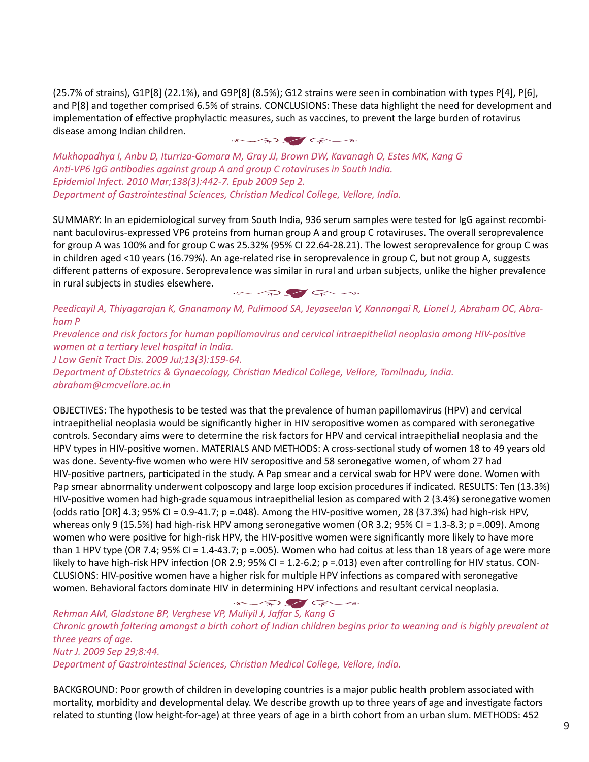(25.7% of strains), G1P[8] (22.1%), and G9P[8] (8.5%); G12 strains were seen in combination with types P[4], P[6], and P[8] and together comprised 6.5% of strains. CONCLUSIONS: These data highlight the need for development and implementation of effective prophylactic measures, such as vaccines, to prevent the large burden of rotavirus disease among Indian children.

*Mukhopadhya I, Anbu D, Iturriza-Gomara M, Gray JJ, Brown DW, Kavanagh O, Estes MK, Kang G*
*Anti-VP6 IgG antibodies against group A and group C rotaviruses in South India.*
*Epidemiol Infect. 2010 Mar;138(3):442-7. Epub 2009 Sep 2.*
*Department of Gastrointestinal Sciences, Christian Medical College, Vellore, India.*

SUMMARY: In an epidemiological survey from South India, 936 serum samples were tested for IgG against recombinant baculovirus-expressed VP6 proteins from human group A and group C rotaviruses. The overall seroprevalence for group A was 100% and for group C was 25.32% (95% CI 22.64-28.21). The lowest seroprevalence for group C was in children aged <10 years (16.79%). An age-related rise in seroprevalence in group C, but not group A, suggests different patterns of exposure. Seroprevalence was similar in rural and urban subjects, unlike the higher prevalence in rural subjects in studies elsewhere.

*Peedicayil A, Thiyagarajan K, Gnanamony M, Pulimood SA, Jeyaseelan V, Kannangai R, Lionel J, Abraham OC, Abraham P*
*Prevalence and risk factors for human papillomavirus and cervical intraepithelial neoplasia among HIV-positive women at a tertiary level hospital in India.*
*J Low Genit Tract Dis. 2009 Jul;13(3):159-64.*
*Department of Obstetrics & Gynaecology, Christian Medical College, Vellore, Tamilnadu, India.*
*abraham@cmcvellore.ac.in*

OBJECTIVES: The hypothesis to be tested was that the prevalence of human papillomavirus (HPV) and cervical intraepithelial neoplasia would be significantly higher in HIV seropositive women as compared with seronegative controls. Secondary aims were to determine the risk factors for HPV and cervical intraepithelial neoplasia and the HPV types in HIV-positive women. MATERIALS AND METHODS: A cross-sectional study of women 18 to 49 years old was done. Seventy-five women who were HIV seropositive and 58 seronegative women, of whom 27 had HIV-positive partners, participated in the study. A Pap smear and a cervical swab for HPV were done. Women with Pap smear abnormality underwent colposcopy and large loop excision procedures if indicated. RESULTS: Ten (13.3%) HIV-positive women had high-grade squamous intraepithelial lesion as compared with 2 (3.4%) seronegative women (odds ratio [OR] 4.3; 95% CI = 0.9-41.7; p =.048). Among the HIV-positive women, 28 (37.3%) had high-risk HPV, whereas only 9 (15.5%) had high-risk HPV among seronegative women (OR 3.2; 95% CI = 1.3-8.3; p =.009). Among women who were positive for high-risk HPV, the HIV-positive women were significantly more likely to have more than 1 HPV type (OR 7.4; 95% CI = 1.4-43.7; p =.005). Women who had coitus at less than 18 years of age were more likely to have high-risk HPV infection (OR 2.9; 95% CI = 1.2-6.2; p =.013) even after controlling for HIV status. CONCLUSIONS: HIV-positive women have a higher risk for multiple HPV infections as compared with seronegative women. Behavioral factors dominate HIV in determining HPV infections and resultant cervical neoplasia.

*Rehman AM, Gladstone BP, Verghese VP, Muliyil J, Jaffar S, Kang G*
*Chronic growth faltering amongst a birth cohort of Indian children begins prior to weaning and is highly prevalent at three years of age.*
*Nutr J. 2009 Sep 29;8:44.*
*Department of Gastrointestinal Sciences, Christian Medical College, Vellore, India.*

BACKGROUND: Poor growth of children in developing countries is a major public health problem associated with mortality, morbidity and developmental delay. We describe growth up to three years of age and investigate factors related to stunting (low height-for-age) at three years of age in a birth cohort from an urban slum. METHODS: 452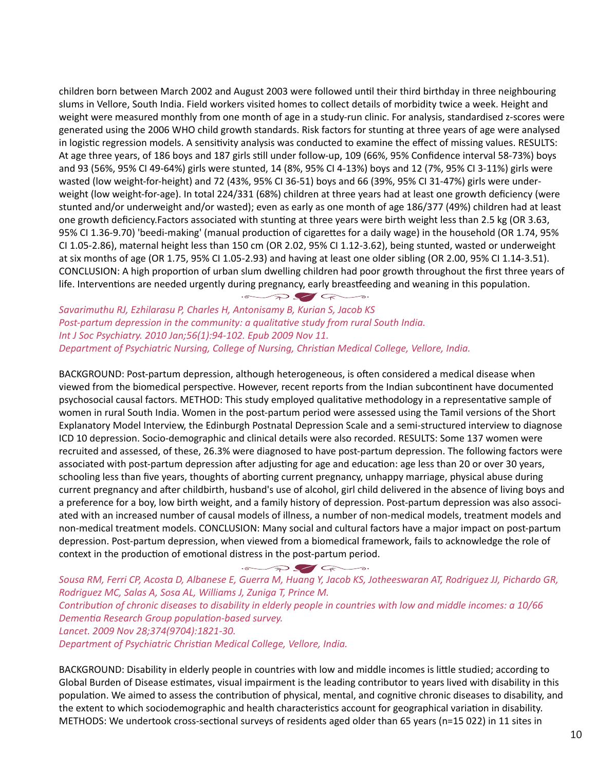children born between March 2002 and August 2003 were followed until their third birthday in three neighbouring slums in Vellore, South India. Field workers visited homes to collect details of morbidity twice a week. Height and weight were measured monthly from one month of age in a study-run clinic. For analysis, standardised z-scores were generated using the 2006 WHO child growth standards. Risk factors for stunting at three years of age were analysed in logistic regression models. A sensitivity analysis was conducted to examine the effect of missing values. RESULTS: At age three years, of 186 boys and 187 girls still under follow-up, 109 (66%, 95% Confidence interval 58-73%) boys and 93 (56%, 95% CI 49-64%) girls were stunted, 14 (8%, 95% CI 4-13%) boys and 12 (7%, 95% CI 3-11%) girls were wasted (low weight-for-height) and 72 (43%, 95% CI 36-51) boys and 66 (39%, 95% CI 31-47%) girls were underweight (low weight-for-age). In total 224/331 (68%) children at three years had at least one growth deficiency (were stunted and/or underweight and/or wasted); even as early as one month of age 186/377 (49%) children had at least one growth deficiency.Factors associated with stunting at three years were birth weight less than 2.5 kg (OR 3.63, 95% CI 1.36-9.70) 'beedi-making' (manual production of cigarettes for a daily wage) in the household (OR 1.74, 95% CI 1.05-2.86), maternal height less than 150 cm (OR 2.02, 95% CI 1.12-3.62), being stunted, wasted or underweight at six months of age (OR 1.75, 95% CI 1.05-2.93) and having at least one older sibling (OR 2.00, 95% CI 1.14-3.51). CONCLUSION: A high proportion of urban slum dwelling children had poor growth throughout the first three years of life. Interventions are needed urgently during pregnancy, early breastfeeding and weaning in this population.

*Savarimuthu RJ, Ezhilarasu P, Charles H, Antonisamy B, Kurian S, Jacob KS*
*Post-partum depression in the community: a qualitative study from rural South India.*
*Int J Soc Psychiatry. 2010 Jan;56(1):94-102. Epub 2009 Nov 11.*
*Department of Psychiatric Nursing, College of Nursing, Christian Medical College, Vellore, India.*

BACKGROUND: Post-partum depression, although heterogeneous, is often considered a medical disease when viewed from the biomedical perspective. However, recent reports from the Indian subcontinent have documented psychosocial causal factors. METHOD: This study employed qualitative methodology in a representative sample of women in rural South India. Women in the post-partum period were assessed using the Tamil versions of the Short Explanatory Model Interview, the Edinburgh Postnatal Depression Scale and a semi-structured interview to diagnose ICD 10 depression. Socio-demographic and clinical details were also recorded. RESULTS: Some 137 women were recruited and assessed, of these, 26.3% were diagnosed to have post-partum depression. The following factors were associated with post-partum depression after adjusting for age and education: age less than 20 or over 30 years, schooling less than five years, thoughts of aborting current pregnancy, unhappy marriage, physical abuse during current pregnancy and after childbirth, husband's use of alcohol, girl child delivered in the absence of living boys and a preference for a boy, low birth weight, and a family history of depression. Post-partum depression was also associated with an increased number of causal models of illness, a number of non-medical models, treatment models and non-medical treatment models. CONCLUSION: Many social and cultural factors have a major impact on post-partum depression. Post-partum depression, when viewed from a biomedical framework, fails to acknowledge the role of context in the production of emotional distress in the post-partum period.

*Sousa RM, Ferri CP, Acosta D, Albanese E, Guerra M, Huang Y, Jacob KS, Jotheeswaran AT, Rodriguez JJ, Pichardo GR, Rodriguez MC, Salas A, Sosa AL, Williams J, Zuniga T, Prince M.*
*Contribution of chronic diseases to disability in elderly people in countries with low and middle incomes: a 10/66 Dementia Research Group population-based survey.*
*Lancet. 2009 Nov 28;374(9704):1821-30.*
*Department of Psychiatric Christian Medical College, Vellore, India.*

BACKGROUND: Disability in elderly people in countries with low and middle incomes is little studied; according to Global Burden of Disease estimates, visual impairment is the leading contributor to years lived with disability in this population. We aimed to assess the contribution of physical, mental, and cognitive chronic diseases to disability, and the extent to which sociodemographic and health characteristics account for geographical variation in disability. METHODS: We undertook cross-sectional surveys of residents aged older than 65 years (n=15 022) in 11 sites in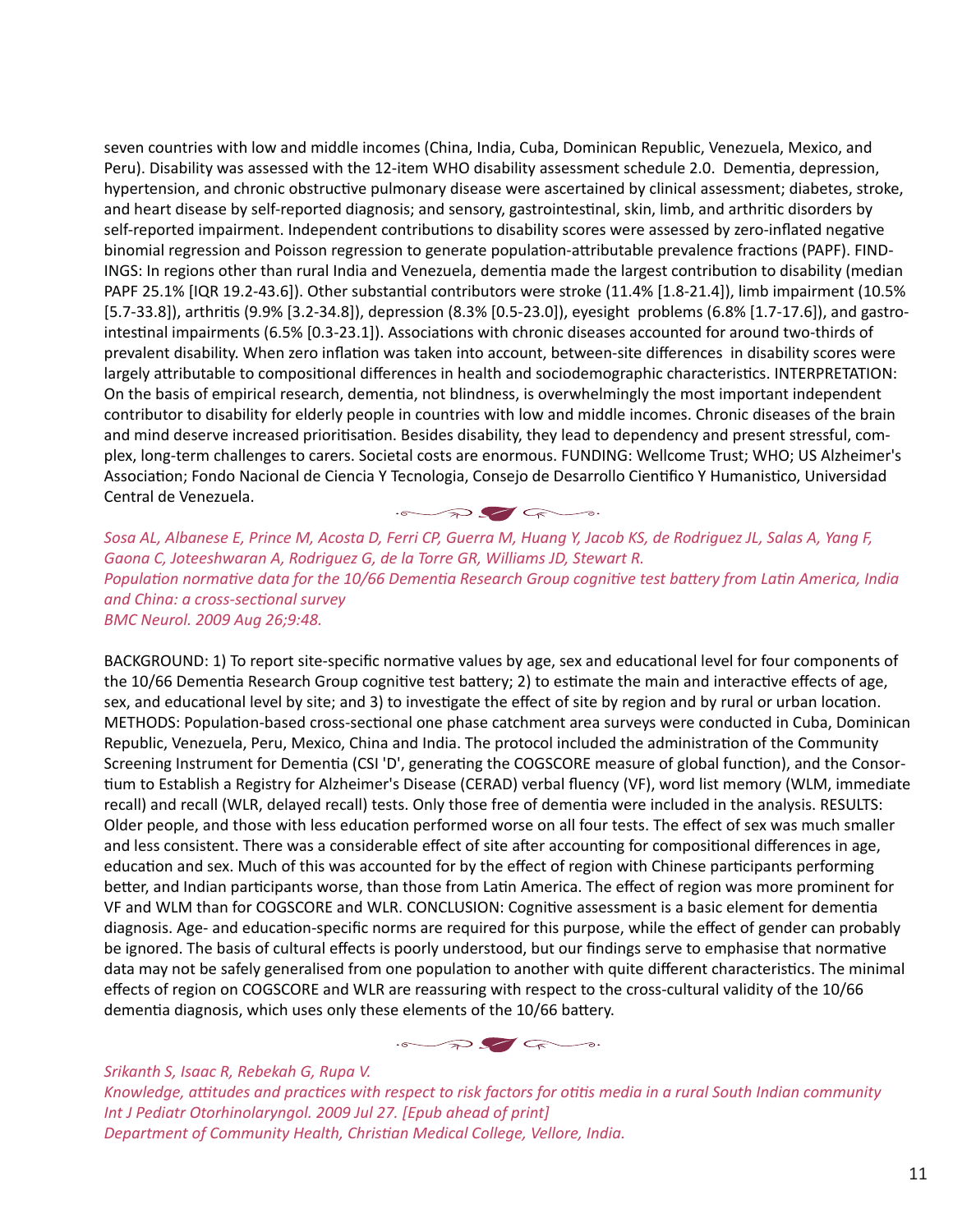seven countries with low and middle incomes (China, India, Cuba, Dominican Republic, Venezuela, Mexico, and Peru). Disability was assessed with the 12-item WHO disability assessment schedule 2.0. Dementia, depression, hypertension, and chronic obstructive pulmonary disease were ascertained by clinical assessment; diabetes, stroke, and heart disease by self-reported diagnosis; and sensory, gastrointestinal, skin, limb, and arthritic disorders by self-reported impairment. Independent contributions to disability scores were assessed by zero-inflated negative binomial regression and Poisson regression to generate population-attributable prevalence fractions (PAPF). FINDINGS: In regions other than rural India and Venezuela, dementia made the largest contribution to disability (median PAPF 25.1% [IQR 19.2-43.6]). Other substantial contributors were stroke (11.4% [1.8-21.4]), limb impairment (10.5% [5.7-33.8]), arthritis (9.9% [3.2-34.8]), depression (8.3% [0.5-23.0]), eyesight problems (6.8% [1.7-17.6]), and gastro-intestinal impairments (6.5% [0.3-23.1]). Associations with chronic diseases accounted for around two-thirds of prevalent disability. When zero inflation was taken into account, between-site differences in disability scores were largely attributable to compositional differences in health and sociodemographic characteristics. INTERPRETATION: On the basis of empirical research, dementia, not blindness, is overwhelmingly the most important independent contributor to disability for elderly people in countries with low and middle incomes. Chronic diseases of the brain and mind deserve increased prioritisation. Besides disability, they lead to dependency and present stressful, complex, long-term challenges to carers. Societal costs are enormous. FUNDING: Wellcome Trust; WHO; US Alzheimer's Association; Fondo Nacional de Ciencia Y Tecnologia, Consejo de Desarrollo Cientifico Y Humanistico, Universidad Central de Venezuela.

*Sosa AL, Albanese E, Prince M, Acosta D, Ferri CP, Guerra M, Huang Y, Jacob KS, de Rodriguez JL, Salas A, Yang F, Gaona C, Joteeshwaran A, Rodriguez G, de la Torre GR, Williams JD, Stewart R.*
*Population normative data for the 10/66 Dementia Research Group cognitive test battery from Latin America, India and China: a cross-sectional survey*
*BMC Neurol. 2009 Aug 26;9:48.*

BACKGROUND: 1) To report site-specific normative values by age, sex and educational level for four components of the 10/66 Dementia Research Group cognitive test battery; 2) to estimate the main and interactive effects of age, sex, and educational level by site; and 3) to investigate the effect of site by region and by rural or urban location. METHODS: Population-based cross-sectional one phase catchment area surveys were conducted in Cuba, Dominican Republic, Venezuela, Peru, Mexico, China and India. The protocol included the administration of the Community Screening Instrument for Dementia (CSI 'D', generating the COGSCORE measure of global function), and the Consortium to Establish a Registry for Alzheimer's Disease (CERAD) verbal fluency (VF), word list memory (WLM, immediate recall) and recall (WLR, delayed recall) tests. Only those free of dementia were included in the analysis. RESULTS: Older people, and those with less education performed worse on all four tests. The effect of sex was much smaller and less consistent. There was a considerable effect of site after accounting for compositional differences in age, education and sex. Much of this was accounted for by the effect of region with Chinese participants performing better, and Indian participants worse, than those from Latin America. The effect of region was more prominent for VF and WLM than for COGSCORE and WLR. CONCLUSION: Cognitive assessment is a basic element for dementia diagnosis. Age- and education-specific norms are required for this purpose, while the effect of gender can probably be ignored. The basis of cultural effects is poorly understood, but our findings serve to emphasise that normative data may not be safely generalised from one population to another with quite different characteristics. The minimal effects of region on COGSCORE and WLR are reassuring with respect to the cross-cultural validity of the 10/66 dementia diagnosis, which uses only these elements of the 10/66 battery.

*Srikanth S, Isaac R, Rebekah G, Rupa V.*
*Knowledge, attitudes and practices with respect to risk factors for otitis media in a rural South Indian community*
*Int J Pediatr Otorhinolaryngol. 2009 Jul 27. [Epub ahead of print]*
*Department of Community Health, Christian Medical College, Vellore, India.*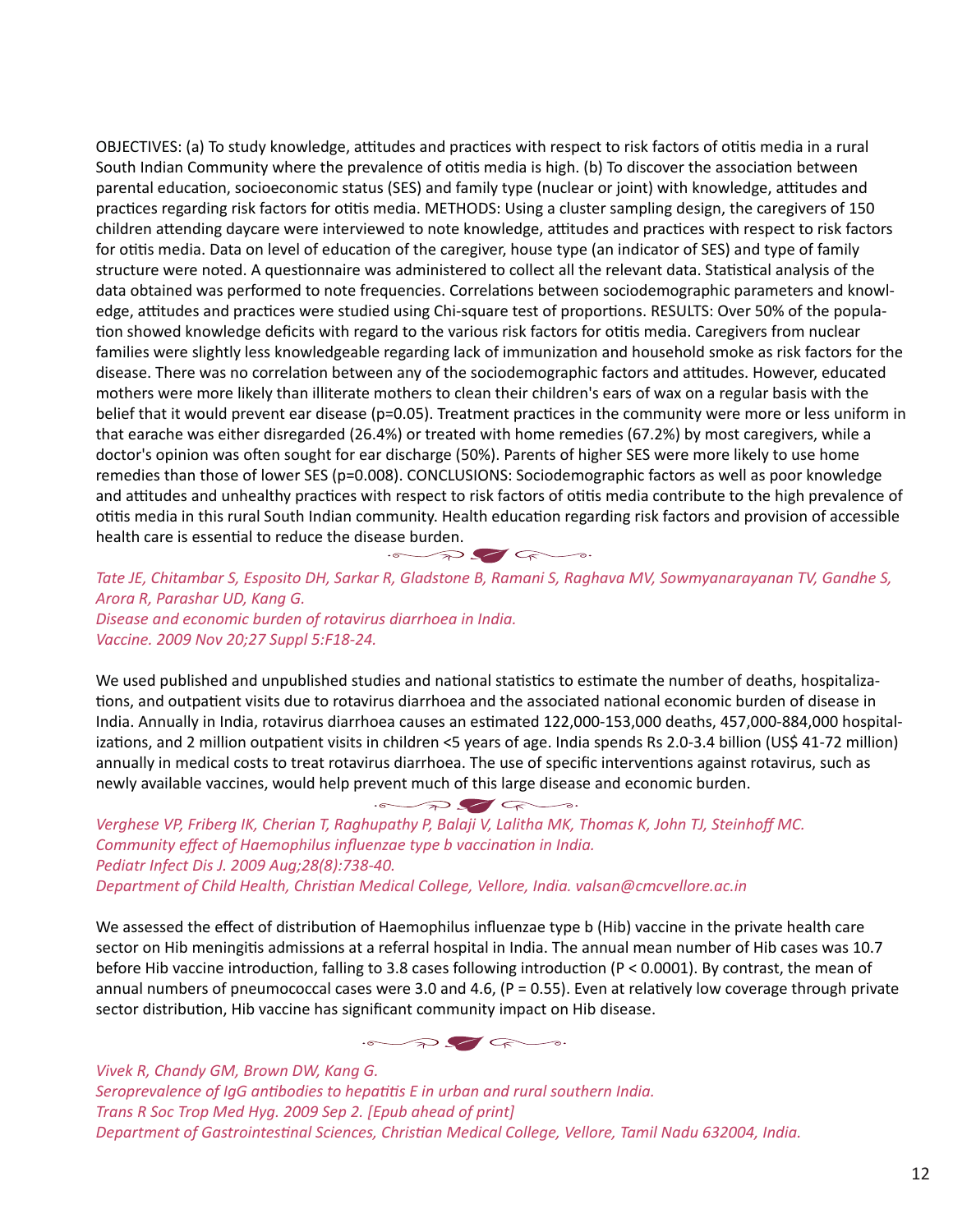OBJECTIVES: (a) To study knowledge, attitudes and practices with respect to risk factors of otitis media in a rural South Indian Community where the prevalence of otitis media is high. (b) To discover the association between parental education, socioeconomic status (SES) and family type (nuclear or joint) with knowledge, attitudes and practices regarding risk factors for otitis media. METHODS: Using a cluster sampling design, the caregivers of 150 children attending daycare were interviewed to note knowledge, attitudes and practices with respect to risk factors for otitis media. Data on level of education of the caregiver, house type (an indicator of SES) and type of family structure were noted. A questionnaire was administered to collect all the relevant data. Statistical analysis of the data obtained was performed to note frequencies. Correlations between sociodemographic parameters and knowledge, attitudes and practices were studied using Chi-square test of proportions. RESULTS: Over 50% of the population showed knowledge deficits with regard to the various risk factors for otitis media. Caregivers from nuclear families were slightly less knowledgeable regarding lack of immunization and household smoke as risk factors for the disease. There was no correlation between any of the sociodemographic factors and attitudes. However, educated mothers were more likely than illiterate mothers to clean their children's ears of wax on a regular basis with the belief that it would prevent ear disease ($p=0.05$). Treatment practices in the community were more or less uniform in that earache was either disregarded (26.4%) or treated with home remedies (67.2%) by most caregivers, while a doctor's opinion was often sought for ear discharge (50%). Parents of higher SES were more likely to use home remedies than those of lower SES ($p=0.008$). CONCLUSIONS: Sociodemographic factors as well as poor knowledge and attitudes and unhealthy practices with respect to risk factors of otitis media contribute to the high prevalence of otitis media in this rural South Indian community. Health education regarding risk factors and provision of accessible health care is essential to reduce the disease burden.

*Tate JE, Chitambar S, Esposito DH, Sarkar R, Gladstone B, Ramani S, Raghava MV, Sowmyanarayanan TV, Gandhe S, Arora R, Parashar UD, Kang G.*
*Disease and economic burden of rotavirus diarrhoea in India.*
*Vaccine. 2009 Nov 20;27 Suppl 5:F18-24.*

We used published and unpublished studies and national statistics to estimate the number of deaths, hospitalizations, and outpatient visits due to rotavirus diarrhoea and the associated national economic burden of disease in India. Annually in India, rotavirus diarrhoea causes an estimated 122,000-153,000 deaths, 457,000-884,000 hospitalizations, and 2 million outpatient visits in children <5 years of age. India spends Rs 2.0-3.4 billion (US$ 41-72 million) annually in medical costs to treat rotavirus diarrhoea. The use of specific interventions against rotavirus, such as newly available vaccines, would help prevent much of this large disease and economic burden.

*Verghese VP, Friberg IK, Cherian T, Raghupathy P, Balaji V, Lalitha MK, Thomas K, John TJ, Steinhoff MC.*
*Community effect of Haemophilus influenzae type b vaccination in India.*
*Pediatr Infect Dis J. 2009 Aug;28(8):738-40.*
*Department of Child Health, Christian Medical College, Vellore, India. valsan@cmcvellore.ac.in*

We assessed the effect of distribution of Haemophilus influenzae type b (Hib) vaccine in the private health care sector on Hib meningitis admissions at a referral hospital in India. The annual mean number of Hib cases was 10.7 before Hib vaccine introduction, falling to 3.8 cases following introduction ($P < 0.0001$). By contrast, the mean of annual numbers of pneumococcal cases were 3.0 and 4.6, ($P = 0.55$). Even at relatively low coverage through private sector distribution, Hib vaccine has significant community impact on Hib disease.

*Vivek R, Chandy GM, Brown DW, Kang G.*
*Seroprevalence of IgG antibodies to hepatitis E in urban and rural southern India.*
*Trans R Soc Trop Med Hyg. 2009 Sep 2. [Epub ahead of print]*
*Department of Gastrointestinal Sciences, Christian Medical College, Vellore, Tamil Nadu 632004, India.*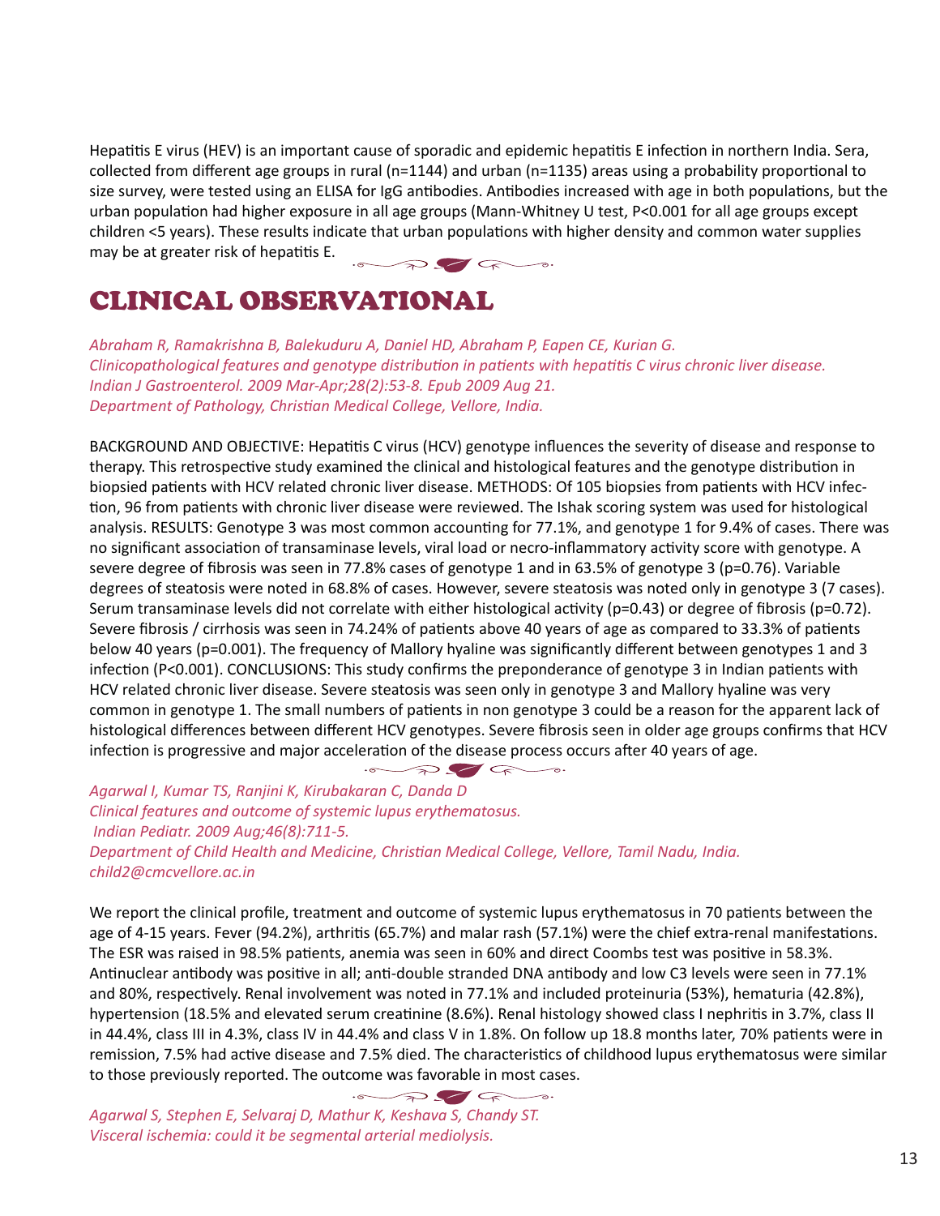Hepatitis E virus (HEV) is an important cause of sporadic and epidemic hepatitis E infection in northern India. Sera, collected from different age groups in rural (n=1144) and urban (n=1135) areas using a probability proportional to size survey, were tested using an ELISA for IgG antibodies. Antibodies increased with age in both populations, but the urban population had higher exposure in all age groups (Mann-Whitney U test, P<0.001 for all age groups except children <5 years). These results indicate that urban populations with higher density and common water supplies may be at greater risk of hepatitis E.

## CLINICAL OBSERVATIONAL

*Abraham R, Ramakrishna B, Balekuduru A, Daniel HD, Abraham P, Eapen CE, Kurian G.*
*Clinicopathological features and genotype distribution in patients with hepatitis C virus chronic liver disease.*
*Indian J Gastroenterol. 2009 Mar-Apr;28(2):53-8. Epub 2009 Aug 21.*
*Department of Pathology, Christian Medical College, Vellore, India.*

BACKGROUND AND OBJECTIVE: Hepatitis C virus (HCV) genotype influences the severity of disease and response to therapy. This retrospective study examined the clinical and histological features and the genotype distribution in biopsied patients with HCV related chronic liver disease. METHODS: Of 105 biopsies from patients with HCV infection, 96 from patients with chronic liver disease were reviewed. The Ishak scoring system was used for histological analysis. RESULTS: Genotype 3 was most common accounting for 77.1%, and genotype 1 for 9.4% of cases. There was no significant association of transaminase levels, viral load or necro-inflammatory activity score with genotype. A severe degree of fibrosis was seen in 77.8% cases of genotype 1 and in 63.5% of genotype 3 (p=0.76). Variable degrees of steatosis were noted in 68.8% of cases. However, severe steatosis was noted only in genotype 3 (7 cases). Serum transaminase levels did not correlate with either histological activity (p=0.43) or degree of fibrosis (p=0.72). Severe fibrosis / cirrhosis was seen in 74.24% of patients above 40 years of age as compared to 33.3% of patients below 40 years (p=0.001). The frequency of Mallory hyaline was significantly different between genotypes 1 and 3 infection (P<0.001). CONCLUSIONS: This study confirms the preponderance of genotype 3 in Indian patients with HCV related chronic liver disease. Severe steatosis was seen only in genotype 3 and Mallory hyaline was very common in genotype 1. The small numbers of patients in non genotype 3 could be a reason for the apparent lack of histological differences between different HCV genotypes. Severe fibrosis seen in older age groups confirms that HCV infection is progressive and major acceleration of the disease process occurs after 40 years of age.

*Agarwal I, Kumar TS, Ranjini K, Kirubakaran C, Danda D*
*Clinical features and outcome of systemic lupus erythematosus.*
*Indian Pediatr. 2009 Aug;46(8):711-5.*
*Department of Child Health and Medicine, Christian Medical College, Vellore, Tamil Nadu, India.*
*child2@cmcvellore.ac.in*

We report the clinical profile, treatment and outcome of systemic lupus erythematosus in 70 patients between the age of 4-15 years. Fever (94.2%), arthritis (65.7%) and malar rash (57.1%) were the chief extra-renal manifestations. The ESR was raised in 98.5% patients, anemia was seen in 60% and direct Coombs test was positive in 58.3%. Antinuclear antibody was positive in all; anti-double stranded DNA antibody and low C3 levels were seen in 77.1% and 80%, respectively. Renal involvement was noted in 77.1% and included proteinuria (53%), hematuria (42.8%), hypertension (18.5% and elevated serum creatinine (8.6%). Renal histology showed class I nephritis in 3.7%, class II in 44.4%, class III in 4.3%, class IV in 44.4% and class V in 1.8%. On follow up 18.8 months later, 70% patients were in remission, 7.5% had active disease and 7.5% died. The characteristics of childhood lupus erythematosus were similar to those previously reported. The outcome was favorable in most cases.

*Agarwal S, Stephen E, Selvaraj D, Mathur K, Keshava S, Chandy ST.*
*Visceral ischemia: could it be segmental arterial mediolysis.*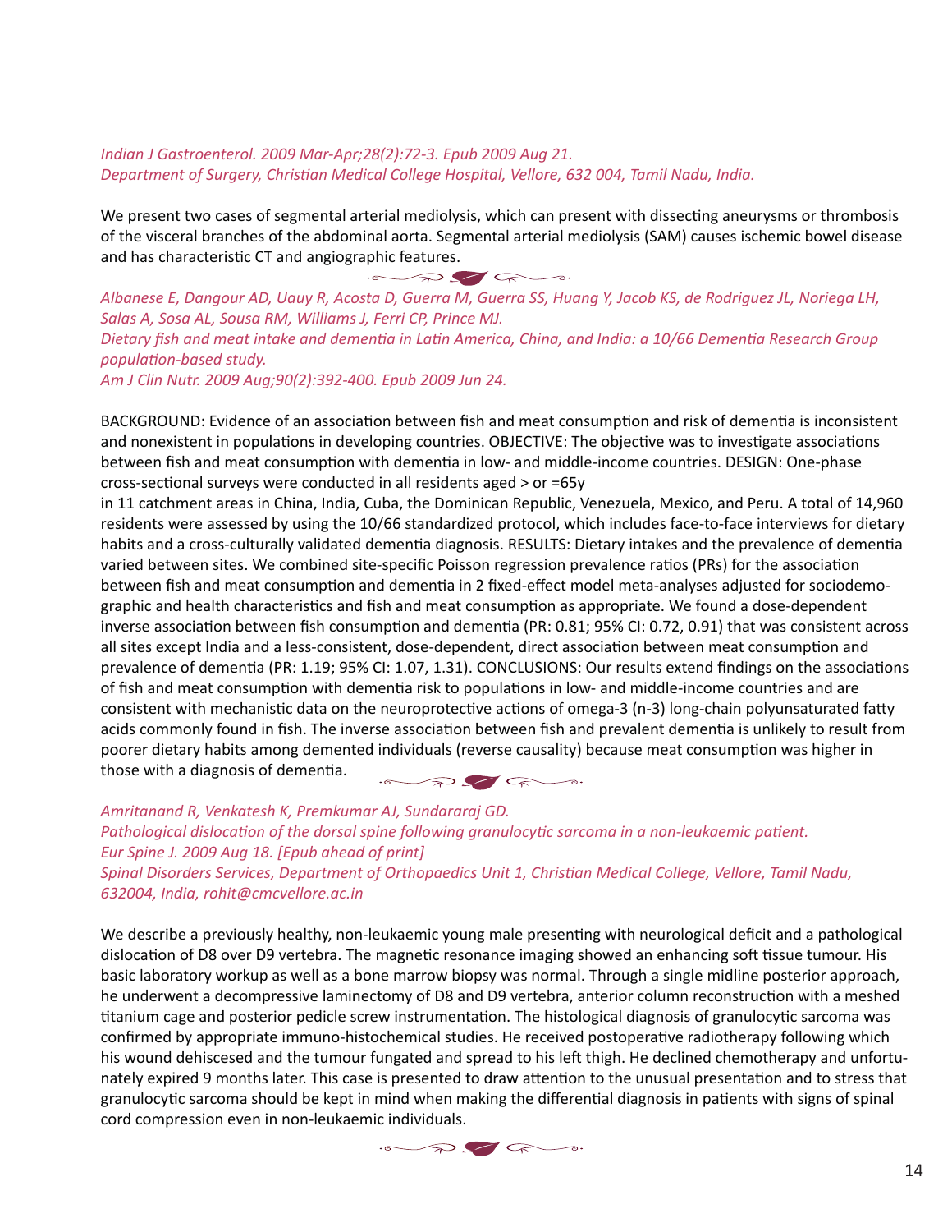*Indian J Gastroenterol. 2009 Mar-Apr;28(2):72-3. Epub 2009 Aug 21.*
*Department of Surgery, Christian Medical College Hospital, Vellore, 632 004, Tamil Nadu, India.*

We present two cases of segmental arterial mediolysis, which can present with dissecting aneurysms or thrombosis of the visceral branches of the abdominal aorta. Segmental arterial mediolysis (SAM) causes ischemic bowel disease and has characteristic CT and angiographic features.

*Albanese E, Dangour AD, Uauy R, Acosta D, Guerra M, Guerra SS, Huang Y, Jacob KS, de Rodriguez JL, Noriega LH, Salas A, Sosa AL, Sousa RM, Williams J, Ferri CP, Prince MJ.*
*Dietary fish and meat intake and dementia in Latin America, China, and India: a 10/66 Dementia Research Group population-based study.*
*Am J Clin Nutr. 2009 Aug;90(2):392-400. Epub 2009 Jun 24.*

BACKGROUND: Evidence of an association between fish and meat consumption and risk of dementia is inconsistent and nonexistent in populations in developing countries. OBJECTIVE: The objective was to investigate associations between fish and meat consumption with dementia in low- and middle-income countries. DESIGN: One-phase cross-sectional surveys were conducted in all residents aged > or =65y in 11 catchment areas in China, India, Cuba, the Dominican Republic, Venezuela, Mexico, and Peru. A total of 14,960 residents were assessed by using the 10/66 standardized protocol, which includes face-to-face interviews for dietary habits and a cross-culturally validated dementia diagnosis. RESULTS: Dietary intakes and the prevalence of dementia varied between sites. We combined site-specific Poisson regression prevalence ratios (PRs) for the association between fish and meat consumption and dementia in 2 fixed-effect model meta-analyses adjusted for sociodemographic and health characteristics and fish and meat consumption as appropriate. We found a dose-dependent inverse association between fish consumption and dementia (PR: 0.81; 95% CI: 0.72, 0.91) that was consistent across all sites except India and a less-consistent, dose-dependent, direct association between meat consumption and prevalence of dementia (PR: 1.19; 95% CI: 1.07, 1.31). CONCLUSIONS: Our results extend findings on the associations of fish and meat consumption with dementia risk to populations in low- and middle-income countries and are consistent with mechanistic data on the neuroprotective actions of omega-3 (n-3) long-chain polyunsaturated fatty acids commonly found in fish. The inverse association between fish and prevalent dementia is unlikely to result from poorer dietary habits among demented individuals (reverse causality) because meat consumption was higher in those with a diagnosis of dementia.

*Amritanand R, Venkatesh K, Premkumar AJ, Sundararaj GD.*
*Pathological dislocation of the dorsal spine following granulocytic sarcoma in a non-leukaemic patient.*
*Eur Spine J. 2009 Aug 18. [Epub ahead of print]*
*Spinal Disorders Services, Department of Orthopaedics Unit 1, Christian Medical College, Vellore, Tamil Nadu, 632004, India, rohit@cmcvellore.ac.in*

We describe a previously healthy, non-leukaemic young male presenting with neurological deficit and a pathological dislocation of D8 over D9 vertebra. The magnetic resonance imaging showed an enhancing soft tissue tumour. His basic laboratory workup as well as a bone marrow biopsy was normal. Through a single midline posterior approach, he underwent a decompressive laminectomy of D8 and D9 vertebra, anterior column reconstruction with a meshed titanium cage and posterior pedicle screw instrumentation. The histological diagnosis of granulocytic sarcoma was confirmed by appropriate immuno-histochemical studies. He received postoperative radiotherapy following which his wound dehiscesed and the tumour fungated and spread to his left thigh. He declined chemotherapy and unfortunately expired 9 months later. This case is presented to draw attention to the unusual presentation and to stress that granulocytic sarcoma should be kept in mind when making the differential diagnosis in patients with signs of spinal cord compression even in non-leukaemic individuals.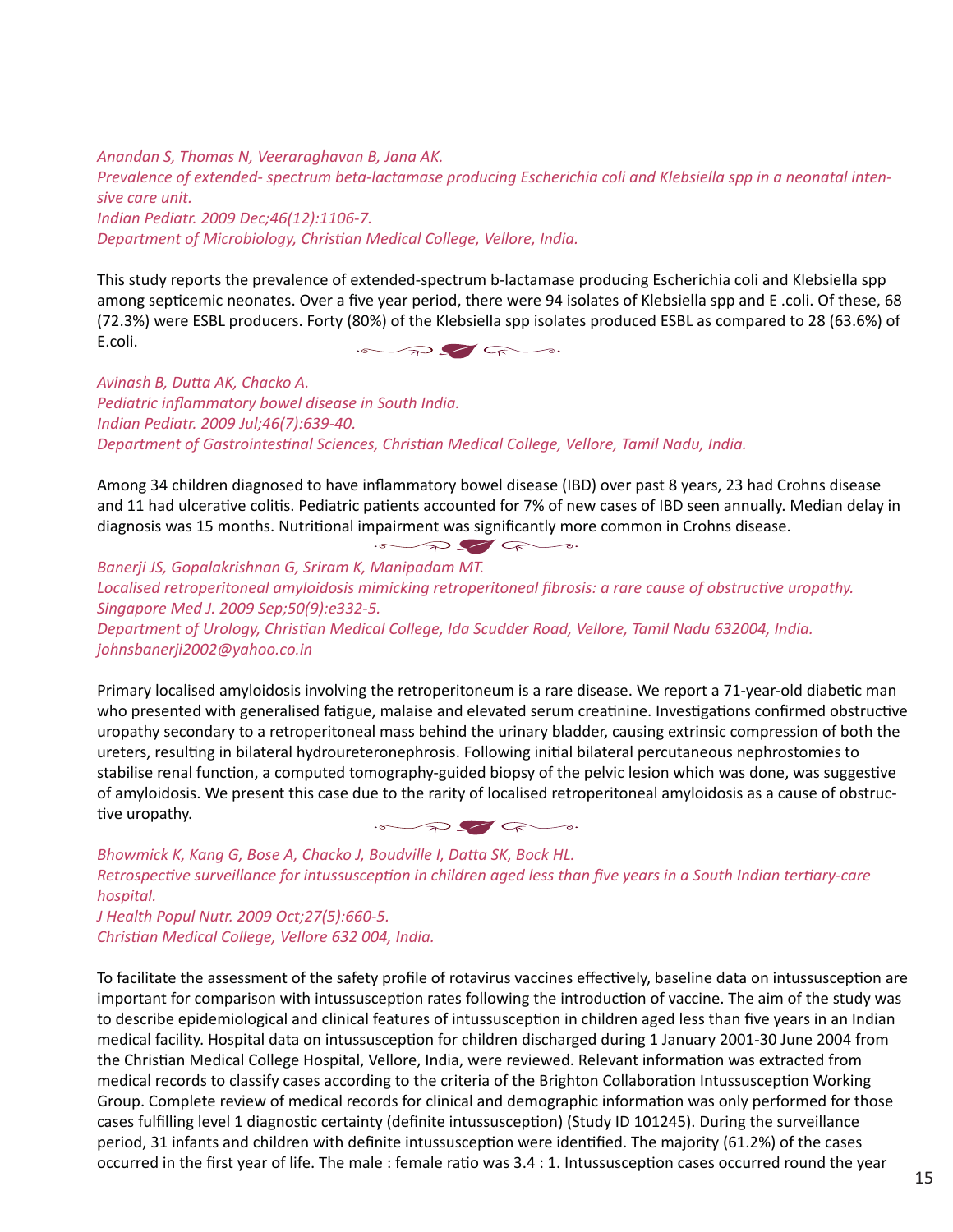*Anandan S, Thomas N, Veeraraghavan B, Jana AK.*
*Prevalence of extended- spectrum beta-lactamase producing Escherichia coli and Klebsiella spp in a neonatal intensive care unit.*
*Indian Pediatr. 2009 Dec;46(12):1106-7.*
*Department of Microbiology, Christian Medical College, Vellore, India.*

This study reports the prevalence of extended-spectrum b-lactamase producing Escherichia coli and Klebsiella spp among septicemic neonates. Over a five year period, there were 94 isolates of Klebsiella spp and E .coli. Of these, 68 (72.3%) were ESBL producers. Forty (80%) of the Klebsiella spp isolates produced ESBL as compared to 28 (63.6%) of E.coli.

*Avinash B, Dutta AK, Chacko A.*
*Pediatric inflammatory bowel disease in South India.*
*Indian Pediatr. 2009 Jul;46(7):639-40.*
*Department of Gastrointestinal Sciences, Christian Medical College, Vellore, Tamil Nadu, India.*

Among 34 children diagnosed to have inflammatory bowel disease (IBD) over past 8 years, 23 had Crohns disease and 11 had ulcerative colitis. Pediatric patients accounted for 7% of new cases of IBD seen annually. Median delay in diagnosis was 15 months. Nutritional impairment was significantly more common in Crohns disease.

*Banerji JS, Gopalakrishnan G, Sriram K, Manipadam MT.*
*Localised retroperitoneal amyloidosis mimicking retroperitoneal fibrosis: a rare cause of obstructive uropathy.*
*Singapore Med J. 2009 Sep;50(9):e332-5.*
*Department of Urology, Christian Medical College, Ida Scudder Road, Vellore, Tamil Nadu 632004, India.*
*johnsbanerji2002@yahoo.co.in*

Primary localised amyloidosis involving the retroperitoneum is a rare disease. We report a 71-year-old diabetic man who presented with generalised fatigue, malaise and elevated serum creatinine. Investigations confirmed obstructive uropathy secondary to a retroperitoneal mass behind the urinary bladder, causing extrinsic compression of both the ureters, resulting in bilateral hydroureteronephrosis. Following initial bilateral percutaneous nephrostomies to stabilise renal function, a computed tomography-guided biopsy of the pelvic lesion which was done, was suggestive of amyloidosis. We present this case due to the rarity of localised retroperitoneal amyloidosis as a cause of obstructive uropathy.

*Bhowmick K, Kang G, Bose A, Chacko J, Boudville I, Datta SK, Bock HL.*
*Retrospective surveillance for intussusception in children aged less than five years in a South Indian tertiary-care hospital.*
*J Health Popul Nutr. 2009 Oct;27(5):660-5.*
*Christian Medical College, Vellore 632 004, India.*

To facilitate the assessment of the safety profile of rotavirus vaccines effectively, baseline data on intussusception are important for comparison with intussusception rates following the introduction of vaccine. The aim of the study was to describe epidemiological and clinical features of intussusception in children aged less than five years in an Indian medical facility. Hospital data on intussusception for children discharged during 1 January 2001-30 June 2004 from the Christian Medical College Hospital, Vellore, India, were reviewed. Relevant information was extracted from medical records to classify cases according to the criteria of the Brighton Collaboration Intussusception Working Group. Complete review of medical records for clinical and demographic information was only performed for those cases fulfilling level 1 diagnostic certainty (definite intussusception) (Study ID 101245). During the surveillance period, 31 infants and children with definite intussusception were identified. The majority (61.2%) of the cases occurred in the first year of life. The male : female ratio was 3.4 : 1. Intussusception cases occurred round the year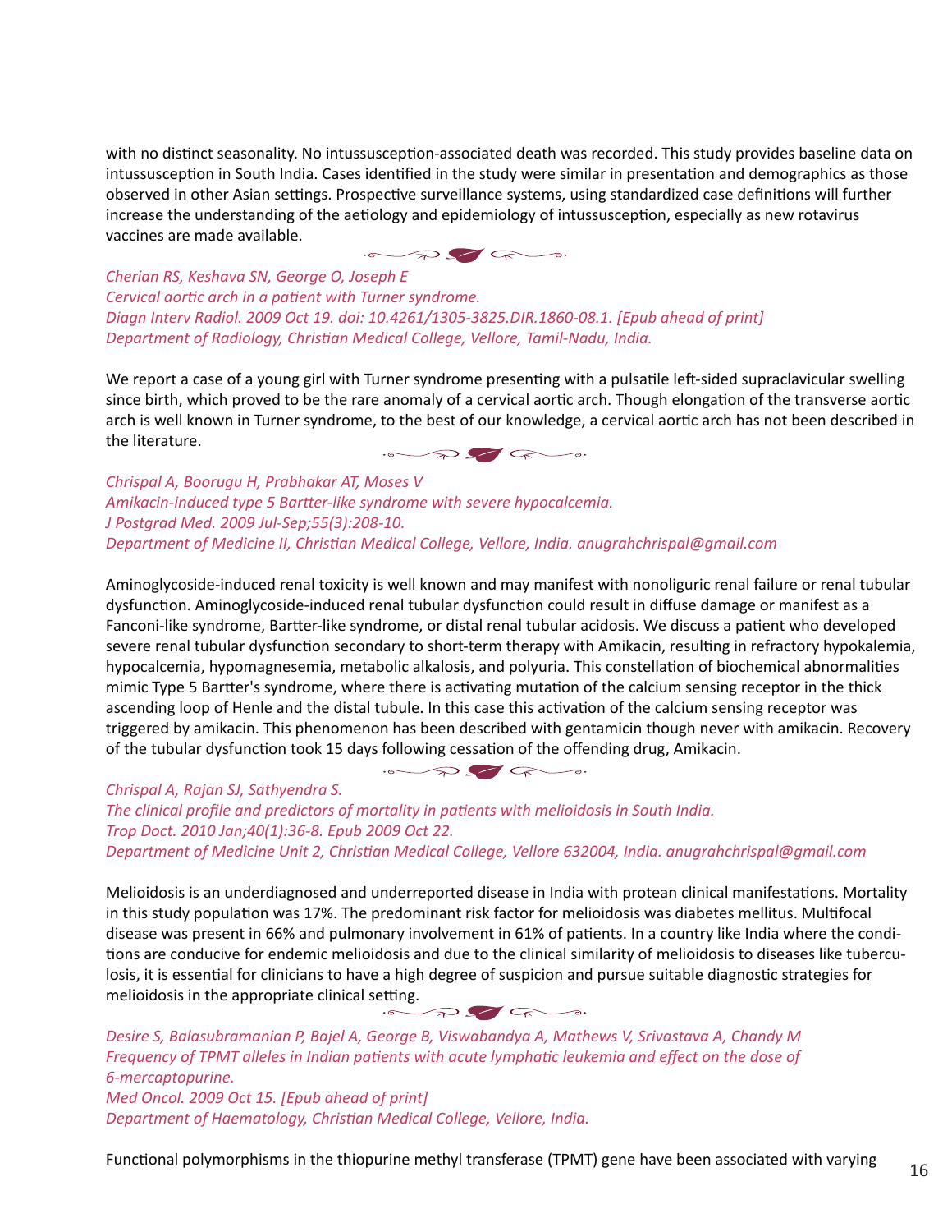with no distinct seasonality. No intussusception-associated death was recorded. This study provides baseline data on intussusception in South India. Cases identified in the study were similar in presentation and demographics as those observed in other Asian settings. Prospective surveillance systems, using standardized case definitions will further increase the understanding of the aetiology and epidemiology of intussusception, especially as new rotavirus vaccines are made available.

*Cherian RS, Keshava SN, George O, Joseph E*
*Cervical aortic arch in a patient with Turner syndrome.*
*Diagn Interv Radiol. 2009 Oct 19. doi: 10.4261/1305-3825.DIR.1860-08.1. [Epub ahead of print]*
*Department of Radiology, Christian Medical College, Vellore, Tamil-Nadu, India.*

We report a case of a young girl with Turner syndrome presenting with a pulsatile left-sided supraclavicular swelling since birth, which proved to be the rare anomaly of a cervical aortic arch. Though elongation of the transverse aortic arch is well known in Turner syndrome, to the best of our knowledge, a cervical aortic arch has not been described in the literature.

*Chrispal A, Boorugu H, Prabhakar AT, Moses V*
*Amikacin-induced type 5 Bartter-like syndrome with severe hypocalcemia.*
*J Postgrad Med. 2009 Jul-Sep;55(3):208-10.*
*Department of Medicine II, Christian Medical College, Vellore, India. anugrahchrispal@gmail.com*

Aminoglycoside-induced renal toxicity is well known and may manifest with nonoliguric renal failure or renal tubular dysfunction. Aminoglycoside-induced renal tubular dysfunction could result in diffuse damage or manifest as a Fanconi-like syndrome, Bartter-like syndrome, or distal renal tubular acidosis. We discuss a patient who developed severe renal tubular dysfunction secondary to short-term therapy with Amikacin, resulting in refractory hypokalemia, hypocalcemia, hypomagnesemia, metabolic alkalosis, and polyuria. This constellation of biochemical abnormalities mimic Type 5 Bartter's syndrome, where there is activating mutation of the calcium sensing receptor in the thick ascending loop of Henle and the distal tubule. In this case this activation of the calcium sensing receptor was triggered by amikacin. This phenomenon has been described with gentamicin though never with amikacin. Recovery of the tubular dysfunction took 15 days following cessation of the offending drug, Amikacin.

*Chrispal A, Rajan SJ, Sathyendra S.*
*The clinical profile and predictors of mortality in patients with melioidosis in South India.*
*Trop Doct. 2010 Jan;40(1):36-8. Epub 2009 Oct 22.*
*Department of Medicine Unit 2, Christian Medical College, Vellore 632004, India. anugrahchrispal@gmail.com*

Melioidosis is an underdiagnosed and underreported disease in India with protean clinical manifestations. Mortality in this study population was 17%. The predominant risk factor for melioidosis was diabetes mellitus. Multifocal disease was present in 66% and pulmonary involvement in 61% of patients. In a country like India where the conditions are conducive for endemic melioidosis and due to the clinical similarity of melioidosis to diseases like tuberculosis, it is essential for clinicians to have a high degree of suspicion and pursue suitable diagnostic strategies for melioidosis in the appropriate clinical setting.

*Desire S, Balasubramanian P, Bajel A, George B, Viswabandya A, Mathews V, Srivastava A, Chandy M*
*Frequency of TPMT alleles in Indian patients with acute lymphatic leukemia and effect on the dose of 6-mercaptopurine.*
*Med Oncol. 2009 Oct 15. [Epub ahead of print]*
*Department of Haematology, Christian Medical College, Vellore, India.*

Functional polymorphisms in the thiopurine methyl transferase (TPMT) gene have been associated with varying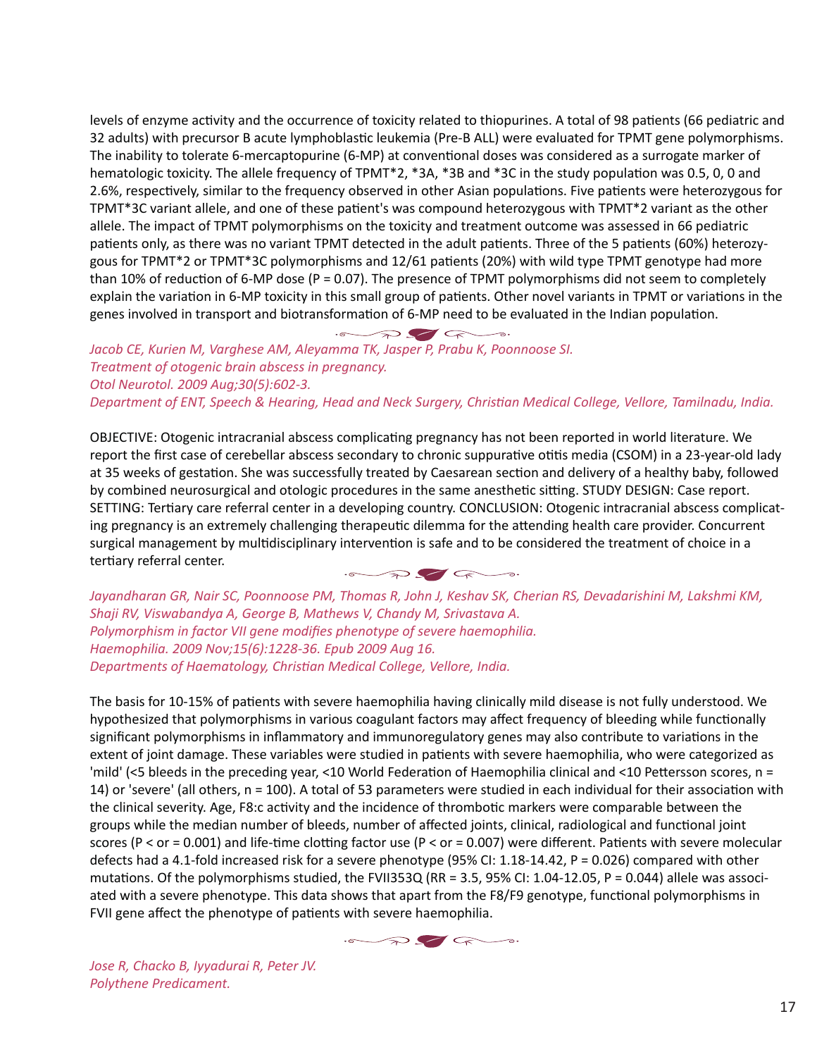levels of enzyme activity and the occurrence of toxicity related to thiopurines. A total of 98 patients (66 pediatric and 32 adults) with precursor B acute lymphoblastic leukemia (Pre-B ALL) were evaluated for TPMT gene polymorphisms. The inability to tolerate 6-mercaptopurine (6-MP) at conventional doses was considered as a surrogate marker of hematologic toxicity. The allele frequency of TPMT*2, *3A, *3B and *3C in the study population was 0.5, 0, 0 and 2.6%, respectively, similar to the frequency observed in other Asian populations. Five patients were heterozygous for TPMT*3C variant allele, and one of these patient's was compound heterozygous with TPMT*2 variant as the other allele. The impact of TPMT polymorphisms on the toxicity and treatment outcome was assessed in 66 pediatric patients only, as there was no variant TPMT detected in the adult patients. Three of the 5 patients (60%) heterozygous for TPMT*2 or TPMT*3C polymorphisms and 12/61 patients (20%) with wild type TPMT genotype had more than 10% of reduction of 6-MP dose (P = 0.07). The presence of TPMT polymorphisms did not seem to completely explain the variation in 6-MP toxicity in this small group of patients. Other novel variants in TPMT or variations in the genes involved in transport and biotransformation of 6-MP need to be evaluated in the Indian population.

*Jacob CE, Kurien M, Varghese AM, Aleyamma TK, Jasper P, Prabu K, Poonnoose SI.*
*Treatment of otogenic brain abscess in pregnancy.*
*Otol Neurotol. 2009 Aug;30(5):602-3.*
*Department of ENT, Speech & Hearing, Head and Neck Surgery, Christian Medical College, Vellore, Tamilnadu, India.*

OBJECTIVE: Otogenic intracranial abscess complicating pregnancy has not been reported in world literature. We report the first case of cerebellar abscess secondary to chronic suppurative otitis media (CSOM) in a 23-year-old lady at 35 weeks of gestation. She was successfully treated by Caesarean section and delivery of a healthy baby, followed by combined neurosurgical and otologic procedures in the same anesthetic sitting. STUDY DESIGN: Case report. SETTING: Tertiary care referral center in a developing country. CONCLUSION: Otogenic intracranial abscess complicating pregnancy is an extremely challenging therapeutic dilemma for the attending health care provider. Concurrent surgical management by multidisciplinary intervention is safe and to be considered the treatment of choice in a tertiary referral center.

*Jayandharan GR, Nair SC, Poonnoose PM, Thomas R, John J, Keshav SK, Cherian RS, Devadarishini M, Lakshmi KM, Shaji RV, Viswabandya A, George B, Mathews V, Chandy M, Srivastava A.*
*Polymorphism in factor VII gene modifies phenotype of severe haemophilia.*
*Haemophilia. 2009 Nov;15(6):1228-36. Epub 2009 Aug 16.*
*Departments of Haematology, Christian Medical College, Vellore, India.*

The basis for 10-15% of patients with severe haemophilia having clinically mild disease is not fully understood. We hypothesized that polymorphisms in various coagulant factors may affect frequency of bleeding while functionally significant polymorphisms in inflammatory and immunoregulatory genes may also contribute to variations in the extent of joint damage. These variables were studied in patients with severe haemophilia, who were categorized as 'mild' (<5 bleeds in the preceding year, <10 World Federation of Haemophilia clinical and <10 Pettersson scores, n = 14) or 'severe' (all others, n = 100). A total of 53 parameters were studied in each individual for their association with the clinical severity. Age, F8:c activity and the incidence of thrombotic markers were comparable between the groups while the median number of bleeds, number of affected joints, clinical, radiological and functional joint scores (P < or = 0.001) and life-time clotting factor use (P < or = 0.007) were different. Patients with severe molecular defects had a 4.1-fold increased risk for a severe phenotype (95% CI: 1.18-14.42, P = 0.026) compared with other mutations. Of the polymorphisms studied, the FVII353Q (RR = 3.5, 95% CI: 1.04-12.05, P = 0.044) allele was associated with a severe phenotype. This data shows that apart from the F8/F9 genotype, functional polymorphisms in FVII gene affect the phenotype of patients with severe haemophilia.

*Jose R, Chacko B, Iyyadurai R, Peter JV.*
*Polythene Predicament.*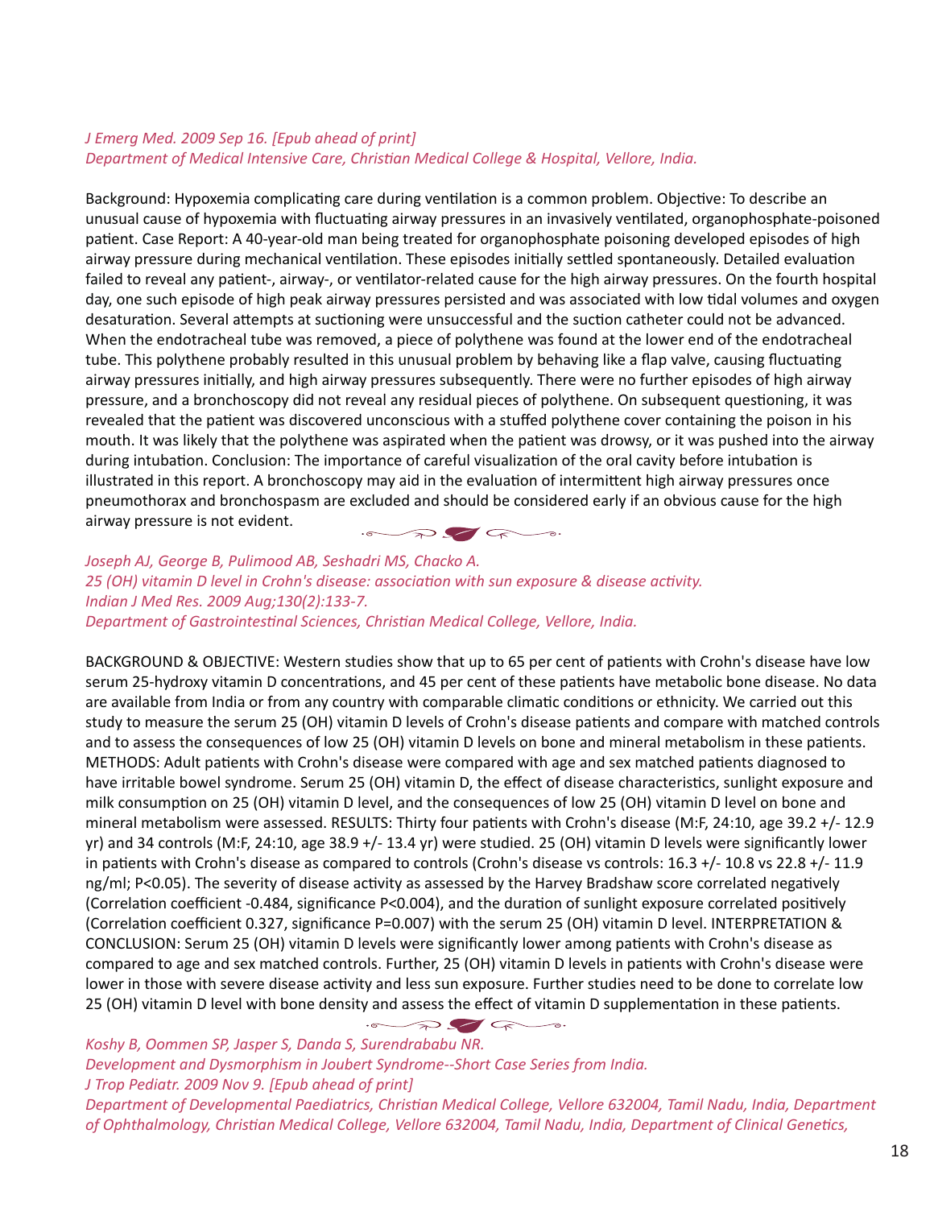*J Emerg Med. 2009 Sep 16. [Epub ahead of print]*
*Department of Medical Intensive Care, Christian Medical College & Hospital, Vellore, India.*

Background: Hypoxemia complicating care during ventilation is a common problem. Objective: To describe an unusual cause of hypoxemia with fluctuating airway pressures in an invasively ventilated, organophosphate-poisoned patient. Case Report: A 40-year-old man being treated for organophosphate poisoning developed episodes of high airway pressure during mechanical ventilation. These episodes initially settled spontaneously. Detailed evaluation failed to reveal any patient-, airway-, or ventilator-related cause for the high airway pressures. On the fourth hospital day, one such episode of high peak airway pressures persisted and was associated with low tidal volumes and oxygen desaturation. Several attempts at suctioning were unsuccessful and the suction catheter could not be advanced. When the endotracheal tube was removed, a piece of polythene was found at the lower end of the endotracheal tube. This polythene probably resulted in this unusual problem by behaving like a flap valve, causing fluctuating airway pressures initially, and high airway pressures subsequently. There were no further episodes of high airway pressure, and a bronchoscopy did not reveal any residual pieces of polythene. On subsequent questioning, it was revealed that the patient was discovered unconscious with a stuffed polythene cover containing the poison in his mouth. It was likely that the polythene was aspirated when the patient was drowsy, or it was pushed into the airway during intubation. Conclusion: The importance of careful visualization of the oral cavity before intubation is illustrated in this report. A bronchoscopy may aid in the evaluation of intermittent high airway pressures once pneumothorax and bronchospasm are excluded and should be considered early if an obvious cause for the high airway pressure is not evident.

*Joseph AJ, George B, Pulimood AB, Seshadri MS, Chacko A.*
*25 (OH) vitamin D level in Crohn's disease: association with sun exposure & disease activity.*
*Indian J Med Res. 2009 Aug;130(2):133-7.*
*Department of Gastrointestinal Sciences, Christian Medical College, Vellore, India.*

BACKGROUND & OBJECTIVE: Western studies show that up to 65 per cent of patients with Crohn's disease have low serum 25-hydroxy vitamin D concentrations, and 45 per cent of these patients have metabolic bone disease. No data are available from India or from any country with comparable climatic conditions or ethnicity. We carried out this study to measure the serum 25 (OH) vitamin D levels of Crohn's disease patients and compare with matched controls and to assess the consequences of low 25 (OH) vitamin D levels on bone and mineral metabolism in these patients. METHODS: Adult patients with Crohn's disease were compared with age and sex matched patients diagnosed to have irritable bowel syndrome. Serum 25 (OH) vitamin D, the effect of disease characteristics, sunlight exposure and milk consumption on 25 (OH) vitamin D level, and the consequences of low 25 (OH) vitamin D level on bone and mineral metabolism were assessed. RESULTS: Thirty four patients with Crohn's disease (M:F, 24:10, age 39.2 +/- 12.9 yr) and 34 controls (M:F, 24:10, age 38.9 +/- 13.4 yr) were studied. 25 (OH) vitamin D levels were significantly lower in patients with Crohn's disease as compared to controls (Crohn's disease vs controls: 16.3 +/- 10.8 vs 22.8 +/- 11.9 ng/ml; $P<0.05$). The severity of disease activity as assessed by the Harvey Bradshaw score correlated negatively (Correlation coefficient -0.484, significance $P<0.004$), and the duration of sunlight exposure correlated positively (Correlation coefficient 0.327, significance $P=0.007$) with the serum 25 (OH) vitamin D level. INTERPRETATION & CONCLUSION: Serum 25 (OH) vitamin D levels were significantly lower among patients with Crohn's disease as compared to age and sex matched controls. Further, 25 (OH) vitamin D levels in patients with Crohn's disease were lower in those with severe disease activity and less sun exposure. Further studies need to be done to correlate low 25 (OH) vitamin D level with bone density and assess the effect of vitamin D supplementation in these patients.

*Koshy B, Oommen SP, Jasper S, Danda S, Surendrababu NR.*
*Development and Dysmorphism in Joubert Syndrome--Short Case Series from India.*
*J Trop Pediatr. 2009 Nov 9. [Epub ahead of print]*
*Department of Developmental Paediatrics, Christian Medical College, Vellore 632004, Tamil Nadu, India, Department of Ophthalmology, Christian Medical College, Vellore 632004, Tamil Nadu, India, Department of Clinical Genetics,*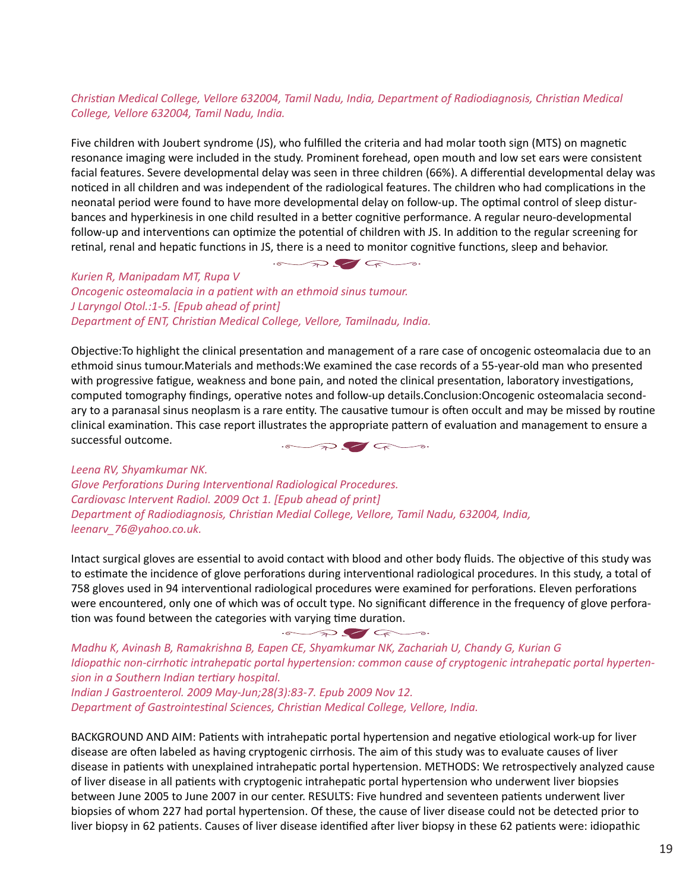*Christian Medical College, Vellore 632004, Tamil Nadu, India, Department of Radiodiagnosis, Christian Medical College, Vellore 632004, Tamil Nadu, India.*

Five children with Joubert syndrome (JS), who fulfilled the criteria and had molar tooth sign (MTS) on magnetic resonance imaging were included in the study. Prominent forehead, open mouth and low set ears were consistent facial features. Severe developmental delay was seen in three children (66%). A differential developmental delay was noticed in all children and was independent of the radiological features. The children who had complications in the neonatal period were found to have more developmental delay on follow-up. The optimal control of sleep disturbances and hyperkinesis in one child resulted in a better cognitive performance. A regular neuro-developmental follow-up and interventions can optimize the potential of children with JS. In addition to the regular screening for retinal, renal and hepatic functions in JS, there is a need to monitor cognitive functions, sleep and behavior.

*Kurien R, Manipadam MT, Rupa V*
*Oncogenic osteomalacia in a patient with an ethmoid sinus tumour.*
*J Laryngol Otol.:1-5. [Epub ahead of print]*
*Department of ENT, Christian Medical College, Vellore, Tamilnadu, India.*

Objective:To highlight the clinical presentation and management of a rare case of oncogenic osteomalacia due to an ethmoid sinus tumour.Materials and methods:We examined the case records of a 55-year-old man who presented with progressive fatigue, weakness and bone pain, and noted the clinical presentation, laboratory investigations, computed tomography findings, operative notes and follow-up details.Conclusion:Oncogenic osteomalacia secondary to a paranasal sinus neoplasm is a rare entity. The causative tumour is often occult and may be missed by routine clinical examination. This case report illustrates the appropriate pattern of evaluation and management to ensure a successful outcome.

*Leena RV, Shyamkumar NK.*
*Glove Perforations During Interventional Radiological Procedures.*
*Cardiovasc Intervent Radiol. 2009 Oct 1. [Epub ahead of print]*
*Department of Radiodiagnosis, Christian Medial College, Vellore, Tamil Nadu, 632004, India, leenarv_76@yahoo.co.uk.*

Intact surgical gloves are essential to avoid contact with blood and other body fluids. The objective of this study was to estimate the incidence of glove perforations during interventional radiological procedures. In this study, a total of 758 gloves used in 94 interventional radiological procedures were examined for perforations. Eleven perforations were encountered, only one of which was of occult type. No significant difference in the frequency of glove perforation was found between the categories with varying time duration.

*Madhu K, Avinash B, Ramakrishna B, Eapen CE, Shyamkumar NK, Zachariah U, Chandy G, Kurian G*
*Idiopathic non-cirrhotic intrahepatic portal hypertension: common cause of cryptogenic intrahepatic portal hypertension in a Southern Indian tertiary hospital.*
*Indian J Gastroenterol. 2009 May-Jun;28(3):83-7. Epub 2009 Nov 12.*
*Department of Gastrointestinal Sciences, Christian Medical College, Vellore, India.*

BACKGROUND AND AIM: Patients with intrahepatic portal hypertension and negative etiological work-up for liver disease are often labeled as having cryptogenic cirrhosis. The aim of this study was to evaluate causes of liver disease in patients with unexplained intrahepatic portal hypertension. METHODS: We retrospectively analyzed cause of liver disease in all patients with cryptogenic intrahepatic portal hypertension who underwent liver biopsies between June 2005 to June 2007 in our center. RESULTS: Five hundred and seventeen patients underwent liver biopsies of whom 227 had portal hypertension. Of these, the cause of liver disease could not be detected prior to liver biopsy in 62 patients. Causes of liver disease identified after liver biopsy in these 62 patients were: idiopathic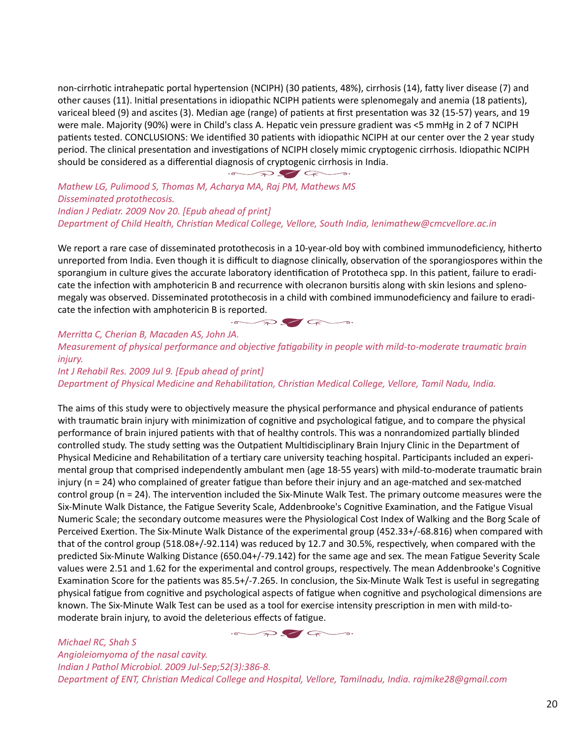non-cirrhotic intrahepatic portal hypertension (NCIPH) (30 patients, 48%), cirrhosis (14), fatty liver disease (7) and other causes (11). Initial presentations in idiopathic NCIPH patients were splenomegaly and anemia (18 patients), variceal bleed (9) and ascites (3). Median age (range) of patients at first presentation was 32 (15-57) years, and 19 were male. Majority (90%) were in Child's class A. Hepatic vein pressure gradient was <5 mmHg in 2 of 7 NCIPH patients tested. CONCLUSIONS: We identified 30 patients with idiopathic NCIPH at our center over the 2 year study period. The clinical presentation and investigations of NCIPH closely mimic cryptogenic cirrhosis. Idiopathic NCIPH should be considered as a differential diagnosis of cryptogenic cirrhosis in India.

*Mathew LG, Pulimood S, Thomas M, Acharya MA, Raj PM, Mathews MS*
*Disseminated protothecosis.*
*Indian J Pediatr. 2009 Nov 20. [Epub ahead of print]*
*Department of Child Health, Christian Medical College, Vellore, South India, lenimathew@cmcvellore.ac.in*

We report a rare case of disseminated protothecosis in a 10-year-old boy with combined immunodeficiency, hitherto unreported from India. Even though it is difficult to diagnose clinically, observation of the sporangiospores within the sporangium in culture gives the accurate laboratory identification of Prototheca spp. In this patient, failure to eradicate the infection with amphotericin B and recurrence with olecranon bursitis along with skin lesions and splenomegaly was observed. Disseminated protothecosis in a child with combined immunodeficiency and failure to eradicate the infection with amphotericin B is reported.

*Merritta C, Cherian B, Macaden AS, John JA.*
*Measurement of physical performance and objective fatigability in people with mild-to-moderate traumatic brain injury.*
*Int J Rehabil Res. 2009 Jul 9. [Epub ahead of print]*
*Department of Physical Medicine and Rehabilitation, Christian Medical College, Vellore, Tamil Nadu, India.*

The aims of this study were to objectively measure the physical performance and physical endurance of patients with traumatic brain injury with minimization of cognitive and psychological fatigue, and to compare the physical performance of brain injured patients with that of healthy controls. This was a nonrandomized partially blinded controlled study. The study setting was the Outpatient Multidisciplinary Brain Injury Clinic in the Department of Physical Medicine and Rehabilitation of a tertiary care university teaching hospital. Participants included an experimental group that comprised independently ambulant men (age 18-55 years) with mild-to-moderate traumatic brain injury (n = 24) who complained of greater fatigue than before their injury and an age-matched and sex-matched control group (n = 24). The intervention included the Six-Minute Walk Test. The primary outcome measures were the Six-Minute Walk Distance, the Fatigue Severity Scale, Addenbrooke's Cognitive Examination, and the Fatigue Visual Numeric Scale; the secondary outcome measures were the Physiological Cost Index of Walking and the Borg Scale of Perceived Exertion. The Six-Minute Walk Distance of the experimental group (452.33+/-68.816) when compared with that of the control group (518.08+/-92.114) was reduced by 12.7 and 30.5%, respectively, when compared with the predicted Six-Minute Walking Distance (650.04+/-79.142) for the same age and sex. The mean Fatigue Severity Scale values were 2.51 and 1.62 for the experimental and control groups, respectively. The mean Addenbrooke's Cognitive Examination Score for the patients was 85.5+/-7.265. In conclusion, the Six-Minute Walk Test is useful in segregating physical fatigue from cognitive and psychological aspects of fatigue when cognitive and psychological dimensions are known. The Six-Minute Walk Test can be used as a tool for exercise intensity prescription in men with mild-to-moderate brain injury, to avoid the deleterious effects of fatigue.

*Michael RC, Shah S*
*Angioleiomyoma of the nasal cavity.*
*Indian J Pathol Microbiol. 2009 Jul-Sep;52(3):386-8.*
*Department of ENT, Christian Medical College and Hospital, Vellore, Tamilnadu, India. rajmike28@gmail.com*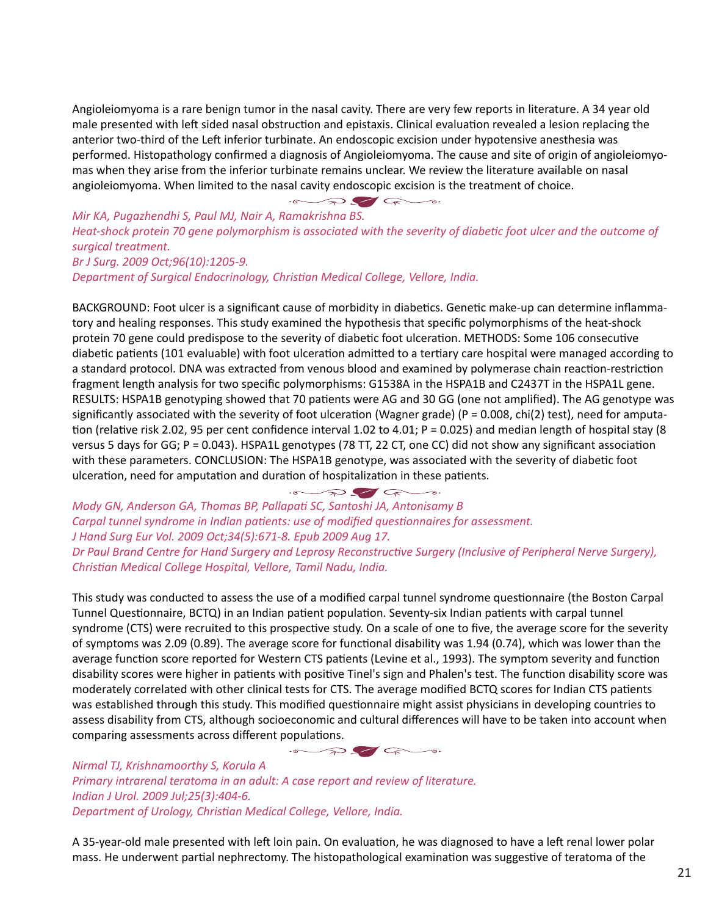Angioleiomyoma is a rare benign tumor in the nasal cavity. There are very few reports in literature. A 34 year old male presented with left sided nasal obstruction and epistaxis. Clinical evaluation revealed a lesion replacing the anterior two-third of the Left inferior turbinate. An endoscopic excision under hypotensive anesthesia was performed. Histopathology confirmed a diagnosis of Angioleiomyoma. The cause and site of origin of angioleiomyomas when they arise from the inferior turbinate remains unclear. We review the literature available on nasal angioleiomyoma. When limited to the nasal cavity endoscopic excision is the treatment of choice.

*Mir KA, Pugazhendhi S, Paul MJ, Nair A, Ramakrishna BS.*
*Heat-shock protein 70 gene polymorphism is associated with the severity of diabetic foot ulcer and the outcome of surgical treatment.*
*Br J Surg. 2009 Oct;96(10):1205-9.*
*Department of Surgical Endocrinology, Christian Medical College, Vellore, India.*

BACKGROUND: Foot ulcer is a significant cause of morbidity in diabetics. Genetic make-up can determine inflammatory and healing responses. This study examined the hypothesis that specific polymorphisms of the heat-shock protein 70 gene could predispose to the severity of diabetic foot ulceration. METHODS: Some 106 consecutive diabetic patients (101 evaluable) with foot ulceration admitted to a tertiary care hospital were managed according to a standard protocol. DNA was extracted from venous blood and examined by polymerase chain reaction-restriction fragment length analysis for two specific polymorphisms: G1538A in the HSPA1B and C2437T in the HSPA1L gene. RESULTS: HSPA1B genotyping showed that 70 patients were AG and 30 GG (one not amplified). The AG genotype was significantly associated with the severity of foot ulceration (Wagner grade) (P = 0.008, chi(2) test), need for amputation (relative risk 2.02, 95 per cent confidence interval 1.02 to 4.01; P = 0.025) and median length of hospital stay (8 versus 5 days for GG; P = 0.043). HSPA1L genotypes (78 TT, 22 CT, one CC) did not show any significant association with these parameters. CONCLUSION: The HSPA1B genotype, was associated with the severity of diabetic foot ulceration, need for amputation and duration of hospitalization in these patients.

*Mody GN, Anderson GA, Thomas BP, Pallapati SC, Santoshi JA, Antonisamy B*
*Carpal tunnel syndrome in Indian patients: use of modified questionnaires for assessment.*
*J Hand Surg Eur Vol. 2009 Oct;34(5):671-8. Epub 2009 Aug 17.*
*Dr Paul Brand Centre for Hand Surgery and Leprosy Reconstructive Surgery (Inclusive of Peripheral Nerve Surgery), Christian Medical College Hospital, Vellore, Tamil Nadu, India.*

This study was conducted to assess the use of a modified carpal tunnel syndrome questionnaire (the Boston Carpal Tunnel Questionnaire, BCTQ) in an Indian patient population. Seventy-six Indian patients with carpal tunnel syndrome (CTS) were recruited to this prospective study. On a scale of one to five, the average score for the severity of symptoms was 2.09 (0.89). The average score for functional disability was 1.94 (0.74), which was lower than the average function score reported for Western CTS patients (Levine et al., 1993). The symptom severity and function disability scores were higher in patients with positive Tinel's sign and Phalen's test. The function disability score was moderately correlated with other clinical tests for CTS. The average modified BCTQ scores for Indian CTS patients was established through this study. This modified questionnaire might assist physicians in developing countries to assess disability from CTS, although socioeconomic and cultural differences will have to be taken into account when comparing assessments across different populations.

*Nirmal TJ, Krishnamoorthy S, Korula A*
*Primary intrarenal teratoma in an adult: A case report and review of literature.*
*Indian J Urol. 2009 Jul;25(3):404-6.*
*Department of Urology, Christian Medical College, Vellore, India.*

A 35-year-old male presented with left loin pain. On evaluation, he was diagnosed to have a left renal lower polar mass. He underwent partial nephrectomy. The histopathological examination was suggestive of teratoma of the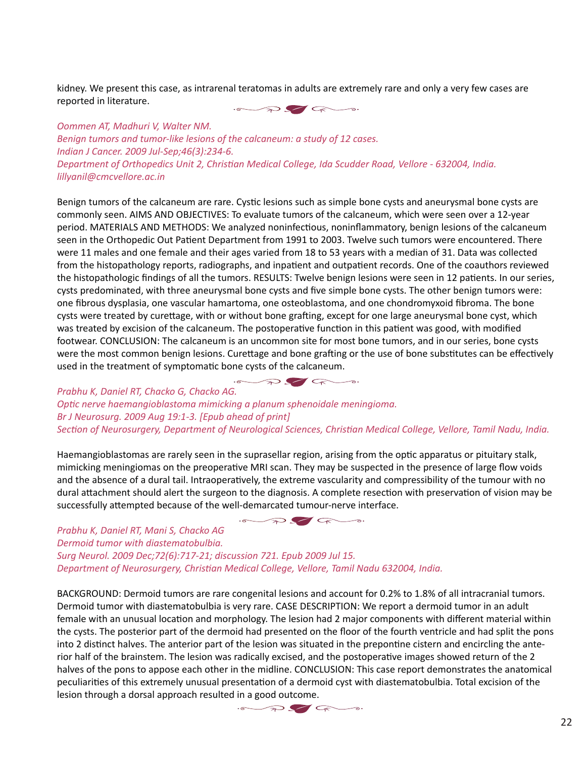kidney. We present this case, as intrarenal teratomas in adults are extremely rare and only a very few cases are reported in literature.

*Oommen AT, Madhuri V, Walter NM.*
*Benign tumors and tumor-like lesions of the calcaneum: a study of 12 cases.*
*Indian J Cancer. 2009 Jul-Sep;46(3):234-6.*
*Department of Orthopedics Unit 2, Christian Medical College, Ida Scudder Road, Vellore - 632004, India.*
*lillyanil@cmcvellore.ac.in*

Benign tumors of the calcaneum are rare. Cystic lesions such as simple bone cysts and aneurysmal bone cysts are commonly seen. AIMS AND OBJECTIVES: To evaluate tumors of the calcaneum, which were seen over a 12-year period. MATERIALS AND METHODS: We analyzed noninfectious, noninflammatory, benign lesions of the calcaneum seen in the Orthopedic Out Patient Department from 1991 to 2003. Twelve such tumors were encountered. There were 11 males and one female and their ages varied from 18 to 53 years with a median of 31. Data was collected from the histopathology reports, radiographs, and inpatient and outpatient records. One of the coauthors reviewed the histopathologic findings of all the tumors. RESULTS: Twelve benign lesions were seen in 12 patients. In our series, cysts predominated, with three aneurysmal bone cysts and five simple bone cysts. The other benign tumors were: one fibrous dysplasia, one vascular hamartoma, one osteoblastoma, and one chondromyxoid fibroma. The bone cysts were treated by curettage, with or without bone grafting, except for one large aneurysmal bone cyst, which was treated by excision of the calcaneum. The postoperative function in this patient was good, with modified footwear. CONCLUSION: The calcaneum is an uncommon site for most bone tumors, and in our series, bone cysts were the most common benign lesions. Curettage and bone grafting or the use of bone substitutes can be effectively used in the treatment of symptomatic bone cysts of the calcaneum.

*Prabhu K, Daniel RT, Chacko G, Chacko AG.*
*Optic nerve haemangioblastoma mimicking a planum sphenoidale meningioma.*
*Br J Neurosurg. 2009 Aug 19:1-3. [Epub ahead of print]*
*Section of Neurosurgery, Department of Neurological Sciences, Christian Medical College, Vellore, Tamil Nadu, India.*

Haemangioblastomas are rarely seen in the suprasellar region, arising from the optic apparatus or pituitary stalk, mimicking meningiomas on the preoperative MRI scan. They may be suspected in the presence of large flow voids and the absence of a dural tail. Intraoperatively, the extreme vascularity and compressibility of the tumour with no dural attachment should alert the surgeon to the diagnosis. A complete resection with preservation of vision may be successfully attempted because of the well-demarcated tumour-nerve interface.

*Prabhu K, Daniel RT, Mani S, Chacko AG*
*Dermoid tumor with diastematobulbia.*
*Surg Neurol. 2009 Dec;72(6):717-21; discussion 721. Epub 2009 Jul 15.*
*Department of Neurosurgery, Christian Medical College, Vellore, Tamil Nadu 632004, India.*

BACKGROUND: Dermoid tumors are rare congenital lesions and account for 0.2% to 1.8% of all intracranial tumors. Dermoid tumor with diastematobulbia is very rare. CASE DESCRIPTION: We report a dermoid tumor in an adult female with an unusual location and morphology. The lesion had 2 major components with different material within the cysts. The posterior part of the dermoid had presented on the floor of the fourth ventricle and had split the pons into 2 distinct halves. The anterior part of the lesion was situated in the prepontine cistern and encircling the anterior half of the brainstem. The lesion was radically excised, and the postoperative images showed return of the 2 halves of the pons to appose each other in the midline. CONCLUSION: This case report demonstrates the anatomical peculiarities of this extremely unusual presentation of a dermoid cyst with diastematobulbia. Total excision of the lesion through a dorsal approach resulted in a good outcome.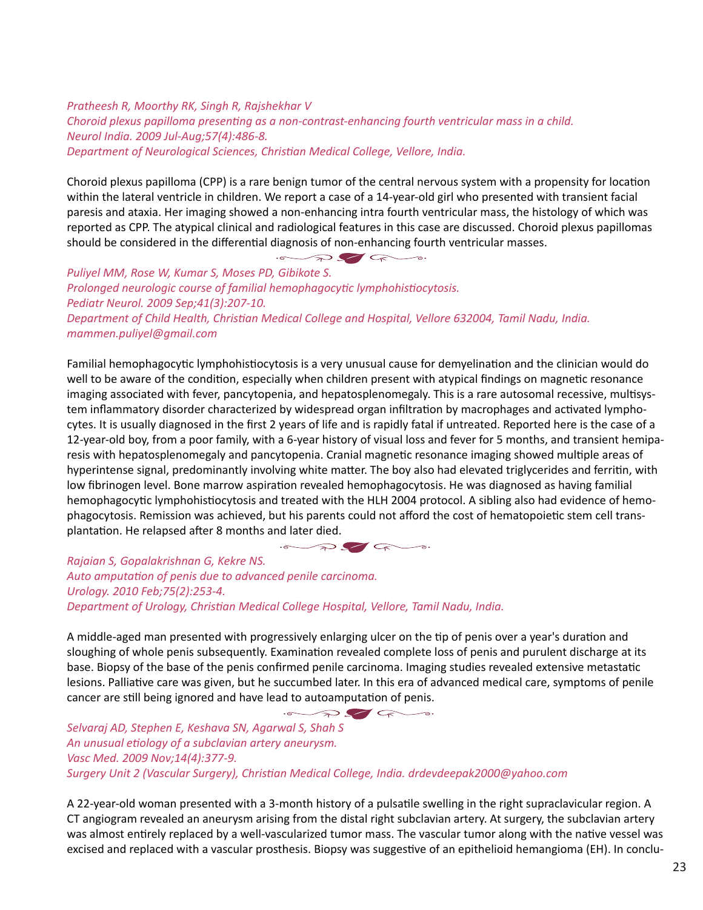*Pratheesh R, Moorthy RK, Singh R, Rajshekhar V*
*Choroid plexus papilloma presenting as a non-contrast-enhancing fourth ventricular mass in a child.*
*Neurol India. 2009 Jul-Aug;57(4):486-8.*
*Department of Neurological Sciences, Christian Medical College, Vellore, India.*

Choroid plexus papilloma (CPP) is a rare benign tumor of the central nervous system with a propensity for location within the lateral ventricle in children. We report a case of a 14-year-old girl who presented with transient facial paresis and ataxia. Her imaging showed a non-enhancing intra fourth ventricular mass, the histology of which was reported as CPP. The atypical clinical and radiological features in this case are discussed. Choroid plexus papillomas should be considered in the differential diagnosis of non-enhancing fourth ventricular masses.

*Puliyel MM, Rose W, Kumar S, Moses PD, Gibikote S.*
*Prolonged neurologic course of familial hemophagocytic lymphohistiocytosis.*
*Pediatr Neurol. 2009 Sep;41(3):207-10.*
*Department of Child Health, Christian Medical College and Hospital, Vellore 632004, Tamil Nadu, India.*
*mammen.puliyel@gmail.com*

Familial hemophagocytic lymphohistiocytosis is a very unusual cause for demyelination and the clinician would do well to be aware of the condition, especially when children present with atypical findings on magnetic resonance imaging associated with fever, pancytopenia, and hepatosplenomegaly. This is a rare autosomal recessive, multisystem inflammatory disorder characterized by widespread organ infiltration by macrophages and activated lymphocytes. It is usually diagnosed in the first 2 years of life and is rapidly fatal if untreated. Reported here is the case of a 12-year-old boy, from a poor family, with a 6-year history of visual loss and fever for 5 months, and transient hemiparesis with hepatosplenomegaly and pancytopenia. Cranial magnetic resonance imaging showed multiple areas of hyperintense signal, predominantly involving white matter. The boy also had elevated triglycerides and ferritin, with low fibrinogen level. Bone marrow aspiration revealed hemophagocytosis. He was diagnosed as having familial hemophagocytic lymphohistiocytosis and treated with the HLH 2004 protocol. A sibling also had evidence of hemophagocytosis. Remission was achieved, but his parents could not afford the cost of hematopoietic stem cell transplantation. He relapsed after 8 months and later died.

*Rajaian S, Gopalakrishnan G, Kekre NS.*
*Auto amputation of penis due to advanced penile carcinoma.*
*Urology. 2010 Feb;75(2):253-4.*
*Department of Urology, Christian Medical College Hospital, Vellore, Tamil Nadu, India.*

A middle-aged man presented with progressively enlarging ulcer on the tip of penis over a year's duration and sloughing of whole penis subsequently. Examination revealed complete loss of penis and purulent discharge at its base. Biopsy of the base of the penis confirmed penile carcinoma. Imaging studies revealed extensive metastatic lesions. Palliative care was given, but he succumbed later. In this era of advanced medical care, symptoms of penile cancer are still being ignored and have lead to autoamputation of penis.

*Selvaraj AD, Stephen E, Keshava SN, Agarwal S, Shah S*
*An unusual etiology of a subclavian artery aneurysm.*
*Vasc Med. 2009 Nov;14(4):377-9.*
*Surgery Unit 2 (Vascular Surgery), Christian Medical College, India. drdevdeepak2000@yahoo.com*

A 22-year-old woman presented with a 3-month history of a pulsatile swelling in the right supraclavicular region. A CT angiogram revealed an aneurysm arising from the distal right subclavian artery. At surgery, the subclavian artery was almost entirely replaced by a well-vascularized tumor mass. The vascular tumor along with the native vessel was excised and replaced with a vascular prosthesis. Biopsy was suggestive of an epithelioid hemangioma (EH). In conclu-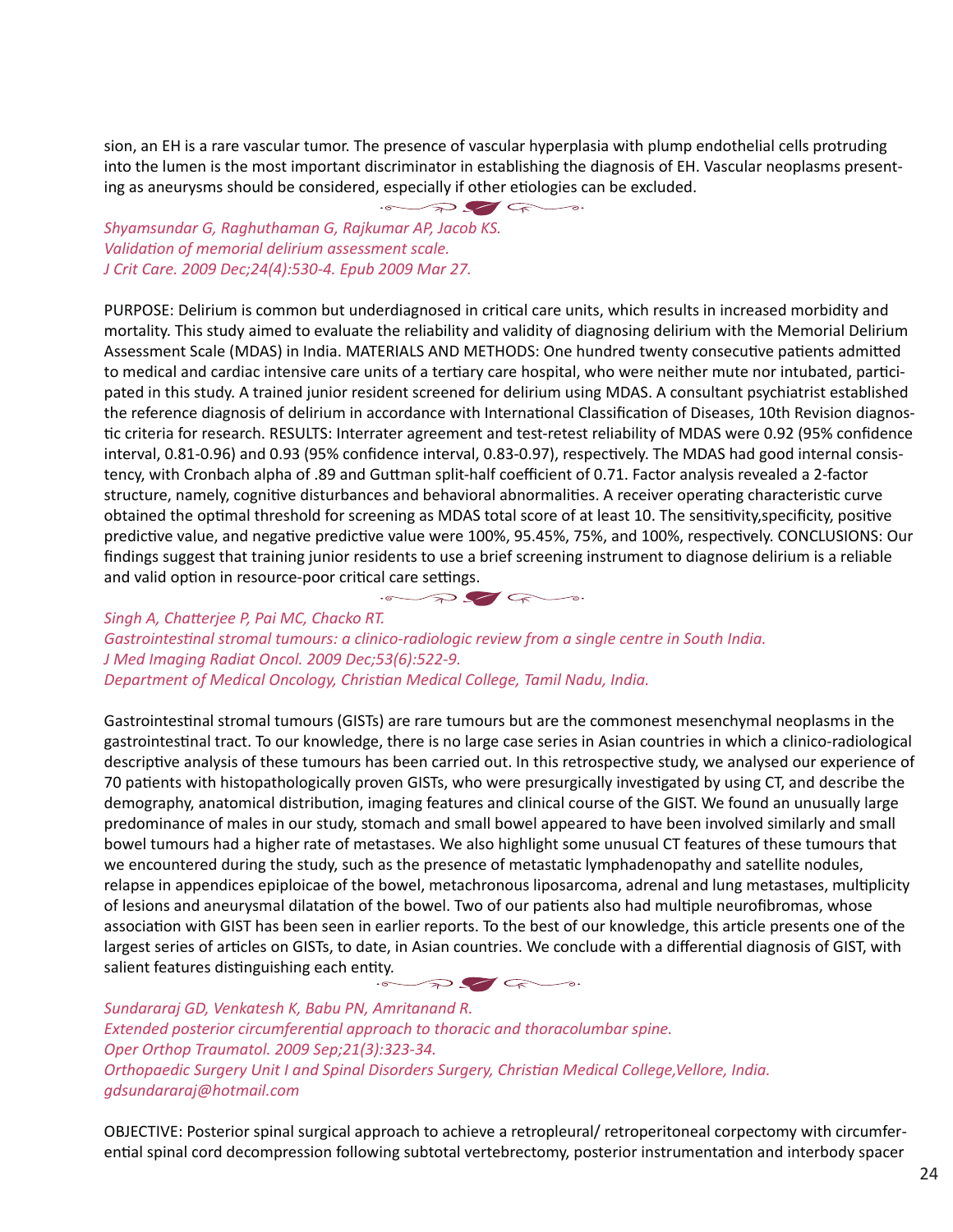sion, an EH is a rare vascular tumor. The presence of vascular hyperplasia with plump endothelial cells protruding into the lumen is the most important discriminator in establishing the diagnosis of EH. Vascular neoplasms presenting as aneurysms should be considered, especially if other etiologies can be excluded.

*Shyamsundar G, Raghuthaman G, Rajkumar AP, Jacob KS.*
*Validation of memorial delirium assessment scale.*
*J Crit Care. 2009 Dec;24(4):530-4. Epub 2009 Mar 27.*

PURPOSE: Delirium is common but underdiagnosed in critical care units, which results in increased morbidity and mortality. This study aimed to evaluate the reliability and validity of diagnosing delirium with the Memorial Delirium Assessment Scale (MDAS) in India. MATERIALS AND METHODS: One hundred twenty consecutive patients admitted to medical and cardiac intensive care units of a tertiary care hospital, who were neither mute nor intubated, participated in this study. A trained junior resident screened for delirium using MDAS. A consultant psychiatrist established the reference diagnosis of delirium in accordance with International Classification of Diseases, 10th Revision diagnostic criteria for research. RESULTS: Interrater agreement and test-retest reliability of MDAS were 0.92 (95% confidence interval, 0.81-0.96) and 0.93 (95% confidence interval, 0.83-0.97), respectively. The MDAS had good internal consistency, with Cronbach alpha of .89 and Guttman split-half coefficient of 0.71. Factor analysis revealed a 2-factor structure, namely, cognitive disturbances and behavioral abnormalities. A receiver operating characteristic curve obtained the optimal threshold for screening as MDAS total score of at least 10. The sensitivity,specificity, positive predictive value, and negative predictive value were 100%, 95.45%, 75%, and 100%, respectively. CONCLUSIONS: Our findings suggest that training junior residents to use a brief screening instrument to diagnose delirium is a reliable and valid option in resource-poor critical care settings.

*Singh A, Chatterjee P, Pai MC, Chacko RT.*
*Gastrointestinal stromal tumours: a clinico-radiologic review from a single centre in South India.*
*J Med Imaging Radiat Oncol. 2009 Dec;53(6):522-9.*
*Department of Medical Oncology, Christian Medical College, Tamil Nadu, India.*

Gastrointestinal stromal tumours (GISTs) are rare tumours but are the commonest mesenchymal neoplasms in the gastrointestinal tract. To our knowledge, there is no large case series in Asian countries in which a clinico-radiological descriptive analysis of these tumours has been carried out. In this retrospective study, we analysed our experience of 70 patients with histopathologically proven GISTs, who were presurgically investigated by using CT, and describe the demography, anatomical distribution, imaging features and clinical course of the GIST. We found an unusually large predominance of males in our study, stomach and small bowel appeared to have been involved similarly and small bowel tumours had a higher rate of metastases. We also highlight some unusual CT features of these tumours that we encountered during the study, such as the presence of metastatic lymphadenopathy and satellite nodules, relapse in appendices epiploicae of the bowel, metachronous liposarcoma, adrenal and lung metastases, multiplicity of lesions and aneurysmal dilatation of the bowel. Two of our patients also had multiple neurofibromas, whose association with GIST has been seen in earlier reports. To the best of our knowledge, this article presents one of the largest series of articles on GISTs, to date, in Asian countries. We conclude with a differential diagnosis of GIST, with salient features distinguishing each entity.

*Sundararaj GD, Venkatesh K, Babu PN, Amritanand R.*
*Extended posterior circumferential approach to thoracic and thoracolumbar spine.*
*Oper Orthop Traumatol. 2009 Sep;21(3):323-34.*
*Orthopaedic Surgery Unit I and Spinal Disorders Surgery, Christian Medical College,Vellore, India.*
*gdsundararaj@hotmail.com*

OBJECTIVE: Posterior spinal surgical approach to achieve a retropleural/ retroperitoneal corpectomy with circumferential spinal cord decompression following subtotal vertebrectomy, posterior instrumentation and interbody spacer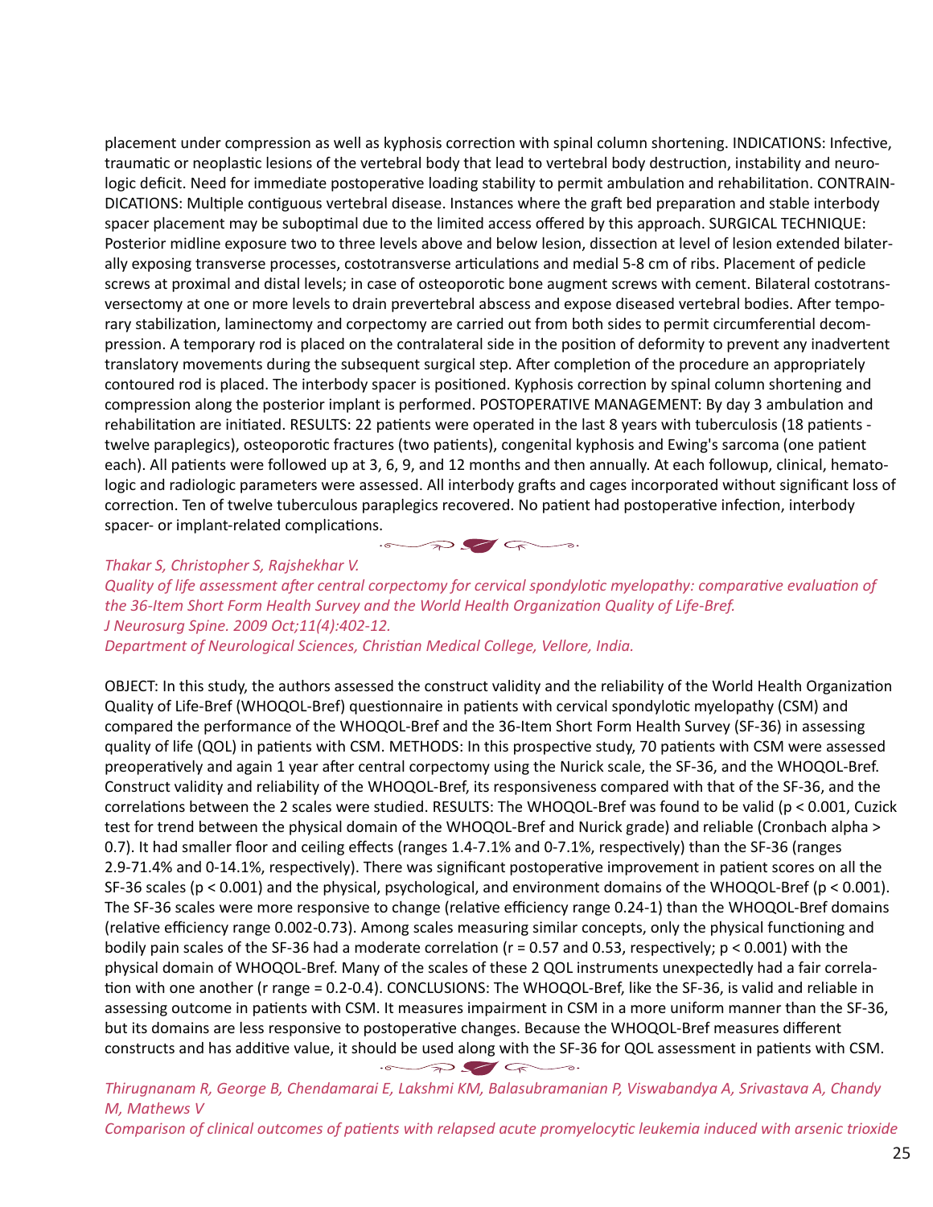placement under compression as well as kyphosis correction with spinal column shortening. INDICATIONS: Infective, traumatic or neoplastic lesions of the vertebral body that lead to vertebral body destruction, instability and neurologic deficit. Need for immediate postoperative loading stability to permit ambulation and rehabilitation. CONTRAINDICATIONS: Multiple contiguous vertebral disease. Instances where the graft bed preparation and stable interbody spacer placement may be suboptimal due to the limited access offered by this approach. SURGICAL TECHNIQUE: Posterior midline exposure two to three levels above and below lesion, dissection at level of lesion extended bilaterally exposing transverse processes, costotransverse articulations and medial 5-8 cm of ribs. Placement of pedicle screws at proximal and distal levels; in case of osteoporotic bone augment screws with cement. Bilateral costotransversectomy at one or more levels to drain prevertebral abscess and expose diseased vertebral bodies. After temporary stabilization, laminectomy and corpectomy are carried out from both sides to permit circumferential decompression. A temporary rod is placed on the contralateral side in the position of deformity to prevent any inadvertent translatory movements during the subsequent surgical step. After completion of the procedure an appropriately contoured rod is placed. The interbody spacer is positioned. Kyphosis correction by spinal column shortening and compression along the posterior implant is performed. POSTOPERATIVE MANAGEMENT: By day 3 ambulation and rehabilitation are initiated. RESULTS: 22 patients were operated in the last 8 years with tuberculosis (18 patients - twelve paraplegics), osteoporotic fractures (two patients), congenital kyphosis and Ewing's sarcoma (one patient each). All patients were followed up at 3, 6, 9, and 12 months and then annually. At each followup, clinical, hematologic and radiologic parameters were assessed. All interbody grafts and cages incorporated without significant loss of correction. Ten of twelve tuberculous paraplegics recovered. No patient had postoperative infection, interbody spacer- or implant-related complications.

*Thakar S, Christopher S, Rajshekhar V.*
*Quality of life assessment after central corpectomy for cervical spondylotic myelopathy: comparative evaluation of the 36-Item Short Form Health Survey and the World Health Organization Quality of Life-Bref.*
*J Neurosurg Spine. 2009 Oct;11(4):402-12.*
*Department of Neurological Sciences, Christian Medical College, Vellore, India.*

OBJECT: In this study, the authors assessed the construct validity and the reliability of the World Health Organization Quality of Life-Bref (WHOQOL-Bref) questionnaire in patients with cervical spondylotic myelopathy (CSM) and compared the performance of the WHOQOL-Bref and the 36-Item Short Form Health Survey (SF-36) in assessing quality of life (QOL) in patients with CSM. METHODS: In this prospective study, 70 patients with CSM were assessed preoperatively and again 1 year after central corpectomy using the Nurick scale, the SF-36, and the WHOQOL-Bref. Construct validity and reliability of the WHOQOL-Bref, its responsiveness compared with that of the SF-36, and the correlations between the 2 scales were studied. RESULTS: The WHOQOL-Bref was found to be valid ($p < 0.001$, Cuzick test for trend between the physical domain of the WHOQOL-Bref and Nurick grade) and reliable (Cronbach alpha > 0.7). It had smaller floor and ceiling effects (ranges 1.4-7.1% and 0-7.1%, respectively) than the SF-36 (ranges 2.9-71.4% and 0-14.1%, respectively). There was significant postoperative improvement in patient scores on all the SF-36 scales ($p < 0.001$) and the physical, psychological, and environment domains of the WHOQOL-Bref ($p < 0.001$). The SF-36 scales were more responsive to change (relative efficiency range 0.24-1) than the WHOQOL-Bref domains (relative efficiency range 0.002-0.73). Among scales measuring similar concepts, only the physical functioning and bodily pain scales of the SF-36 had a moderate correlation ($r = 0.57$ and 0.53, respectively; $p < 0.001$) with the physical domain of WHOQOL-Bref. Many of the scales of these 2 QOL instruments unexpectedly had a fair correlation with one another (r range = 0.2-0.4). CONCLUSIONS: The WHOQOL-Bref, like the SF-36, is valid and reliable in assessing outcome in patients with CSM. It measures impairment in CSM in a more uniform manner than the SF-36, but its domains are less responsive to postoperative changes. Because the WHOQOL-Bref measures different constructs and has additive value, it should be used along with the SF-36 for QOL assessment in patients with CSM.

*Thirugnanam R, George B, Chendamarai E, Lakshmi KM, Balasubramanian P, Viswabandya A, Srivastava A, Chandy M, Mathews V*
*Comparison of clinical outcomes of patients with relapsed acute promyelocytic leukemia induced with arsenic trioxide*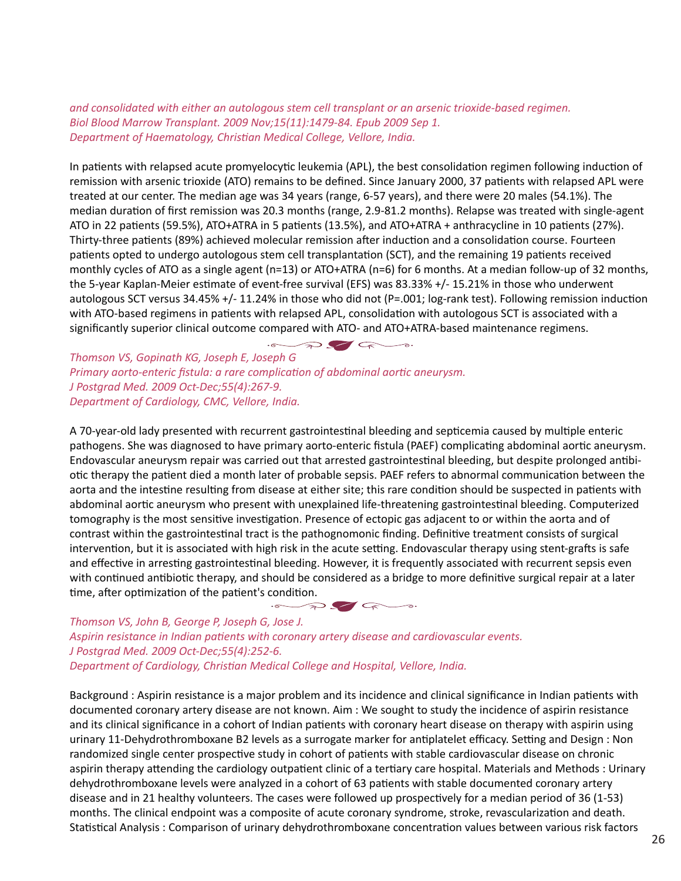*and consolidated with either an autologous stem cell transplant or an arsenic trioxide-based regimen.*
*Biol Blood Marrow Transplant. 2009 Nov;15(11):1479-84. Epub 2009 Sep 1.*
*Department of Haematology, Christian Medical College, Vellore, India.*

In patients with relapsed acute promyelocytic leukemia (APL), the best consolidation regimen following induction of remission with arsenic trioxide (ATO) remains to be defined. Since January 2000, 37 patients with relapsed APL were treated at our center. The median age was 34 years (range, 6-57 years), and there were 20 males (54.1%). The median duration of first remission was 20.3 months (range, 2.9-81.2 months). Relapse was treated with single-agent ATO in 22 patients (59.5%), ATO+ATRA in 5 patients (13.5%), and ATO+ATRA + anthracycline in 10 patients (27%). Thirty-three patients (89%) achieved molecular remission after induction and a consolidation course. Fourteen patients opted to undergo autologous stem cell transplantation (SCT), and the remaining 19 patients received monthly cycles of ATO as a single agent (n=13) or ATO+ATRA (n=6) for 6 months. At a median follow-up of 32 months, the 5-year Kaplan-Meier estimate of event-free survival (EFS) was 83.33% +/- 15.21% in those who underwent autologous SCT versus 34.45% +/- 11.24% in those who did not (P=.001; log-rank test). Following remission induction with ATO-based regimens in patients with relapsed APL, consolidation with autologous SCT is associated with a significantly superior clinical outcome compared with ATO- and ATO+ATRA-based maintenance regimens.

*Thomson VS, Gopinath KG, Joseph E, Joseph G*
*Primary aorto-enteric fistula: a rare complication of abdominal aortic aneurysm.*
*J Postgrad Med. 2009 Oct-Dec;55(4):267-9.*
*Department of Cardiology, CMC, Vellore, India.*

A 70-year-old lady presented with recurrent gastrointestinal bleeding and septicemia caused by multiple enteric pathogens. She was diagnosed to have primary aorto-enteric fistula (PAEF) complicating abdominal aortic aneurysm. Endovascular aneurysm repair was carried out that arrested gastrointestinal bleeding, but despite prolonged antibiotic therapy the patient died a month later of probable sepsis. PAEF refers to abnormal communication between the aorta and the intestine resulting from disease at either site; this rare condition should be suspected in patients with abdominal aortic aneurysm who present with unexplained life-threatening gastrointestinal bleeding. Computerized tomography is the most sensitive investigation. Presence of ectopic gas adjacent to or within the aorta and of contrast within the gastrointestinal tract is the pathognomonic finding. Definitive treatment consists of surgical intervention, but it is associated with high risk in the acute setting. Endovascular therapy using stent-grafts is safe and effective in arresting gastrointestinal bleeding. However, it is frequently associated with recurrent sepsis even with continued antibiotic therapy, and should be considered as a bridge to more definitive surgical repair at a later time, after optimization of the patient's condition.

*Thomson VS, John B, George P, Joseph G, Jose J.*
*Aspirin resistance in Indian patients with coronary artery disease and cardiovascular events.*
*J Postgrad Med. 2009 Oct-Dec;55(4):252-6.*
*Department of Cardiology, Christian Medical College and Hospital, Vellore, India.*

Background : Aspirin resistance is a major problem and its incidence and clinical significance in Indian patients with documented coronary artery disease are not known. Aim : We sought to study the incidence of aspirin resistance and its clinical significance in a cohort of Indian patients with coronary heart disease on therapy with aspirin using urinary 11-Dehydrothromboxane B2 levels as a surrogate marker for antiplatelet efficacy. Setting and Design : Non randomized single center prospective study in cohort of patients with stable cardiovascular disease on chronic aspirin therapy attending the cardiology outpatient clinic of a tertiary care hospital. Materials and Methods : Urinary dehydrothromboxane levels were analyzed in a cohort of 63 patients with stable documented coronary artery disease and in 21 healthy volunteers. The cases were followed up prospectively for a median period of 36 (1-53) months. The clinical endpoint was a composite of acute coronary syndrome, stroke, revascularization and death. Statistical Analysis : Comparison of urinary dehydrothromboxane concentration values between various risk factors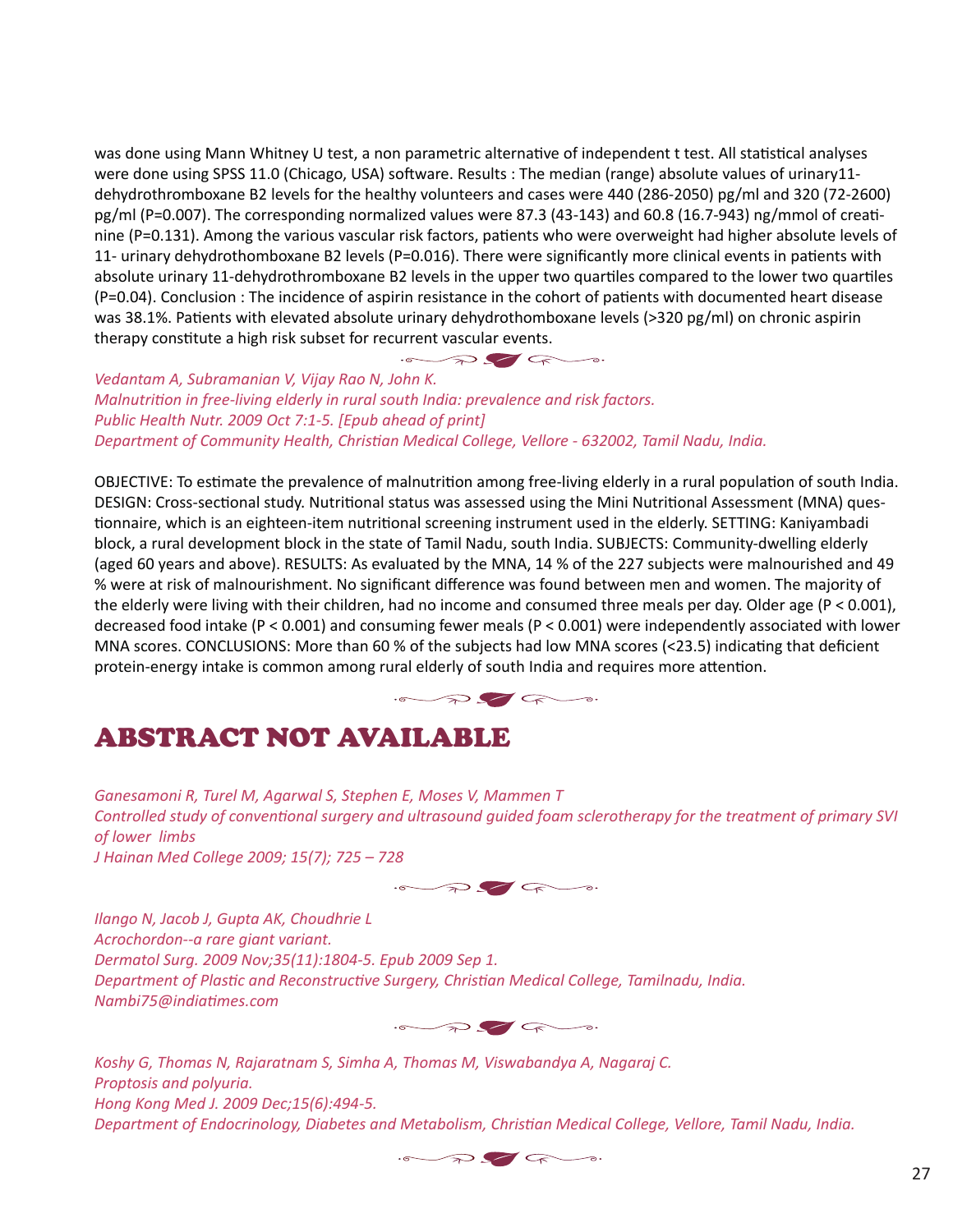was done using Mann Whitney U test, a non parametric alternative of independent t test. All statistical analyses were done using SPSS 11.0 (Chicago, USA) software. Results : The median (range) absolute values of urinary11-dehydrothromboxane B2 levels for the healthy volunteers and cases were 440 (286-2050) pg/ml and 320 (72-2600) pg/ml (P=0.007). The corresponding normalized values were 87.3 (43-143) and 60.8 (16.7-943) ng/mmol of creatinine (P=0.131). Among the various vascular risk factors, patients who were overweight had higher absolute levels of 11- urinary dehydrothomboxane B2 levels (P=0.016). There were significantly more clinical events in patients with absolute urinary 11-dehydrothromboxane B2 levels in the upper two quartiles compared to the lower two quartiles (P=0.04). Conclusion : The incidence of aspirin resistance in the cohort of patients with documented heart disease was 38.1%. Patients with elevated absolute urinary dehydrothomboxane levels (>320 pg/ml) on chronic aspirin therapy constitute a high risk subset for recurrent vascular events.

*Vedantam A, Subramanian V, Vijay Rao N, John K.*
*Malnutrition in free-living elderly in rural south India: prevalence and risk factors.*
*Public Health Nutr. 2009 Oct 7:1-5. [Epub ahead of print]*
*Department of Community Health, Christian Medical College, Vellore - 632002, Tamil Nadu, India.*

OBJECTIVE: To estimate the prevalence of malnutrition among free-living elderly in a rural population of south India. DESIGN: Cross-sectional study. Nutritional status was assessed using the Mini Nutritional Assessment (MNA) questionnaire, which is an eighteen-item nutritional screening instrument used in the elderly. SETTING: Kaniyambadi block, a rural development block in the state of Tamil Nadu, south India. SUBJECTS: Community-dwelling elderly (aged 60 years and above). RESULTS: As evaluated by the MNA, 14 % of the 227 subjects were malnourished and 49 % were at risk of malnourishment. No significant difference was found between men and women. The majority of the elderly were living with their children, had no income and consumed three meals per day. Older age (P < 0.001), decreased food intake (P < 0.001) and consuming fewer meals (P < 0.001) were independently associated with lower MNA scores. CONCLUSIONS: More than 60 % of the subjects had low MNA scores (<23.5) indicating that deficient protein-energy intake is common among rural elderly of south India and requires more attention.

# ABSTRACT NOT AVAILABLE

*Ganesamoni R, Turel M, Agarwal S, Stephen E, Moses V, Mammen T*
*Controlled study of conventional surgery and ultrasound guided foam sclerotherapy for the treatment of primary SVI of lower limbs*
*J Hainan Med College 2009; 15(7); 725 – 728*

*Ilango N, Jacob J, Gupta AK, Choudhrie L*
*Acrochordon--a rare giant variant.*
*Dermatol Surg. 2009 Nov;35(11):1804-5. Epub 2009 Sep 1.*
*Department of Plastic and Reconstructive Surgery, Christian Medical College, Tamilnadu, India.*
*Nambi75@indiatimes.com*

*Koshy G, Thomas N, Rajaratnam S, Simha A, Thomas M, Viswabandya A, Nagaraj C.*
*Proptosis and polyuria.*
*Hong Kong Med J. 2009 Dec;15(6):494-5.*
*Department of Endocrinology, Diabetes and Metabolism, Christian Medical College, Vellore, Tamil Nadu, India.*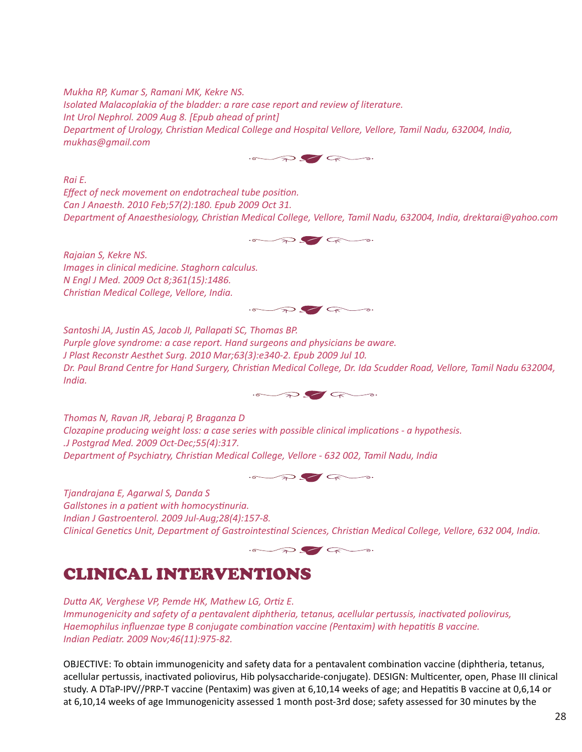*Mukha RP, Kumar S, Ramani MK, Kekre NS.*
*Isolated Malacoplakia of the bladder: a rare case report and review of literature.*
*Int Urol Nephrol. 2009 Aug 8. [Epub ahead of print]*
*Department of Urology, Christian Medical College and Hospital Vellore, Vellore, Tamil Nadu, 632004, India, mukhas@gmail.com*

*Rai E.*
*Effect of neck movement on endotracheal tube position.*
*Can J Anaesth. 2010 Feb;57(2):180. Epub 2009 Oct 31.*
*Department of Anaesthesiology, Christian Medical College, Vellore, Tamil Nadu, 632004, India, drektarai@yahoo.com*

*Rajaian S, Kekre NS.*
*Images in clinical medicine. Staghorn calculus.*
*N Engl J Med. 2009 Oct 8;361(15):1486.*
*Christian Medical College, Vellore, India.*

*Santoshi JA, Justin AS, Jacob JI, Pallapati SC, Thomas BP.*
*Purple glove syndrome: a case report. Hand surgeons and physicians be aware.*
*J Plast Reconstr Aesthet Surg. 2010 Mar;63(3):e340-2. Epub 2009 Jul 10.*
*Dr. Paul Brand Centre for Hand Surgery, Christian Medical College, Dr. Ida Scudder Road, Vellore, Tamil Nadu 632004, India.*

*Thomas N, Ravan JR, Jebaraj P, Braganza D*
*Clozapine producing weight loss: a case series with possible clinical implications - a hypothesis.*
*.J Postgrad Med. 2009 Oct-Dec;55(4):317.*
*Department of Psychiatry, Christian Medical College, Vellore - 632 002, Tamil Nadu, India*

*Tjandrajana E, Agarwal S, Danda S*
*Gallstones in a patient with homocystinuria.*
*Indian J Gastroenterol. 2009 Jul-Aug;28(4):157-8.*
*Clinical Genetics Unit, Department of Gastrointestinal Sciences, Christian Medical College, Vellore, 632 004, India.*

# CLINICAL INTERVENTIONS

*Dutta AK, Verghese VP, Pemde HK, Mathew LG, Ortiz E.*
*Immunogenicity and safety of a pentavalent diphtheria, tetanus, acellular pertussis, inactivated poliovirus, Haemophilus influenzae type B conjugate combination vaccine (Pentaxim) with hepatitis B vaccine.*
*Indian Pediatr. 2009 Nov;46(11):975-82.*

OBJECTIVE: To obtain immunogenicity and safety data for a pentavalent combination vaccine (diphtheria, tetanus, acellular pertussis, inactivated poliovirus, Hib polysaccharide-conjugate). DESIGN: Multicenter, open, Phase III clinical study. A DTaP-IPV//PRP-T vaccine (Pentaxim) was given at 6,10,14 weeks of age; and Hepatitis B vaccine at 0,6,14 or at 6,10,14 weeks of age Immunogenicity assessed 1 month post-3rd dose; safety assessed for 30 minutes by the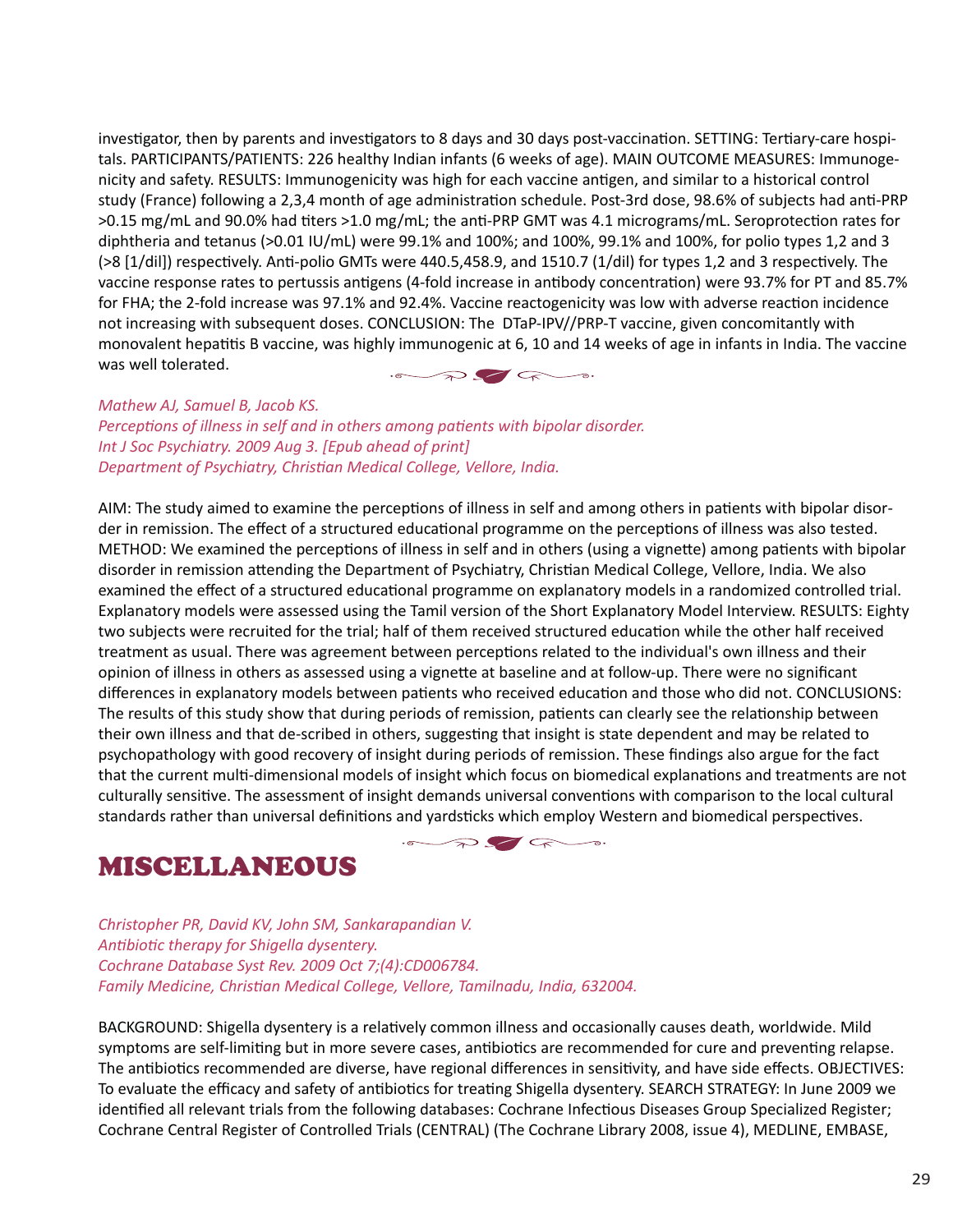investigator, then by parents and investigators to 8 days and 30 days post-vaccination. SETTING: Tertiary-care hospitals. PARTICIPANTS/PATIENTS: 226 healthy Indian infants (6 weeks of age). MAIN OUTCOME MEASURES: Immunogenicity and safety. RESULTS: Immunogenicity was high for each vaccine antigen, and similar to a historical control study (France) following a 2,3,4 month of age administration schedule. Post-3rd dose, 98.6% of subjects had anti-PRP >0.15 mg/mL and 90.0% had titers >1.0 mg/mL; the anti-PRP GMT was 4.1 micrograms/mL. Seroprotection rates for diphtheria and tetanus (>0.01 IU/mL) were 99.1% and 100%; and 100%, 99.1% and 100%, for polio types 1,2 and 3 (>8 [1/dil]) respectively. Anti-polio GMTs were 440.5,458.9, and 1510.7 (1/dil) for types 1,2 and 3 respectively. The vaccine response rates to pertussis antigens (4-fold increase in antibody concentration) were 93.7% for PT and 85.7% for FHA; the 2-fold increase was 97.1% and 92.4%. Vaccine reactogenicity was low with adverse reaction incidence not increasing with subsequent doses. CONCLUSION: The DTaP-IPV//PRP-T vaccine, given concomitantly with monovalent hepatitis B vaccine, was highly immunogenic at 6, 10 and 14 weeks of age in infants in India. The vaccine was well tolerated.

*Mathew AJ, Samuel B, Jacob KS.*
*Perceptions of illness in self and in others among patients with bipolar disorder.*
*Int J Soc Psychiatry. 2009 Aug 3. [Epub ahead of print]*
*Department of Psychiatry, Christian Medical College, Vellore, India.*

AIM: The study aimed to examine the perceptions of illness in self and among others in patients with bipolar disorder in remission. The effect of a structured educational programme on the perceptions of illness was also tested. METHOD: We examined the perceptions of illness in self and in others (using a vignette) among patients with bipolar disorder in remission attending the Department of Psychiatry, Christian Medical College, Vellore, India. We also examined the effect of a structured educational programme on explanatory models in a randomized controlled trial. Explanatory models were assessed using the Tamil version of the Short Explanatory Model Interview. RESULTS: Eighty two subjects were recruited for the trial; half of them received structured education while the other half received treatment as usual. There was agreement between perceptions related to the individual's own illness and their opinion of illness in others as assessed using a vignette at baseline and at follow-up. There were no significant differences in explanatory models between patients who received education and those who did not. CONCLUSIONS: The results of this study show that during periods of remission, patients can clearly see the relationship between their own illness and that de-scribed in others, suggesting that insight is state dependent and may be related to psychopathology with good recovery of insight during periods of remission. These findings also argue for the fact that the current multi-dimensional models of insight which focus on biomedical explanations and treatments are not culturally sensitive. The assessment of insight demands universal conventions with comparison to the local cultural standards rather than universal definitions and yardsticks which employ Western and biomedical perspectives.

# MISCELLANEOUS

*Christopher PR, David KV, John SM, Sankarapandian V.*
*Antibiotic therapy for Shigella dysentery.*
*Cochrane Database Syst Rev. 2009 Oct 7;(4):CD006784.*
*Family Medicine, Christian Medical College, Vellore, Tamilnadu, India, 632004.*

BACKGROUND: Shigella dysentery is a relatively common illness and occasionally causes death, worldwide. Mild symptoms are self-limiting but in more severe cases, antibiotics are recommended for cure and preventing relapse. The antibiotics recommended are diverse, have regional differences in sensitivity, and have side effects. OBJECTIVES: To evaluate the efficacy and safety of antibiotics for treating Shigella dysentery. SEARCH STRATEGY: In June 2009 we identified all relevant trials from the following databases: Cochrane Infectious Diseases Group Specialized Register; Cochrane Central Register of Controlled Trials (CENTRAL) (The Cochrane Library 2008, issue 4), MEDLINE, EMBASE,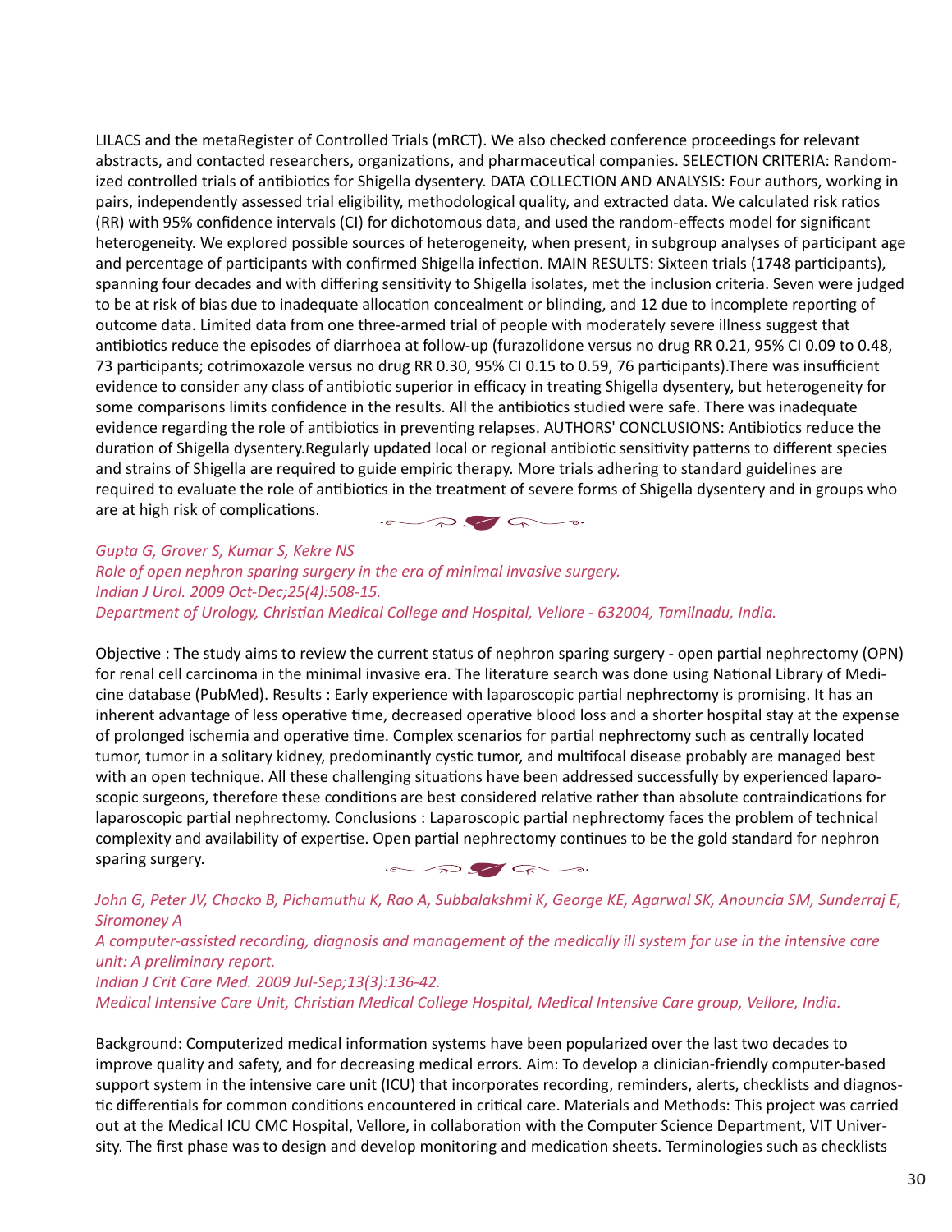LILACS and the metaRegister of Controlled Trials (mRCT). We also checked conference proceedings for relevant abstracts, and contacted researchers, organizations, and pharmaceutical companies. SELECTION CRITERIA: Randomized controlled trials of antibiotics for Shigella dysentery. DATA COLLECTION AND ANALYSIS: Four authors, working in pairs, independently assessed trial eligibility, methodological quality, and extracted data. We calculated risk ratios (RR) with 95% confidence intervals (CI) for dichotomous data, and used the random-effects model for significant heterogeneity. We explored possible sources of heterogeneity, when present, in subgroup analyses of participant age and percentage of participants with confirmed Shigella infection. MAIN RESULTS: Sixteen trials (1748 participants), spanning four decades and with differing sensitivity to Shigella isolates, met the inclusion criteria. Seven were judged to be at risk of bias due to inadequate allocation concealment or blinding, and 12 due to incomplete reporting of outcome data. Limited data from one three-armed trial of people with moderately severe illness suggest that antibiotics reduce the episodes of diarrhoea at follow-up (furazolidone versus no drug RR 0.21, 95% CI 0.09 to 0.48, 73 participants; cotrimoxazole versus no drug RR 0.30, 95% CI 0.15 to 0.59, 76 participants).There was insufficient evidence to consider any class of antibiotic superior in efficacy in treating Shigella dysentery, but heterogeneity for some comparisons limits confidence in the results. All the antibiotics studied were safe. There was inadequate evidence regarding the role of antibiotics in preventing relapses. AUTHORS' CONCLUSIONS: Antibiotics reduce the duration of Shigella dysentery.Regularly updated local or regional antibiotic sensitivity patterns to different species and strains of Shigella are required to guide empiric therapy. More trials adhering to standard guidelines are required to evaluate the role of antibiotics in the treatment of severe forms of Shigella dysentery and in groups who are at high risk of complications.

*Gupta G, Grover S, Kumar S, Kekre NS*
*Role of open nephron sparing surgery in the era of minimal invasive surgery.*
*Indian J Urol. 2009 Oct-Dec;25(4):508-15.*
*Department of Urology, Christian Medical College and Hospital, Vellore - 632004, Tamilnadu, India.*

Objective : The study aims to review the current status of nephron sparing surgery - open partial nephrectomy (OPN) for renal cell carcinoma in the minimal invasive era. The literature search was done using National Library of Medicine database (PubMed). Results : Early experience with laparoscopic partial nephrectomy is promising. It has an inherent advantage of less operative time, decreased operative blood loss and a shorter hospital stay at the expense of prolonged ischemia and operative time. Complex scenarios for partial nephrectomy such as centrally located tumor, tumor in a solitary kidney, predominantly cystic tumor, and multifocal disease probably are managed best with an open technique. All these challenging situations have been addressed successfully by experienced laparoscopic surgeons, therefore these conditions are best considered relative rather than absolute contraindications for laparoscopic partial nephrectomy. Conclusions : Laparoscopic partial nephrectomy faces the problem of technical complexity and availability of expertise. Open partial nephrectomy continues to be the gold standard for nephron sparing surgery.

*John G, Peter JV, Chacko B, Pichamuthu K, Rao A, Subbalakshmi K, George KE, Agarwal SK, Anouncia SM, Sunderraj E, Siromoney A*
*A computer-assisted recording, diagnosis and management of the medically ill system for use in the intensive care unit: A preliminary report.*
*Indian J Crit Care Med. 2009 Jul-Sep;13(3):136-42.*
*Medical Intensive Care Unit, Christian Medical College Hospital, Medical Intensive Care group, Vellore, India.*

Background: Computerized medical information systems have been popularized over the last two decades to improve quality and safety, and for decreasing medical errors. Aim: To develop a clinician-friendly computer-based support system in the intensive care unit (ICU) that incorporates recording, reminders, alerts, checklists and diagnostic differentials for common conditions encountered in critical care. Materials and Methods: This project was carried out at the Medical ICU CMC Hospital, Vellore, in collaboration with the Computer Science Department, VIT University. The first phase was to design and develop monitoring and medication sheets. Terminologies such as checklists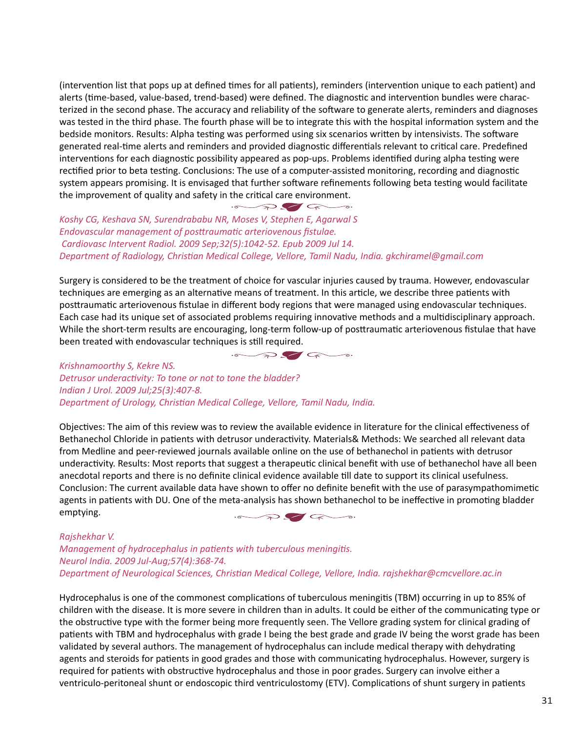(intervention list that pops up at defined times for all patients), reminders (intervention unique to each patient) and alerts (time-based, value-based, trend-based) were defined. The diagnostic and intervention bundles were characterized in the second phase. The accuracy and reliability of the software to generate alerts, reminders and diagnoses was tested in the third phase. The fourth phase will be to integrate this with the hospital information system and the bedside monitors. Results: Alpha testing was performed using six scenarios written by intensivists. The software generated real-time alerts and reminders and provided diagnostic differentials relevant to critical care. Predefined interventions for each diagnostic possibility appeared as pop-ups. Problems identified during alpha testing were rectified prior to beta testing. Conclusions: The use of a computer-assisted monitoring, recording and diagnostic system appears promising. It is envisaged that further software refinements following beta testing would facilitate the improvement of quality and safety in the critical care environment.

*Koshy CG, Keshava SN, Surendrababu NR, Moses V, Stephen E, Agarwal S*
*Endovascular management of posttraumatic arteriovenous fistulae.*
*Cardiovasc Intervent Radiol. 2009 Sep;32(5):1042-52. Epub 2009 Jul 14.*
*Department of Radiology, Christian Medical College, Vellore, Tamil Nadu, India. gkchiramel@gmail.com*

Surgery is considered to be the treatment of choice for vascular injuries caused by trauma. However, endovascular techniques are emerging as an alternative means of treatment. In this article, we describe three patients with posttraumatic arteriovenous fistulae in different body regions that were managed using endovascular techniques. Each case had its unique set of associated problems requiring innovative methods and a multidisciplinary approach. While the short-term results are encouraging, long-term follow-up of posttraumatic arteriovenous fistulae that have been treated with endovascular techniques is still required.

*Krishnamoorthy S, Kekre NS.*
*Detrusor underactivity: To tone or not to tone the bladder?*
*Indian J Urol. 2009 Jul;25(3):407-8.*
*Department of Urology, Christian Medical College, Vellore, Tamil Nadu, India.*

Objectives: The aim of this review was to review the available evidence in literature for the clinical effectiveness of Bethanechol Chloride in patients with detrusor underactivity. Materials& Methods: We searched all relevant data from Medline and peer-reviewed journals available online on the use of bethanechol in patients with detrusor underactivity. Results: Most reports that suggest a therapeutic clinical benefit with use of bethanechol have all been anecdotal reports and there is no definite clinical evidence available till date to support its clinical usefulness. Conclusion: The current available data have shown to offer no definite benefit with the use of parasympathomimetic agents in patients with DU. One of the meta-analysis has shown bethanechol to be ineffective in promoting bladder emptying.

*Rajshekhar V.*
*Management of hydrocephalus in patients with tuberculous meningitis.*
*Neurol India. 2009 Jul-Aug;57(4):368-74.*
*Department of Neurological Sciences, Christian Medical College, Vellore, India. rajshekhar@cmcvellore.ac.in*

Hydrocephalus is one of the commonest complications of tuberculous meningitis (TBM) occurring in up to 85% of children with the disease. It is more severe in children than in adults. It could be either of the communicating type or the obstructive type with the former being more frequently seen. The Vellore grading system for clinical grading of patients with TBM and hydrocephalus with grade I being the best grade and grade IV being the worst grade has been validated by several authors. The management of hydrocephalus can include medical therapy with dehydrating agents and steroids for patients in good grades and those with communicating hydrocephalus. However, surgery is required for patients with obstructive hydrocephalus and those in poor grades. Surgery can involve either a ventriculo-peritoneal shunt or endoscopic third ventriculostomy (ETV). Complications of shunt surgery in patients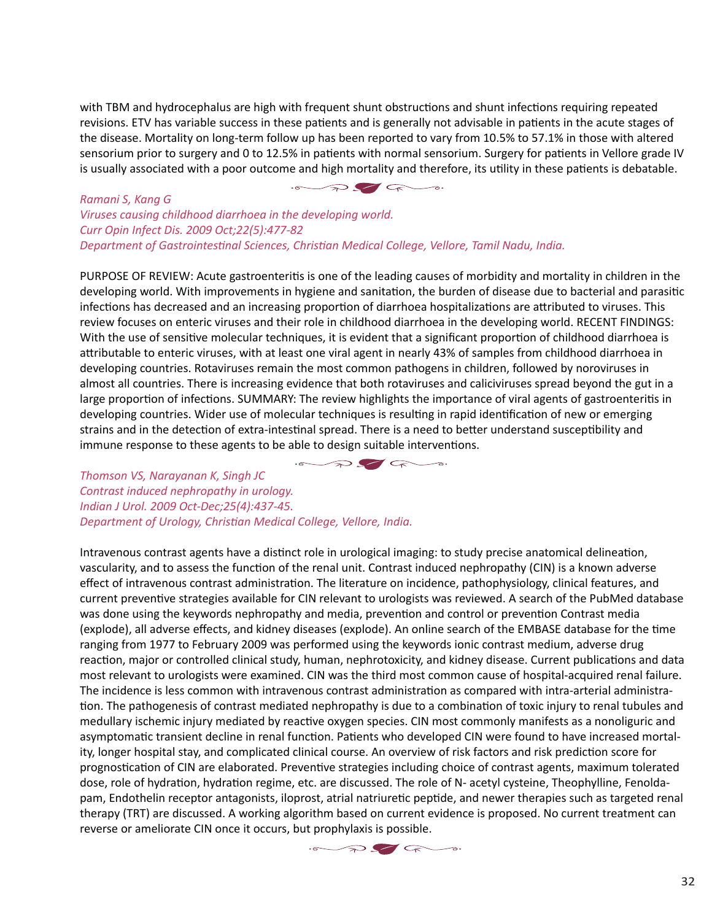with TBM and hydrocephalus are high with frequent shunt obstructions and shunt infections requiring repeated revisions. ETV has variable success in these patients and is generally not advisable in patients in the acute stages of the disease. Mortality on long-term follow up has been reported to vary from 10.5% to 57.1% in those with altered sensorium prior to surgery and 0 to 12.5% in patients with normal sensorium. Surgery for patients in Vellore grade IV is usually associated with a poor outcome and high mortality and therefore, its utility in these patients is debatable.

*Ramani S, Kang G*
*Viruses causing childhood diarrhoea in the developing world.*
*Curr Opin Infect Dis. 2009 Oct;22(5):477-82*
*Department of Gastrointestinal Sciences, Christian Medical College, Vellore, Tamil Nadu, India.*

PURPOSE OF REVIEW: Acute gastroenteritis is one of the leading causes of morbidity and mortality in children in the developing world. With improvements in hygiene and sanitation, the burden of disease due to bacterial and parasitic infections has decreased and an increasing proportion of diarrhoea hospitalizations are attributed to viruses. This review focuses on enteric viruses and their role in childhood diarrhoea in the developing world. RECENT FINDINGS: With the use of sensitive molecular techniques, it is evident that a significant proportion of childhood diarrhoea is attributable to enteric viruses, with at least one viral agent in nearly 43% of samples from childhood diarrhoea in developing countries. Rotaviruses remain the most common pathogens in children, followed by noroviruses in almost all countries. There is increasing evidence that both rotaviruses and caliciviruses spread beyond the gut in a large proportion of infections. SUMMARY: The review highlights the importance of viral agents of gastroenteritis in developing countries. Wider use of molecular techniques is resulting in rapid identification of new or emerging strains and in the detection of extra-intestinal spread. There is a need to better understand susceptibility and immune response to these agents to be able to design suitable interventions.

*Thomson VS, Narayanan K, Singh JC*
*Contrast induced nephropathy in urology.*
*Indian J Urol. 2009 Oct-Dec;25(4):437-45.*
*Department of Urology, Christian Medical College, Vellore, India.*

Intravenous contrast agents have a distinct role in urological imaging: to study precise anatomical delineation, vascularity, and to assess the function of the renal unit. Contrast induced nephropathy (CIN) is a known adverse effect of intravenous contrast administration. The literature on incidence, pathophysiology, clinical features, and current preventive strategies available for CIN relevant to urologists was reviewed. A search of the PubMed database was done using the keywords nephropathy and media, prevention and control or prevention Contrast media (explode), all adverse effects, and kidney diseases (explode). An online search of the EMBASE database for the time ranging from 1977 to February 2009 was performed using the keywords ionic contrast medium, adverse drug reaction, major or controlled clinical study, human, nephrotoxicity, and kidney disease. Current publications and data most relevant to urologists were examined. CIN was the third most common cause of hospital-acquired renal failure. The incidence is less common with intravenous contrast administration as compared with intra-arterial administration. The pathogenesis of contrast mediated nephropathy is due to a combination of toxic injury to renal tubules and medullary ischemic injury mediated by reactive oxygen species. CIN most commonly manifests as a nonoliguric and asymptomatic transient decline in renal function. Patients who developed CIN were found to have increased mortality, longer hospital stay, and complicated clinical course. An overview of risk factors and risk prediction score for prognostication of CIN are elaborated. Preventive strategies including choice of contrast agents, maximum tolerated dose, role of hydration, hydration regime, etc. are discussed. The role of N- acetyl cysteine, Theophylline, Fenoldapam, Endothelin receptor antagonists, iloprost, atrial natriuretic peptide, and newer therapies such as targeted renal therapy (TRT) are discussed. A working algorithm based on current evidence is proposed. No current treatment can reverse or ameliorate CIN once it occurs, but prophylaxis is possible.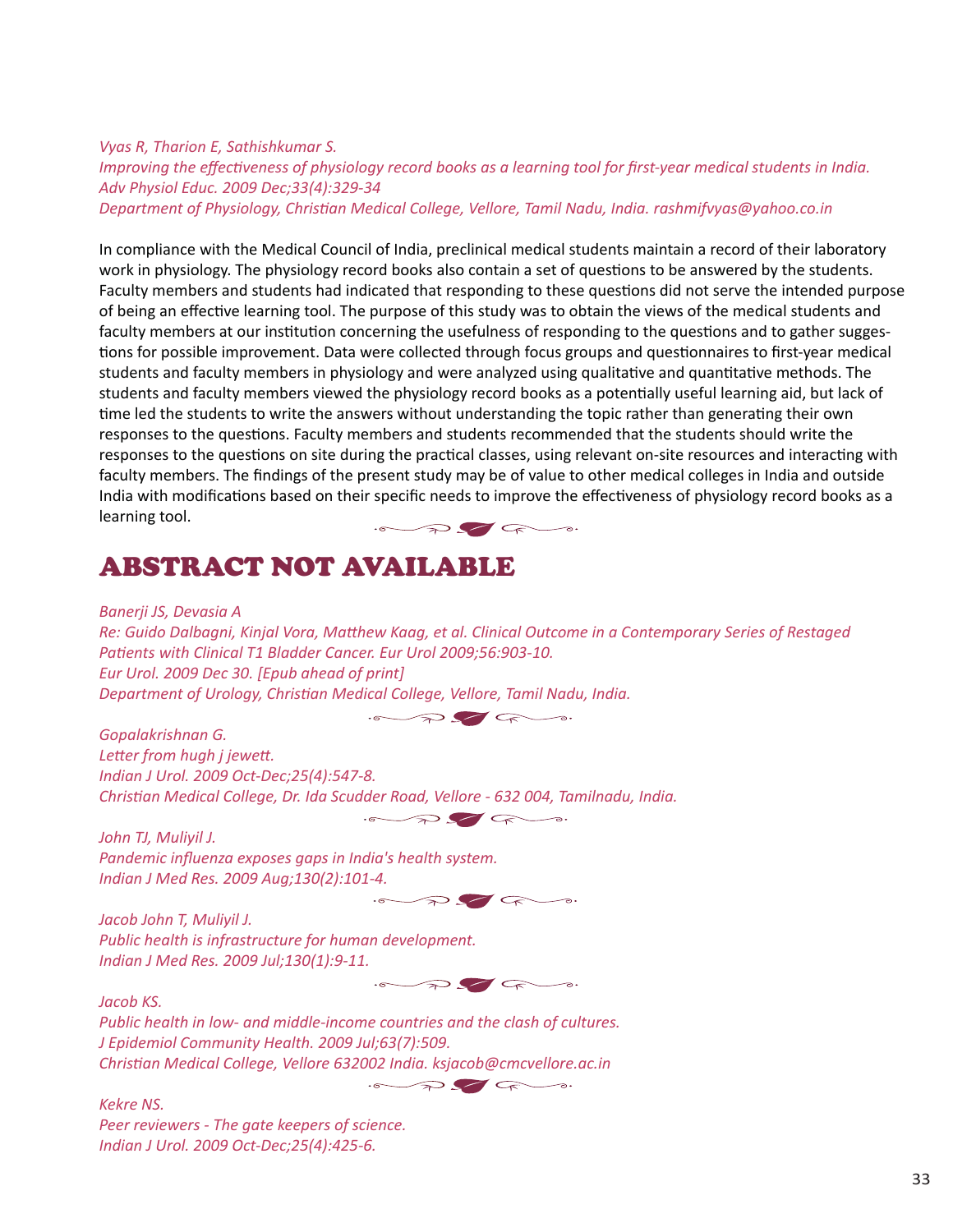*Vyas R, Tharion E, Sathishkumar S.*
*Improving the effectiveness of physiology record books as a learning tool for first-year medical students in India.*
*Adv Physiol Educ. 2009 Dec;33(4):329-34*
*Department of Physiology, Christian Medical College, Vellore, Tamil Nadu, India. rashmifvyas@yahoo.co.in*

In compliance with the Medical Council of India, preclinical medical students maintain a record of their laboratory work in physiology. The physiology record books also contain a set of questions to be answered by the students. Faculty members and students had indicated that responding to these questions did not serve the intended purpose of being an effective learning tool. The purpose of this study was to obtain the views of the medical students and faculty members at our institution concerning the usefulness of responding to the questions and to gather suggestions for possible improvement. Data were collected through focus groups and questionnaires to first-year medical students and faculty members in physiology and were analyzed using qualitative and quantitative methods. The students and faculty members viewed the physiology record books as a potentially useful learning aid, but lack of time led the students to write the answers without understanding the topic rather than generating their own responses to the questions. Faculty members and students recommended that the students should write the responses to the questions on site during the practical classes, using relevant on-site resources and interacting with faculty members. The findings of the present study may be of value to other medical colleges in India and outside India with modifications based on their specific needs to improve the effectiveness of physiology record books as a learning tool.

# ABSTRACT NOT AVAILABLE

*Banerji JS, Devasia A*
*Re: Guido Dalbagni, Kinjal Vora, Matthew Kaag, et al. Clinical Outcome in a Contemporary Series of Restaged Patients with Clinical T1 Bladder Cancer. Eur Urol 2009;56:903-10.*
*Eur Urol. 2009 Dec 30. [Epub ahead of print]*
*Department of Urology, Christian Medical College, Vellore, Tamil Nadu, India.*

*Gopalakrishnan G.*
*Letter from hugh j jewett.*
*Indian J Urol. 2009 Oct-Dec;25(4):547-8.*
*Christian Medical College, Dr. Ida Scudder Road, Vellore - 632 004, Tamilnadu, India.*

*John TJ, Muliyil J.*
*Pandemic influenza exposes gaps in India's health system.*
*Indian J Med Res. 2009 Aug;130(2):101-4.*

*Jacob John T, Muliyil J.*
*Public health is infrastructure for human development.*
*Indian J Med Res. 2009 Jul;130(1):9-11.*

*Jacob KS.*
*Public health in low- and middle-income countries and the clash of cultures.*
*J Epidemiol Community Health. 2009 Jul;63(7):509.*
*Christian Medical College, Vellore 632002 India. ksjacob@cmcvellore.ac.in*

*Kekre NS.*
*Peer reviewers - The gate keepers of science.*
*Indian J Urol. 2009 Oct-Dec;25(4):425-6.*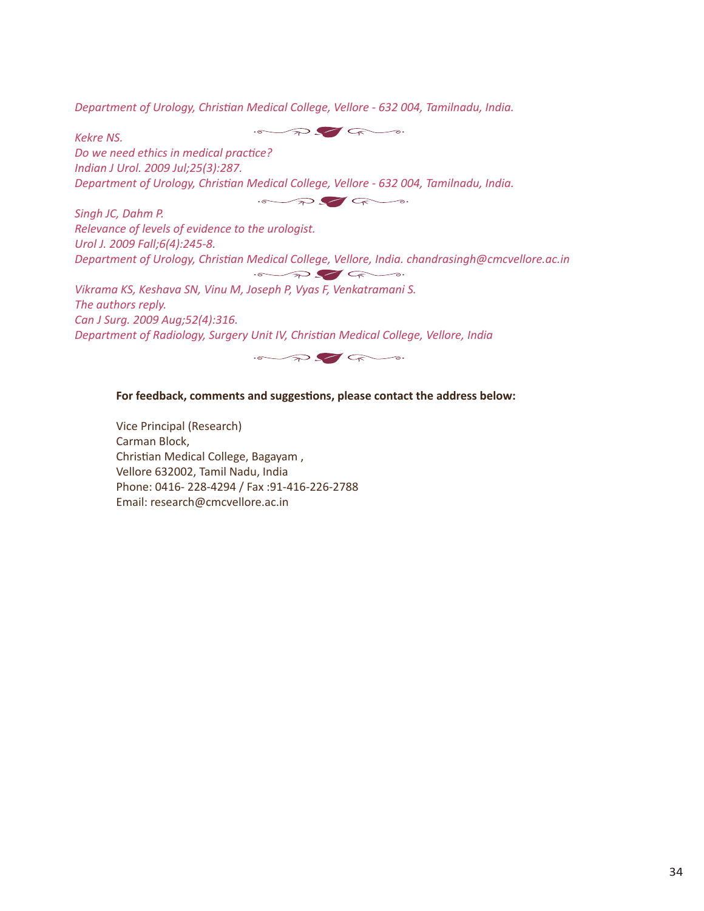*Department of Urology, Christian Medical College, Vellore - 632 004, Tamilnadu, India.*

*Kekre NS.*
*Do we need ethics in medical practice?*
*Indian J Urol. 2009 Jul;25(3):287.*
*Department of Urology, Christian Medical College, Vellore - 632 004, Tamilnadu, India.*

*Singh JC, Dahm P.*
*Relevance of levels of evidence to the urologist.*
*Urol J. 2009 Fall;6(4):245-8.*
*Department of Urology, Christian Medical College, Vellore, India. chandrasingh@cmcvellore.ac.in*

*Vikrama KS, Keshava SN, Vinu M, Joseph P, Vyas F, Venkatramani S.*
*The authors reply.*
*Can J Surg. 2009 Aug;52(4):316.*
*Department of Radiology, Surgery Unit IV, Christian Medical College, Vellore, India*

**For feedback, comments and suggestions, please contact the address below:**

Vice Principal (Research)
Carman Block,
Christian Medical College, Bagayam ,
Vellore 632002, Tamil Nadu, India
Phone: 0416- 228-4294 / Fax :91-416-226-2788
Email: research@cmcvellore.ac.in